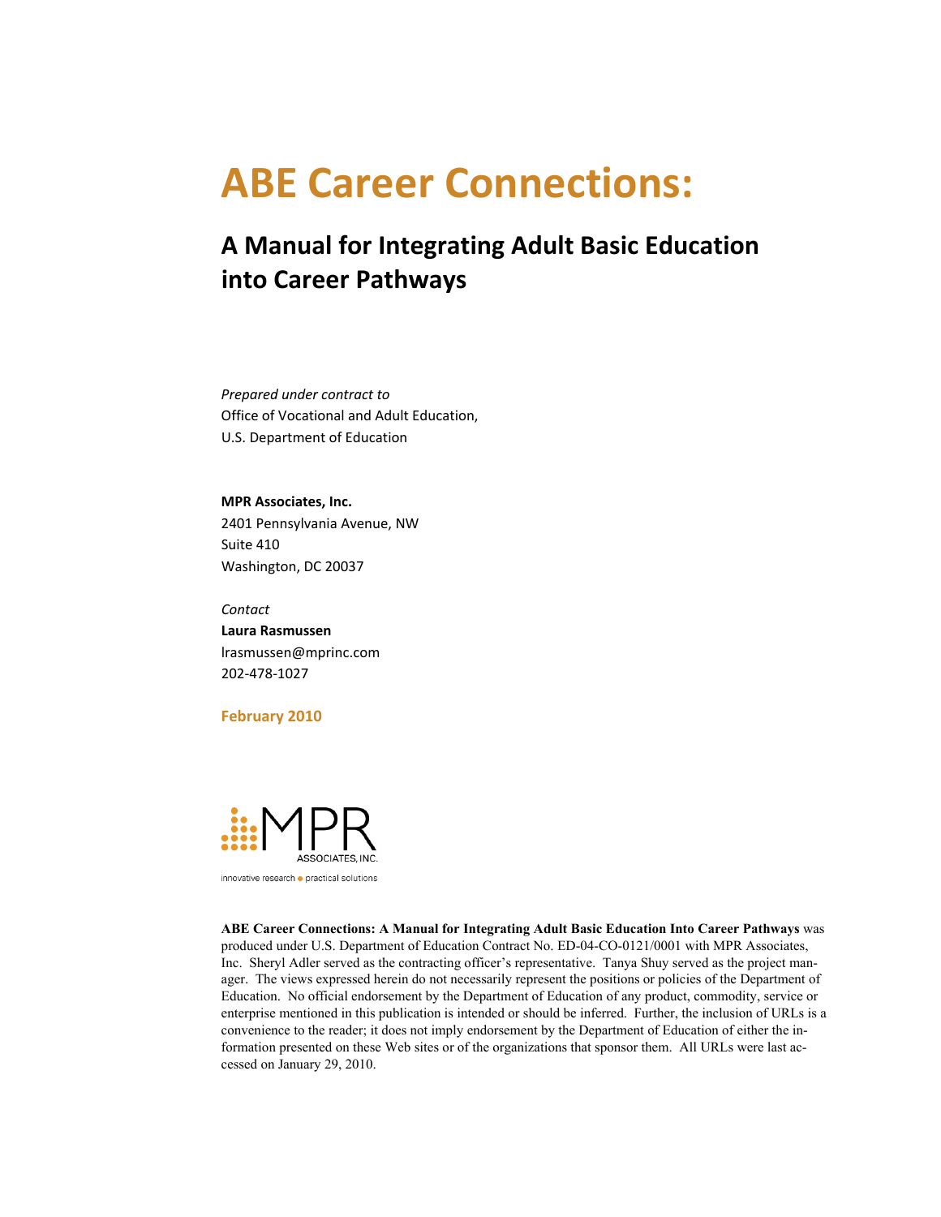# ABE Career Connections:

## A Manual for Integrating Adult Basic Education into Career Pathways

*Prepared under contract to*
Office of Vocational and Adult Education,
U.S. Department of Education

**MPR Associates, Inc.**
2401 Pennsylvania Avenue, NW
Suite 410
Washington, DC 20037

*Contact*
**Laura Rasmussen**
lrasmussen@mprinc.com
202-478-1027

**February 2010**

MPR ASSOCIATES, INC.
innovative research • practical solutions

**ABE Career Connections: A Manual for Integrating Adult Basic Education Into Career Pathways** was produced under U.S. Department of Education Contract No. ED-04-CO-0121/0001 with MPR Associates, Inc. Sheryl Adler served as the contracting officer's representative. Tanya Shuy served as the project manager. The views expressed herein do not necessarily represent the positions or policies of the Department of Education. No official endorsement by the Department of Education of any product, commodity, service or enterprise mentioned in this publication is intended or should be inferred. Further, the inclusion of URLs is a convenience to the reader; it does not imply endorsement by the Department of Education of either the information presented on these Web sites or of the organizations that sponsor them. All URLs were last accessed on January 29, 2010.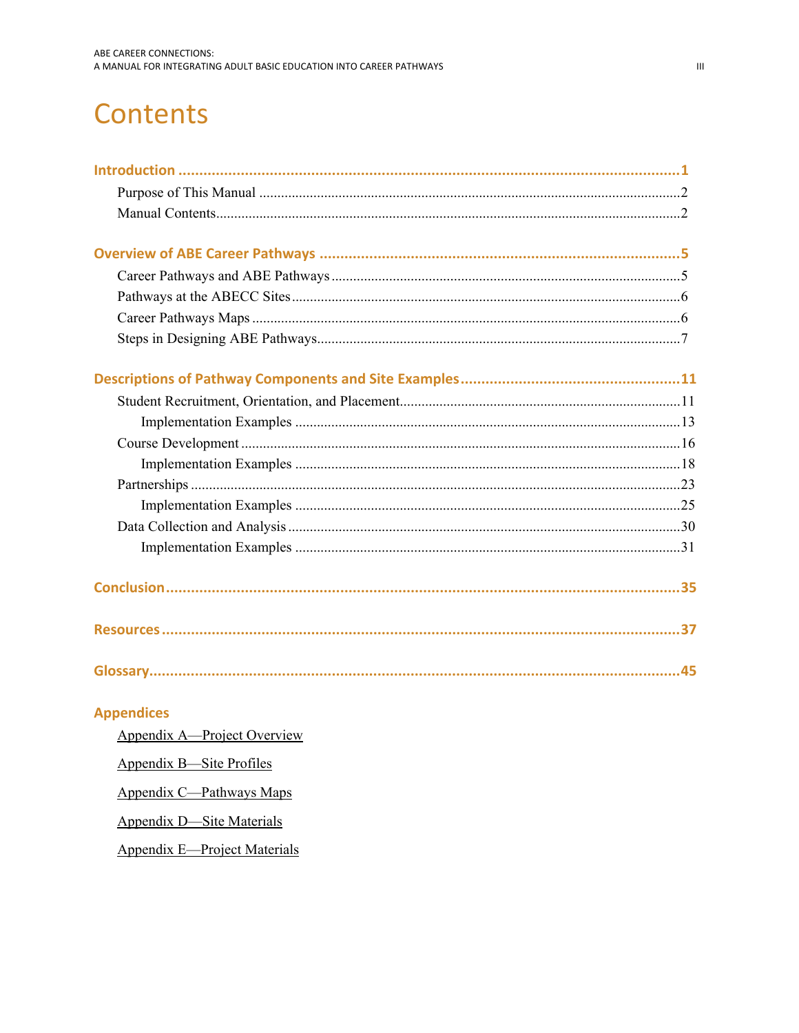# Contents

**Introduction** ..... 1

- Purpose of This Manual ..... 2
- Manual Contents ..... 2

**Overview of ABE Career Pathways** ..... 5

- Career Pathways and ABE Pathways ..... 5
- Pathways at the ABECC Sites ..... 6
- Career Pathways Maps ..... 6
- Steps in Designing ABE Pathways ..... 7

**Descriptions of Pathway Components and Site Examples** ..... 11

- Student Recruitment, Orientation, and Placement ..... 11
  - Implementation Examples ..... 13
- Course Development ..... 16
  - Implementation Examples ..... 18
- Partnerships ..... 23
  - Implementation Examples ..... 25
- Data Collection and Analysis ..... 30
  - Implementation Examples ..... 31

**Conclusion** ..... 35

**Resources** ..... 37

**Glossary** ..... 45

**Appendices**

- Appendix A—Project Overview
- Appendix B—Site Profiles
- Appendix C—Pathways Maps
- Appendix D—Site Materials
- Appendix E—Project Materials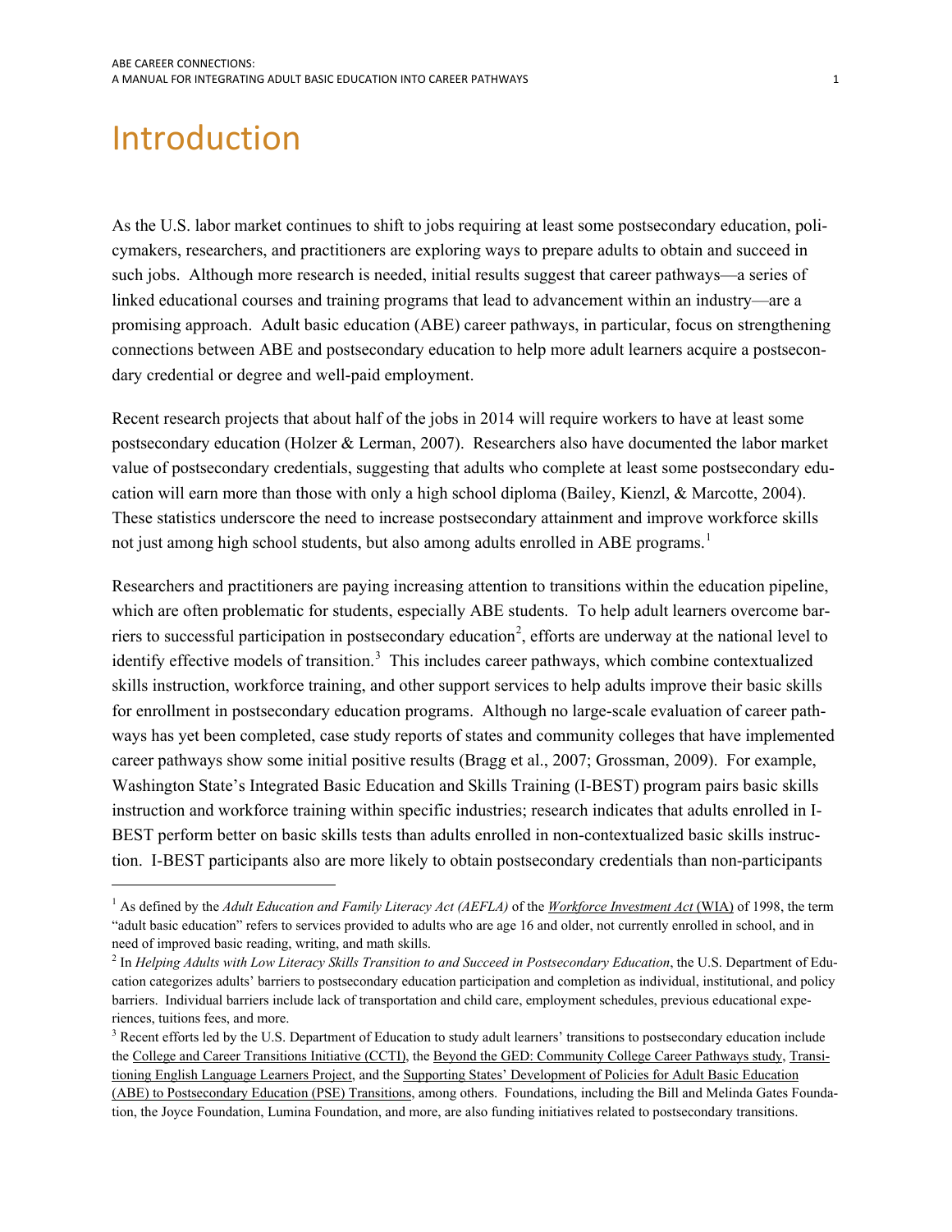# Introduction

As the U.S. labor market continues to shift to jobs requiring at least some postsecondary education, policymakers, researchers, and practitioners are exploring ways to prepare adults to obtain and succeed in such jobs. Although more research is needed, initial results suggest that career pathways—a series of linked educational courses and training programs that lead to advancement within an industry—are a promising approach. Adult basic education (ABE) career pathways, in particular, focus on strengthening connections between ABE and postsecondary education to help more adult learners acquire a postsecondary credential or degree and well-paid employment.

Recent research projects that about half of the jobs in 2014 will require workers to have at least some postsecondary education (Holzer & Lerman, 2007). Researchers also have documented the labor market value of postsecondary credentials, suggesting that adults who complete at least some postsecondary education will earn more than those with only a high school diploma (Bailey, Kienzl, & Marcotte, 2004). These statistics underscore the need to increase postsecondary attainment and improve workforce skills not just among high school students, but also among adults enrolled in ABE programs.[1]

Researchers and practitioners are paying increasing attention to transitions within the education pipeline, which are often problematic for students, especially ABE students. To help adult learners overcome barriers to successful participation in postsecondary education[2], efforts are underway at the national level to identify effective models of transition.[3] This includes career pathways, which combine contextualized skills instruction, workforce training, and other support services to help adults improve their basic skills for enrollment in postsecondary education programs. Although no large-scale evaluation of career pathways has yet been completed, case study reports of states and community colleges that have implemented career pathways show some initial positive results (Bragg et al., 2007; Grossman, 2009). For example, Washington State's Integrated Basic Education and Skills Training (I-BEST) program pairs basic skills instruction and workforce training within specific industries; research indicates that adults enrolled in I-BEST perform better on basic skills tests than adults enrolled in non-contextualized basic skills instruction. I-BEST participants also are more likely to obtain postsecondary credentials than non-participants

---

[1] As defined by the *Adult Education and Family Literacy Act (AEFLA)* of the *Workforce Investment Act* (WIA) of 1998, the term "adult basic education" refers to services provided to adults who are age 16 and older, not currently enrolled in school, and in need of improved basic reading, writing, and math skills.

[2] In *Helping Adults with Low Literacy Skills Transition to and Succeed in Postsecondary Education*, the U.S. Department of Education categorizes adults' barriers to postsecondary education participation and completion as individual, institutional, and policy barriers. Individual barriers include lack of transportation and child care, employment schedules, previous educational experiences, tuitions fees, and more.

[3] Recent efforts led by the U.S. Department of Education to study adult learners' transitions to postsecondary education include the College and Career Transitions Initiative (CCTI), the Beyond the GED: Community College Career Pathways study, Transitioning English Language Learners Project, and the Supporting States' Development of Policies for Adult Basic Education (ABE) to Postsecondary Education (PSE) Transitions, among others. Foundations, including the Bill and Melinda Gates Foundation, the Joyce Foundation, Lumina Foundation, and more, are also funding initiatives related to postsecondary transitions.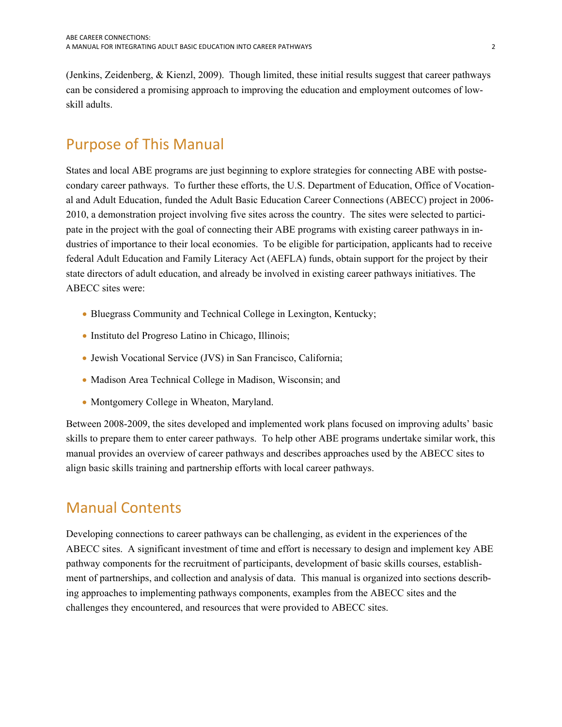(Jenkins, Zeidenberg, & Kienzl, 2009). Though limited, these initial results suggest that career pathways can be considered a promising approach to improving the education and employment outcomes of low-skill adults.

## Purpose of This Manual

States and local ABE programs are just beginning to explore strategies for connecting ABE with postsecondary career pathways. To further these efforts, the U.S. Department of Education, Office of Vocational and Adult Education, funded the Adult Basic Education Career Connections (ABECC) project in 2006-2010, a demonstration project involving five sites across the country. The sites were selected to participate in the project with the goal of connecting their ABE programs with existing career pathways in industries of importance to their local economies. To be eligible for participation, applicants had to receive federal Adult Education and Family Literacy Act (AEFLA) funds, obtain support for the project by their state directors of adult education, and already be involved in existing career pathways initiatives. The ABECC sites were:

- Bluegrass Community and Technical College in Lexington, Kentucky;
- Instituto del Progreso Latino in Chicago, Illinois;
- Jewish Vocational Service (JVS) in San Francisco, California;
- Madison Area Technical College in Madison, Wisconsin; and
- Montgomery College in Wheaton, Maryland.

Between 2008-2009, the sites developed and implemented work plans focused on improving adults' basic skills to prepare them to enter career pathways. To help other ABE programs undertake similar work, this manual provides an overview of career pathways and describes approaches used by the ABECC sites to align basic skills training and partnership efforts with local career pathways.

## Manual Contents

Developing connections to career pathways can be challenging, as evident in the experiences of the ABECC sites. A significant investment of time and effort is necessary to design and implement key ABE pathway components for the recruitment of participants, development of basic skills courses, establishment of partnerships, and collection and analysis of data. This manual is organized into sections describing approaches to implementing pathways components, examples from the ABECC sites and the challenges they encountered, and resources that were provided to ABECC sites.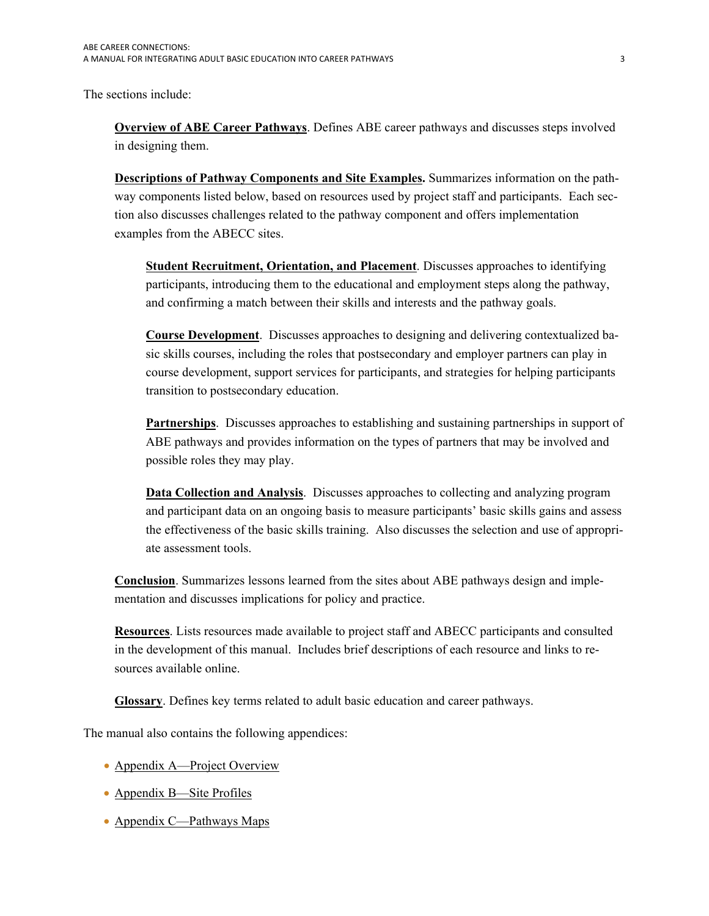The sections include:

**Overview of ABE Career Pathways**. Defines ABE career pathways and discusses steps involved in designing them.

**Descriptions of Pathway Components and Site Examples.** Summarizes information on the pathway components listed below, based on resources used by project staff and participants. Each section also discusses challenges related to the pathway component and offers implementation examples from the ABECC sites.

> **Student Recruitment, Orientation, and Placement**. Discusses approaches to identifying participants, introducing them to the educational and employment steps along the pathway, and confirming a match between their skills and interests and the pathway goals.
>
> **Course Development**. Discusses approaches to designing and delivering contextualized basic skills courses, including the roles that postsecondary and employer partners can play in course development, support services for participants, and strategies for helping participants transition to postsecondary education.
>
> **Partnerships**. Discusses approaches to establishing and sustaining partnerships in support of ABE pathways and provides information on the types of partners that may be involved and possible roles they may play.
>
> **Data Collection and Analysis**. Discusses approaches to collecting and analyzing program and participant data on an ongoing basis to measure participants' basic skills gains and assess the effectiveness of the basic skills training. Also discusses the selection and use of appropriate assessment tools.

**Conclusion**. Summarizes lessons learned from the sites about ABE pathways design and implementation and discusses implications for policy and practice.

**Resources**. Lists resources made available to project staff and ABECC participants and consulted in the development of this manual. Includes brief descriptions of each resource and links to resources available online.

**Glossary**. Defines key terms related to adult basic education and career pathways.

The manual also contains the following appendices:

- Appendix A—Project Overview
- Appendix B—Site Profiles
- Appendix C—Pathways Maps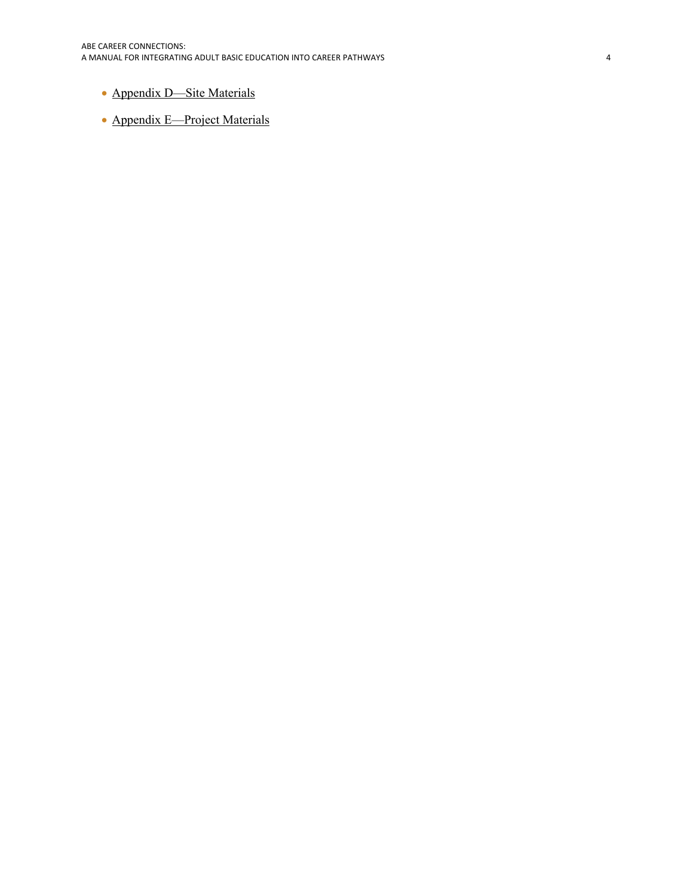- Appendix D—Site Materials
- Appendix E—Project Materials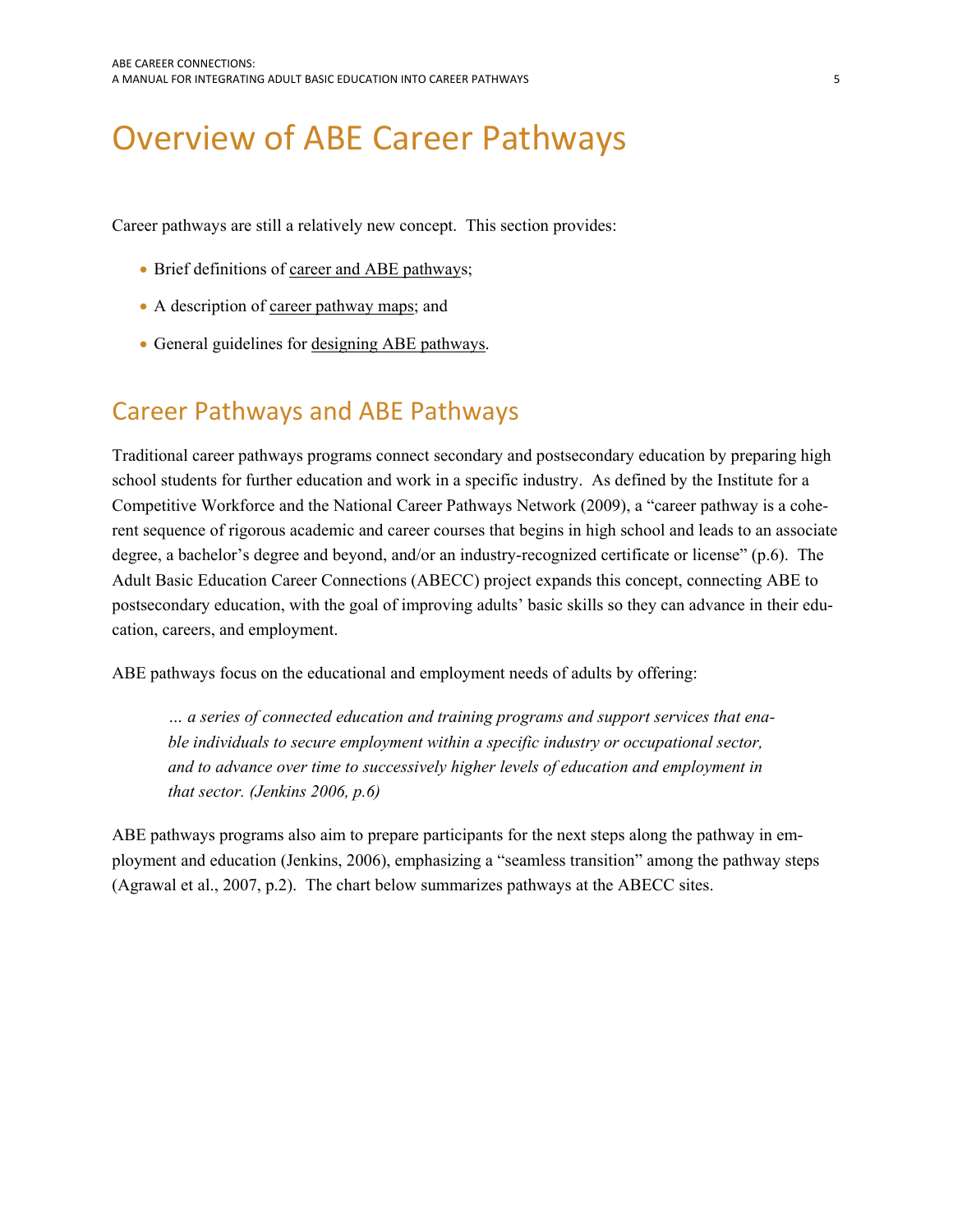# Overview of ABE Career Pathways

Career pathways are still a relatively new concept. This section provides:

- Brief definitions of career and ABE pathways;
- A description of career pathway maps; and
- General guidelines for designing ABE pathways.

## Career Pathways and ABE Pathways

Traditional career pathways programs connect secondary and postsecondary education by preparing high school students for further education and work in a specific industry. As defined by the Institute for a Competitive Workforce and the National Career Pathways Network (2009), a "career pathway is a coherent sequence of rigorous academic and career courses that begins in high school and leads to an associate degree, a bachelor's degree and beyond, and/or an industry-recognized certificate or license" (p.6). The Adult Basic Education Career Connections (ABECC) project expands this concept, connecting ABE to postsecondary education, with the goal of improving adults' basic skills so they can advance in their education, careers, and employment.

ABE pathways focus on the educational and employment needs of adults by offering:

> *… a series of connected education and training programs and support services that enable individuals to secure employment within a specific industry or occupational sector, and to advance over time to successively higher levels of education and employment in that sector. (Jenkins 2006, p.6)*

ABE pathways programs also aim to prepare participants for the next steps along the pathway in employment and education (Jenkins, 2006), emphasizing a "seamless transition" among the pathway steps (Agrawal et al., 2007, p.2). The chart below summarizes pathways at the ABECC sites.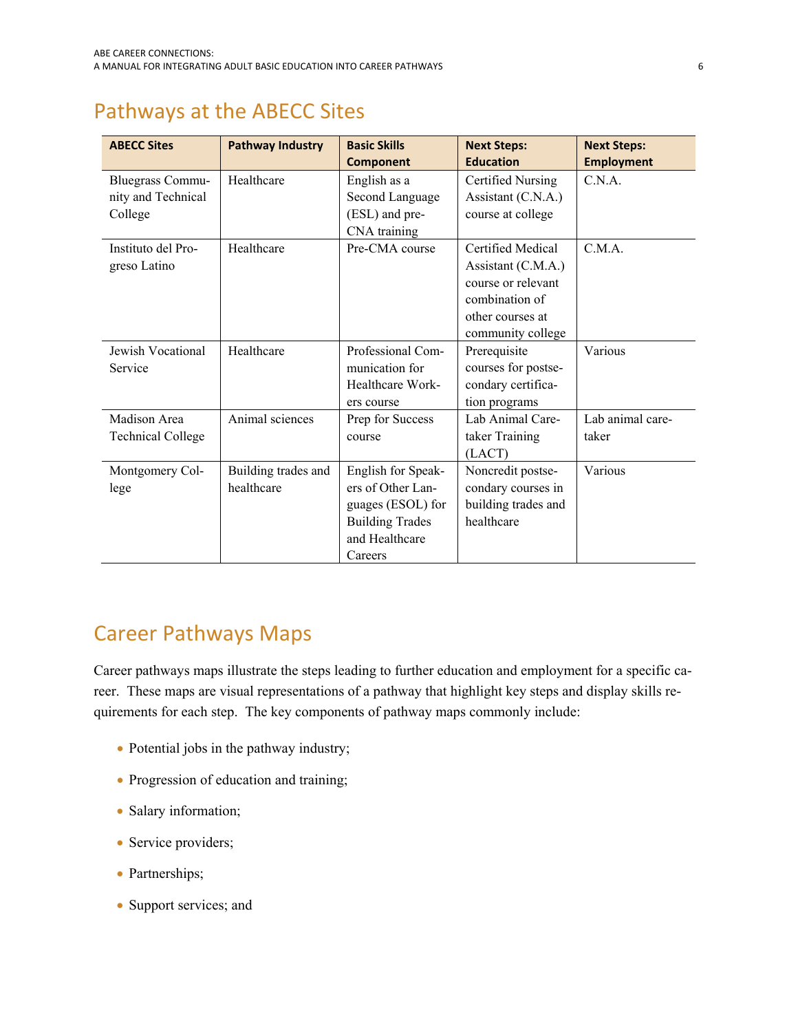## Pathways at the ABECC Sites

| ABECC Sites | Pathway Industry | Basic Skills Component | Next Steps: Education | Next Steps: Employment |
|---|---|---|---|---|
| Bluegrass Community and Technical College | Healthcare | English as a Second Language (ESL) and pre-CNA training | Certified Nursing Assistant (C.N.A.) course at college | C.N.A. |
| Instituto del Progreso Latino | Healthcare | Pre-CMA course | Certified Medical Assistant (C.M.A.) course or relevant combination of other courses at community college | C.M.A. |
| Jewish Vocational Service | Healthcare | Professional Communication for Healthcare Workers course | Prerequisite courses for postsecondary certification programs | Various |
| Madison Area Technical College | Animal sciences | Prep for Success course | Lab Animal Caretaker Training (LACT) | Lab animal caretaker |
| Montgomery College | Building trades and healthcare | English for Speakers of Other Languages (ESOL) for Building Trades and Healthcare Careers | Noncredit postsecondary courses in building trades and healthcare | Various |

## Career Pathways Maps

Career pathways maps illustrate the steps leading to further education and employment for a specific career. These maps are visual representations of a pathway that highlight key steps and display skills requirements for each step. The key components of pathway maps commonly include:

- Potential jobs in the pathway industry;
- Progression of education and training;
- Salary information;
- Service providers;
- Partnerships;
- Support services; and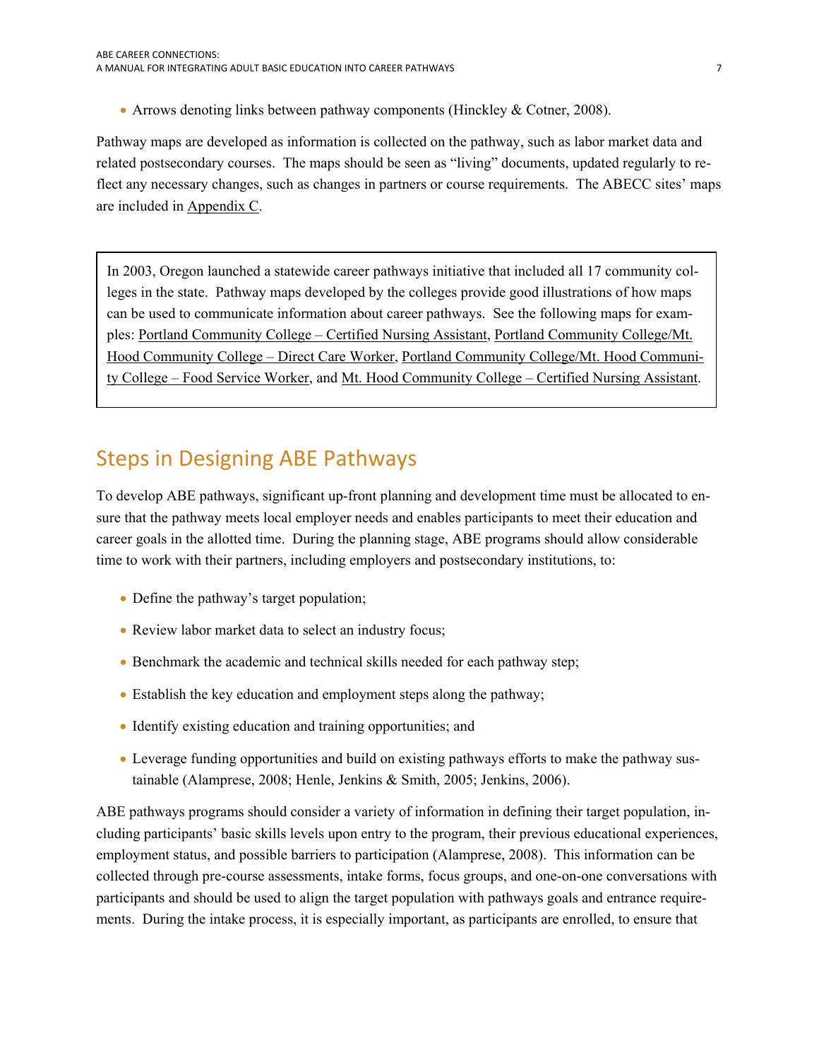- Arrows denoting links between pathway components (Hinckley & Cotner, 2008).

Pathway maps are developed as information is collected on the pathway, such as labor market data and related postsecondary courses. The maps should be seen as "living" documents, updated regularly to reflect any necessary changes, such as changes in partners or course requirements. The ABECC sites' maps are included in Appendix C.

> In 2003, Oregon launched a statewide career pathways initiative that included all 17 community colleges in the state. Pathway maps developed by the colleges provide good illustrations of how maps can be used to communicate information about career pathways. See the following maps for examples: Portland Community College – Certified Nursing Assistant, Portland Community College/Mt. Hood Community College – Direct Care Worker, Portland Community College/Mt. Hood Community College – Food Service Worker, and Mt. Hood Community College – Certified Nursing Assistant.

## Steps in Designing ABE Pathways

To develop ABE pathways, significant up-front planning and development time must be allocated to ensure that the pathway meets local employer needs and enables participants to meet their education and career goals in the allotted time. During the planning stage, ABE programs should allow considerable time to work with their partners, including employers and postsecondary institutions, to:

- Define the pathway's target population;
- Review labor market data to select an industry focus;
- Benchmark the academic and technical skills needed for each pathway step;
- Establish the key education and employment steps along the pathway;
- Identify existing education and training opportunities; and
- Leverage funding opportunities and build on existing pathways efforts to make the pathway sustainable (Alamprese, 2008; Henle, Jenkins & Smith, 2005; Jenkins, 2006).

ABE pathways programs should consider a variety of information in defining their target population, including participants' basic skills levels upon entry to the program, their previous educational experiences, employment status, and possible barriers to participation (Alamprese, 2008). This information can be collected through pre-course assessments, intake forms, focus groups, and one-on-one conversations with participants and should be used to align the target population with pathways goals and entrance requirements. During the intake process, it is especially important, as participants are enrolled, to ensure that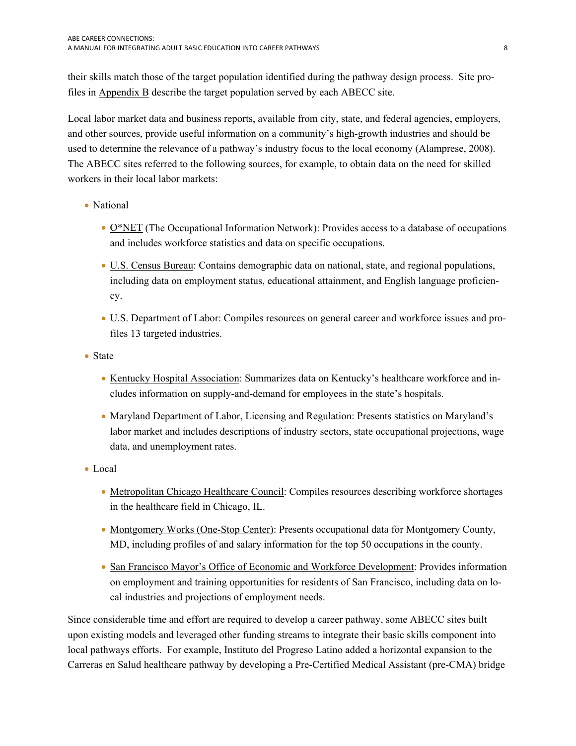their skills match those of the target population identified during the pathway design process. Site profiles in Appendix B describe the target population served by each ABECC site.

Local labor market data and business reports, available from city, state, and federal agencies, employers, and other sources, provide useful information on a community's high-growth industries and should be used to determine the relevance of a pathway's industry focus to the local economy (Alamprese, 2008). The ABECC sites referred to the following sources, for example, to obtain data on the need for skilled workers in their local labor markets:

- National
  - O*NET (The Occupational Information Network): Provides access to a database of occupations and includes workforce statistics and data on specific occupations.
  - U.S. Census Bureau: Contains demographic data on national, state, and regional populations, including data on employment status, educational attainment, and English language proficiency.
  - U.S. Department of Labor: Compiles resources on general career and workforce issues and profiles 13 targeted industries.
- State
  - Kentucky Hospital Association: Summarizes data on Kentucky's healthcare workforce and includes information on supply-and-demand for employees in the state's hospitals.
  - Maryland Department of Labor, Licensing and Regulation: Presents statistics on Maryland's labor market and includes descriptions of industry sectors, state occupational projections, wage data, and unemployment rates.
- Local
  - Metropolitan Chicago Healthcare Council: Compiles resources describing workforce shortages in the healthcare field in Chicago, IL.
  - Montgomery Works (One-Stop Center): Presents occupational data for Montgomery County, MD, including profiles of and salary information for the top 50 occupations in the county.
  - San Francisco Mayor's Office of Economic and Workforce Development: Provides information on employment and training opportunities for residents of San Francisco, including data on local industries and projections of employment needs.

Since considerable time and effort are required to develop a career pathway, some ABECC sites built upon existing models and leveraged other funding streams to integrate their basic skills component into local pathways efforts. For example, Instituto del Progreso Latino added a horizontal expansion to the Carreras en Salud healthcare pathway by developing a Pre-Certified Medical Assistant (pre-CMA) bridge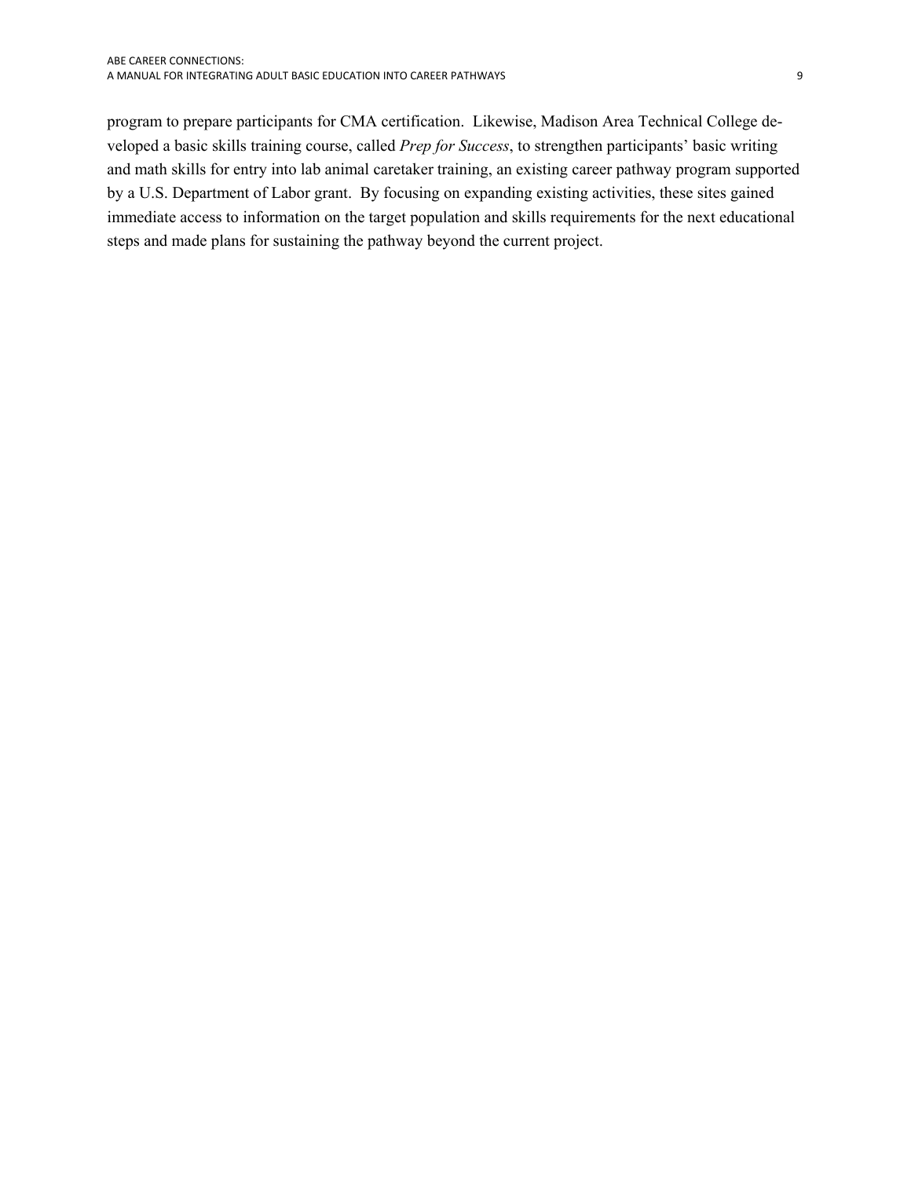program to prepare participants for CMA certification. Likewise, Madison Area Technical College developed a basic skills training course, called *Prep for Success*, to strengthen participants' basic writing and math skills for entry into lab animal caretaker training, an existing career pathway program supported by a U.S. Department of Labor grant. By focusing on expanding existing activities, these sites gained immediate access to information on the target population and skills requirements for the next educational steps and made plans for sustaining the pathway beyond the current project.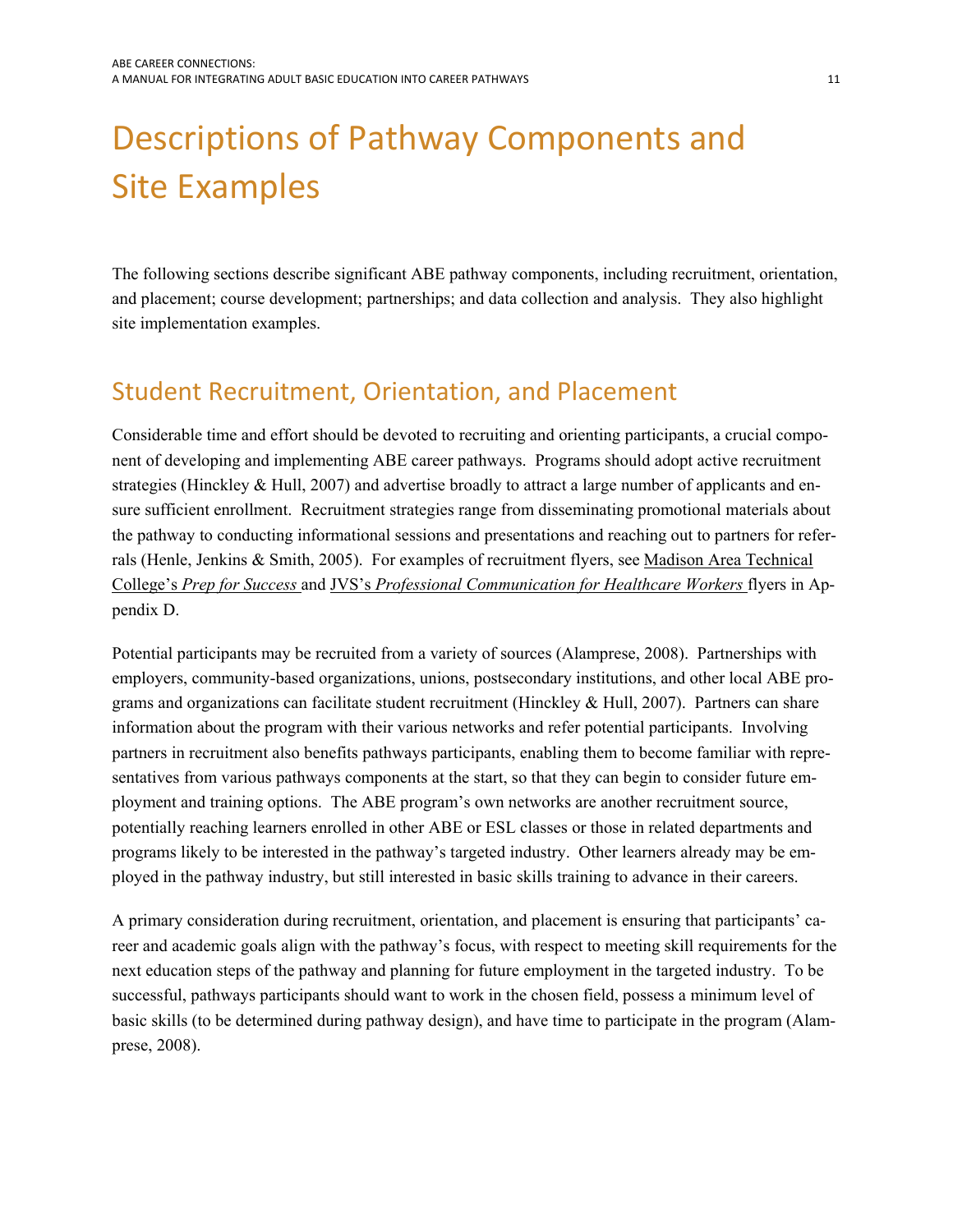# Descriptions of Pathway Components and Site Examples

The following sections describe significant ABE pathway components, including recruitment, orientation, and placement; course development; partnerships; and data collection and analysis. They also highlight site implementation examples.

## Student Recruitment, Orientation, and Placement

Considerable time and effort should be devoted to recruiting and orienting participants, a crucial component of developing and implementing ABE career pathways. Programs should adopt active recruitment strategies (Hinckley & Hull, 2007) and advertise broadly to attract a large number of applicants and ensure sufficient enrollment. Recruitment strategies range from disseminating promotional materials about the pathway to conducting informational sessions and presentations and reaching out to partners for referrals (Henle, Jenkins & Smith, 2005). For examples of recruitment flyers, see Madison Area Technical College's *Prep for Success* and JVS's *Professional Communication for Healthcare Workers* flyers in Appendix D.

Potential participants may be recruited from a variety of sources (Alamprese, 2008). Partnerships with employers, community-based organizations, unions, postsecondary institutions, and other local ABE programs and organizations can facilitate student recruitment (Hinckley & Hull, 2007). Partners can share information about the program with their various networks and refer potential participants. Involving partners in recruitment also benefits pathways participants, enabling them to become familiar with representatives from various pathways components at the start, so that they can begin to consider future employment and training options. The ABE program's own networks are another recruitment source, potentially reaching learners enrolled in other ABE or ESL classes or those in related departments and programs likely to be interested in the pathway's targeted industry. Other learners already may be employed in the pathway industry, but still interested in basic skills training to advance in their careers.

A primary consideration during recruitment, orientation, and placement is ensuring that participants' career and academic goals align with the pathway's focus, with respect to meeting skill requirements for the next education steps of the pathway and planning for future employment in the targeted industry. To be successful, pathways participants should want to work in the chosen field, possess a minimum level of basic skills (to be determined during pathway design), and have time to participate in the program (Alamprese, 2008).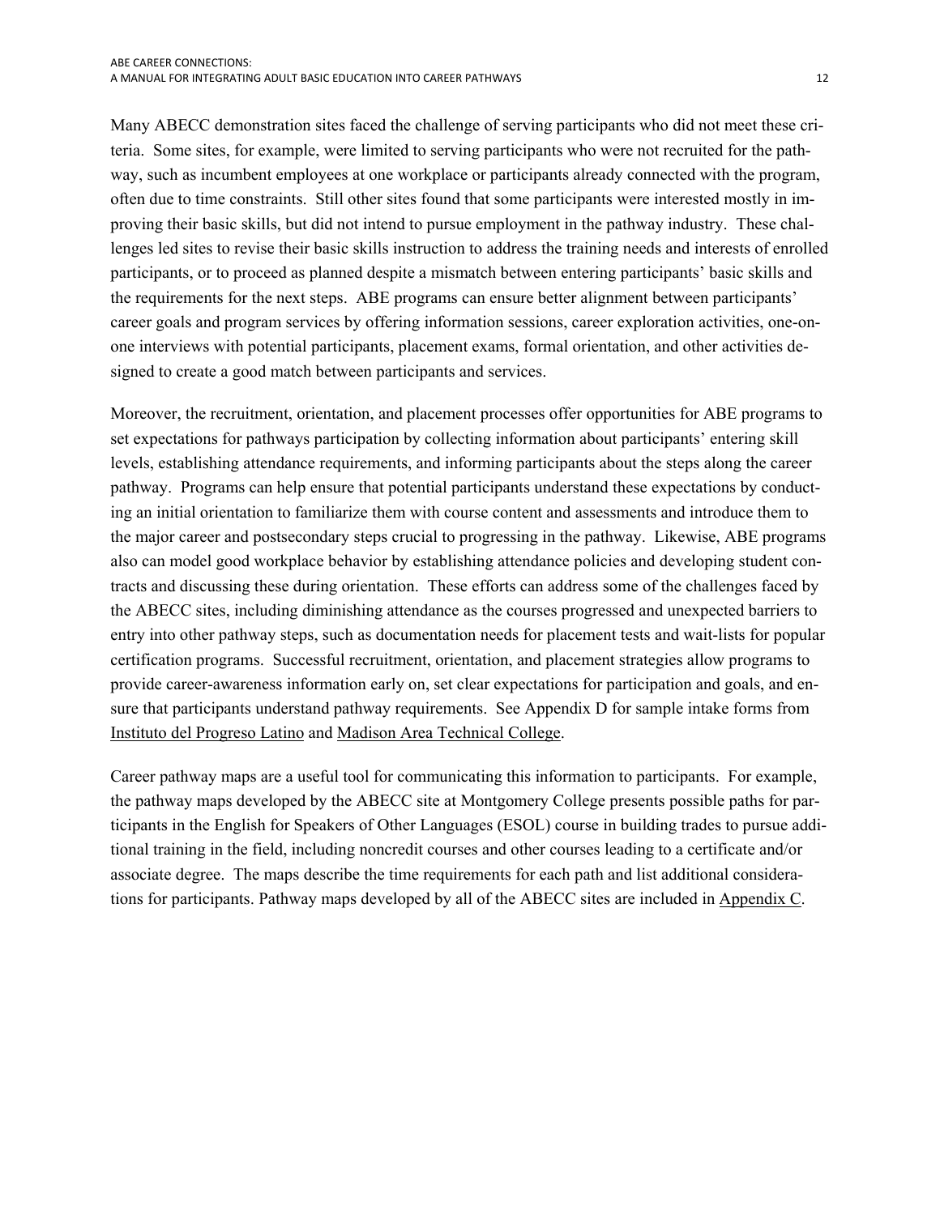Many ABECC demonstration sites faced the challenge of serving participants who did not meet these criteria. Some sites, for example, were limited to serving participants who were not recruited for the pathway, such as incumbent employees at one workplace or participants already connected with the program, often due to time constraints. Still other sites found that some participants were interested mostly in improving their basic skills, but did not intend to pursue employment in the pathway industry. These challenges led sites to revise their basic skills instruction to address the training needs and interests of enrolled participants, or to proceed as planned despite a mismatch between entering participants' basic skills and the requirements for the next steps. ABE programs can ensure better alignment between participants' career goals and program services by offering information sessions, career exploration activities, one-on-one interviews with potential participants, placement exams, formal orientation, and other activities designed to create a good match between participants and services.

Moreover, the recruitment, orientation, and placement processes offer opportunities for ABE programs to set expectations for pathways participation by collecting information about participants' entering skill levels, establishing attendance requirements, and informing participants about the steps along the career pathway. Programs can help ensure that potential participants understand these expectations by conducting an initial orientation to familiarize them with course content and assessments and introduce them to the major career and postsecondary steps crucial to progressing in the pathway. Likewise, ABE programs also can model good workplace behavior by establishing attendance policies and developing student contracts and discussing these during orientation. These efforts can address some of the challenges faced by the ABECC sites, including diminishing attendance as the courses progressed and unexpected barriers to entry into other pathway steps, such as documentation needs for placement tests and wait-lists for popular certification programs. Successful recruitment, orientation, and placement strategies allow programs to provide career-awareness information early on, set clear expectations for participation and goals, and ensure that participants understand pathway requirements. See Appendix D for sample intake forms from Instituto del Progreso Latino and Madison Area Technical College.

Career pathway maps are a useful tool for communicating this information to participants. For example, the pathway maps developed by the ABECC site at Montgomery College presents possible paths for participants in the English for Speakers of Other Languages (ESOL) course in building trades to pursue additional training in the field, including noncredit courses and other courses leading to a certificate and/or associate degree. The maps describe the time requirements for each path and list additional considerations for participants. Pathway maps developed by all of the ABECC sites are included in Appendix C.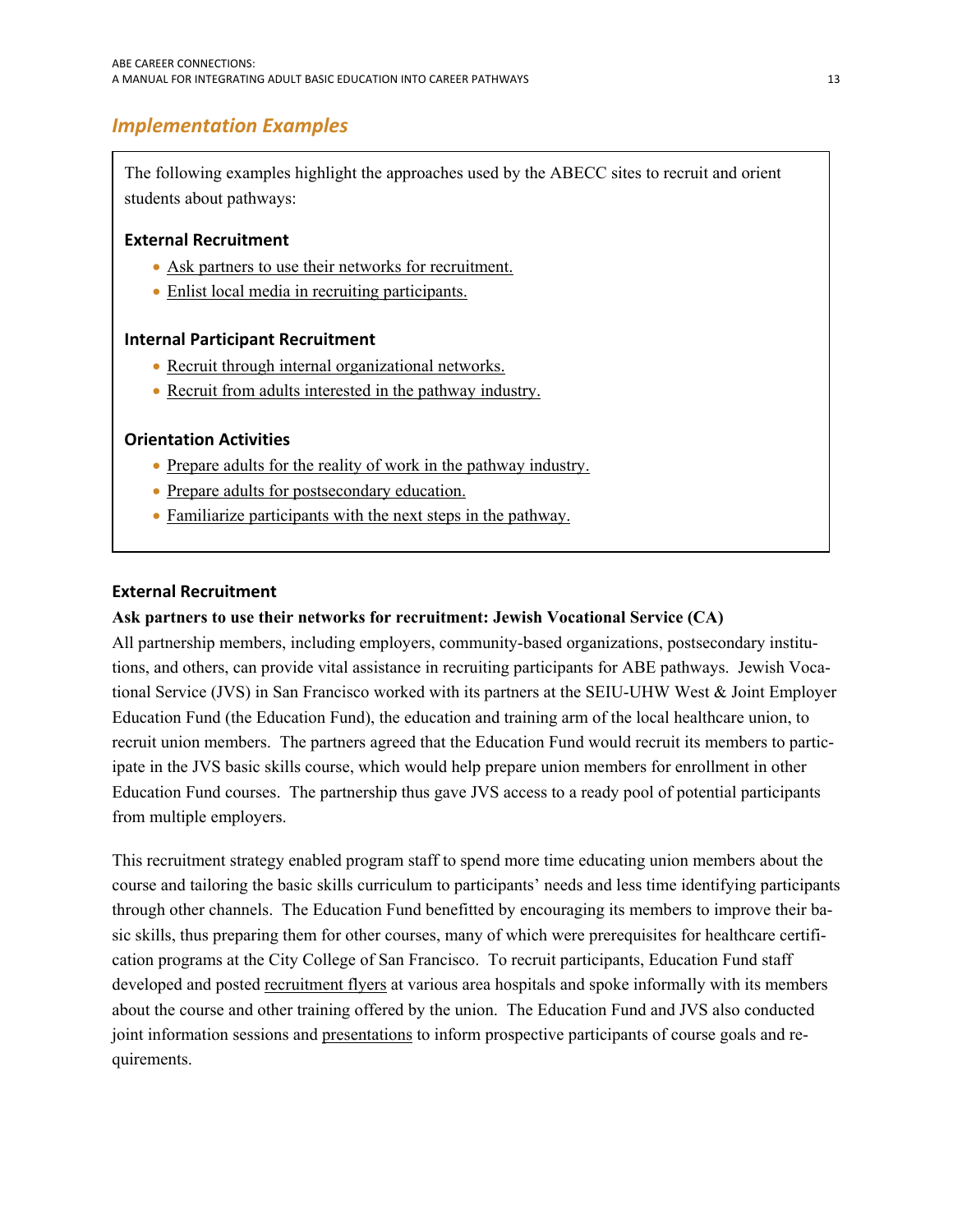## *Implementation Examples*

The following examples highlight the approaches used by the ABECC sites to recruit and orient students about pathways:

**External Recruitment**

- Ask partners to use their networks for recruitment.
- Enlist local media in recruiting participants.

**Internal Participant Recruitment**

- Recruit through internal organizational networks.
- Recruit from adults interested in the pathway industry.

**Orientation Activities**

- Prepare adults for the reality of work in the pathway industry.
- Prepare adults for postsecondary education.
- Familiarize participants with the next steps in the pathway.

### External Recruitment

**Ask partners to use their networks for recruitment: Jewish Vocational Service (CA)**

All partnership members, including employers, community-based organizations, postsecondary institutions, and others, can provide vital assistance in recruiting participants for ABE pathways. Jewish Vocational Service (JVS) in San Francisco worked with its partners at the SEIU-UHW West & Joint Employer Education Fund (the Education Fund), the education and training arm of the local healthcare union, to recruit union members. The partners agreed that the Education Fund would recruit its members to participate in the JVS basic skills course, which would help prepare union members for enrollment in other Education Fund courses. The partnership thus gave JVS access to a ready pool of potential participants from multiple employers.

This recruitment strategy enabled program staff to spend more time educating union members about the course and tailoring the basic skills curriculum to participants' needs and less time identifying participants through other channels. The Education Fund benefitted by encouraging its members to improve their basic skills, thus preparing them for other courses, many of which were prerequisites for healthcare certification programs at the City College of San Francisco. To recruit participants, Education Fund staff developed and posted recruitment flyers at various area hospitals and spoke informally with its members about the course and other training offered by the union. The Education Fund and JVS also conducted joint information sessions and presentations to inform prospective participants of course goals and requirements.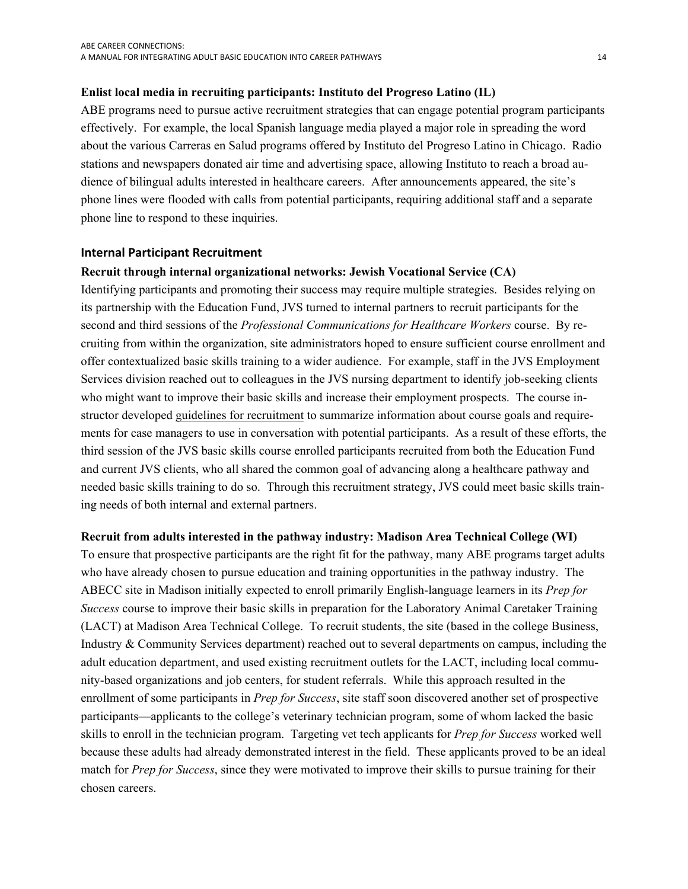**Enlist local media in recruiting participants: Instituto del Progreso Latino (IL)**

ABE programs need to pursue active recruitment strategies that can engage potential program participants effectively. For example, the local Spanish language media played a major role in spreading the word about the various Carreras en Salud programs offered by Instituto del Progreso Latino in Chicago. Radio stations and newspapers donated air time and advertising space, allowing Instituto to reach a broad audience of bilingual adults interested in healthcare careers. After announcements appeared, the site's phone lines were flooded with calls from potential participants, requiring additional staff and a separate phone line to respond to these inquiries.

## Internal Participant Recruitment

**Recruit through internal organizational networks: Jewish Vocational Service (CA)**

Identifying participants and promoting their success may require multiple strategies. Besides relying on its partnership with the Education Fund, JVS turned to internal partners to recruit participants for the second and third sessions of the *Professional Communications for Healthcare Workers* course. By recruiting from within the organization, site administrators hoped to ensure sufficient course enrollment and offer contextualized basic skills training to a wider audience. For example, staff in the JVS Employment Services division reached out to colleagues in the JVS nursing department to identify job-seeking clients who might want to improve their basic skills and increase their employment prospects. The course instructor developed guidelines for recruitment to summarize information about course goals and requirements for case managers to use in conversation with potential participants. As a result of these efforts, the third session of the JVS basic skills course enrolled participants recruited from both the Education Fund and current JVS clients, who all shared the common goal of advancing along a healthcare pathway and needed basic skills training to do so. Through this recruitment strategy, JVS could meet basic skills training needs of both internal and external partners.

**Recruit from adults interested in the pathway industry: Madison Area Technical College (WI)**

To ensure that prospective participants are the right fit for the pathway, many ABE programs target adults who have already chosen to pursue education and training opportunities in the pathway industry. The ABECC site in Madison initially expected to enroll primarily English-language learners in its *Prep for Success* course to improve their basic skills in preparation for the Laboratory Animal Caretaker Training (LACT) at Madison Area Technical College. To recruit students, the site (based in the college Business, Industry & Community Services department) reached out to several departments on campus, including the adult education department, and used existing recruitment outlets for the LACT, including local community-based organizations and job centers, for student referrals. While this approach resulted in the enrollment of some participants in *Prep for Success*, site staff soon discovered another set of prospective participants—applicants to the college's veterinary technician program, some of whom lacked the basic skills to enroll in the technician program. Targeting vet tech applicants for *Prep for Success* worked well because these adults had already demonstrated interest in the field. These applicants proved to be an ideal match for *Prep for Success*, since they were motivated to improve their skills to pursue training for their chosen careers.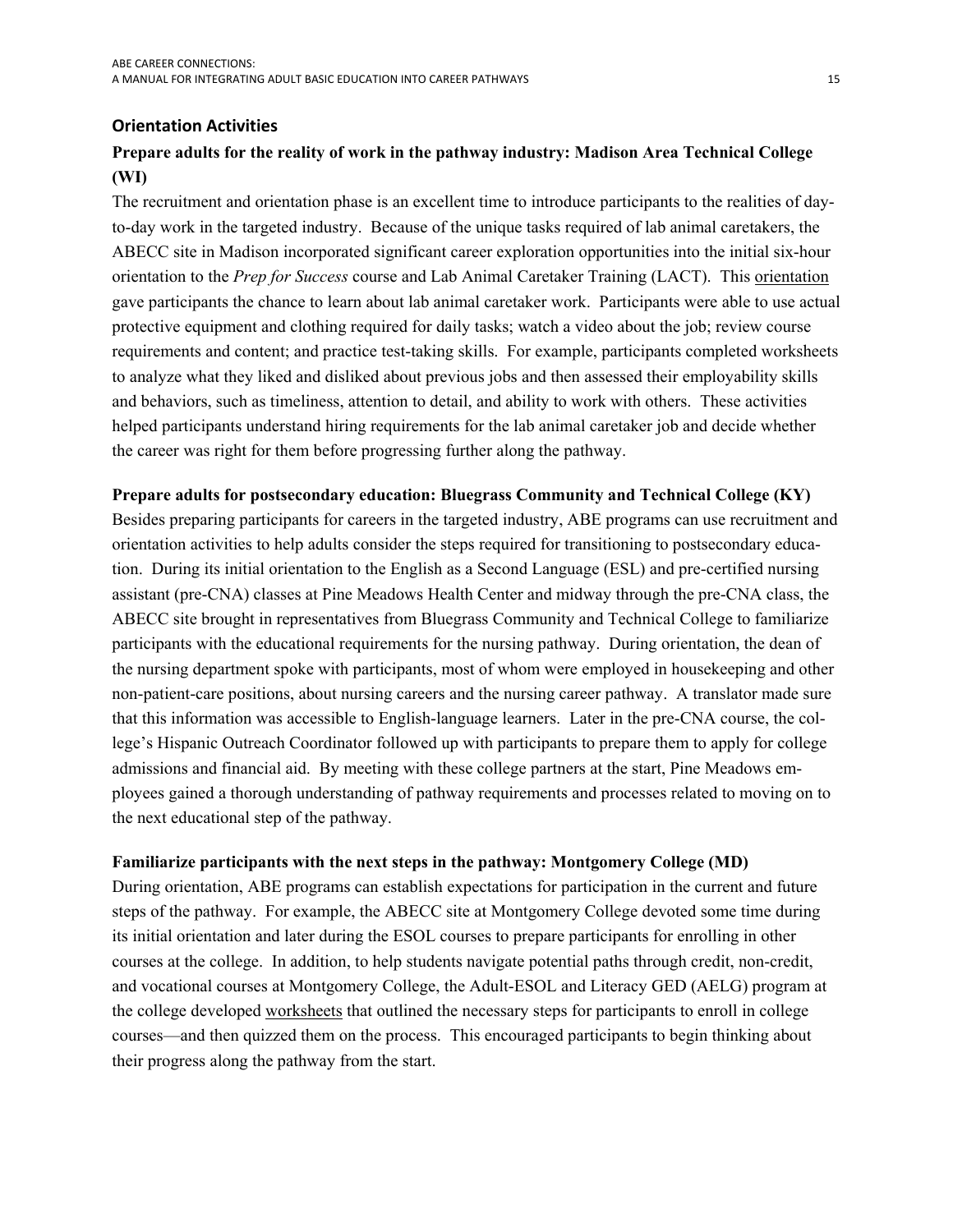## Orientation Activities

### Prepare adults for the reality of work in the pathway industry: Madison Area Technical College (WI)

The recruitment and orientation phase is an excellent time to introduce participants to the realities of day-to-day work in the targeted industry. Because of the unique tasks required of lab animal caretakers, the ABECC site in Madison incorporated significant career exploration opportunities into the initial six-hour orientation to the *Prep for Success* course and Lab Animal Caretaker Training (LACT). This orientation gave participants the chance to learn about lab animal caretaker work. Participants were able to use actual protective equipment and clothing required for daily tasks; watch a video about the job; review course requirements and content; and practice test-taking skills. For example, participants completed worksheets to analyze what they liked and disliked about previous jobs and then assessed their employability skills and behaviors, such as timeliness, attention to detail, and ability to work with others. These activities helped participants understand hiring requirements for the lab animal caretaker job and decide whether the career was right for them before progressing further along the pathway.

### Prepare adults for postsecondary education: Bluegrass Community and Technical College (KY)

Besides preparing participants for careers in the targeted industry, ABE programs can use recruitment and orientation activities to help adults consider the steps required for transitioning to postsecondary education. During its initial orientation to the English as a Second Language (ESL) and pre-certified nursing assistant (pre-CNA) classes at Pine Meadows Health Center and midway through the pre-CNA class, the ABECC site brought in representatives from Bluegrass Community and Technical College to familiarize participants with the educational requirements for the nursing pathway. During orientation, the dean of the nursing department spoke with participants, most of whom were employed in housekeeping and other non-patient-care positions, about nursing careers and the nursing career pathway. A translator made sure that this information was accessible to English-language learners. Later in the pre-CNA course, the college's Hispanic Outreach Coordinator followed up with participants to prepare them to apply for college admissions and financial aid. By meeting with these college partners at the start, Pine Meadows employees gained a thorough understanding of pathway requirements and processes related to moving on to the next educational step of the pathway.

### Familiarize participants with the next steps in the pathway: Montgomery College (MD)

During orientation, ABE programs can establish expectations for participation in the current and future steps of the pathway. For example, the ABECC site at Montgomery College devoted some time during its initial orientation and later during the ESOL courses to prepare participants for enrolling in other courses at the college. In addition, to help students navigate potential paths through credit, non-credit, and vocational courses at Montgomery College, the Adult-ESOL and Literacy GED (AELG) program at the college developed worksheets that outlined the necessary steps for participants to enroll in college courses—and then quizzed them on the process. This encouraged participants to begin thinking about their progress along the pathway from the start.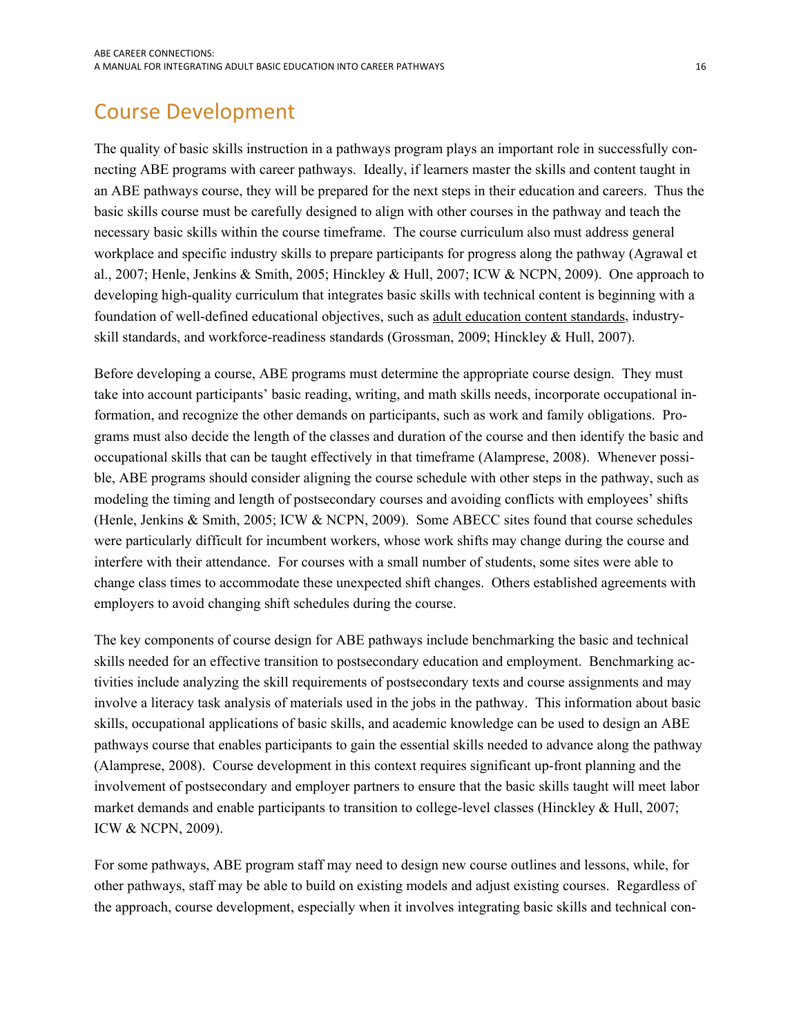## Course Development

The quality of basic skills instruction in a pathways program plays an important role in successfully connecting ABE programs with career pathways. Ideally, if learners master the skills and content taught in an ABE pathways course, they will be prepared for the next steps in their education and careers. Thus the basic skills course must be carefully designed to align with other courses in the pathway and teach the necessary basic skills within the course timeframe. The course curriculum also must address general workplace and specific industry skills to prepare participants for progress along the pathway (Agrawal et al., 2007; Henle, Jenkins & Smith, 2005; Hinckley & Hull, 2007; ICW & NCPN, 2009). One approach to developing high-quality curriculum that integrates basic skills with technical content is beginning with a foundation of well-defined educational objectives, such as adult education content standards, industry-skill standards, and workforce-readiness standards (Grossman, 2009; Hinckley & Hull, 2007).

Before developing a course, ABE programs must determine the appropriate course design. They must take into account participants' basic reading, writing, and math skills needs, incorporate occupational information, and recognize the other demands on participants, such as work and family obligations. Programs must also decide the length of the classes and duration of the course and then identify the basic and occupational skills that can be taught effectively in that timeframe (Alamprese, 2008). Whenever possible, ABE programs should consider aligning the course schedule with other steps in the pathway, such as modeling the timing and length of postsecondary courses and avoiding conflicts with employees' shifts (Henle, Jenkins & Smith, 2005; ICW & NCPN, 2009). Some ABECC sites found that course schedules were particularly difficult for incumbent workers, whose work shifts may change during the course and interfere with their attendance. For courses with a small number of students, some sites were able to change class times to accommodate these unexpected shift changes. Others established agreements with employers to avoid changing shift schedules during the course.

The key components of course design for ABE pathways include benchmarking the basic and technical skills needed for an effective transition to postsecondary education and employment. Benchmarking activities include analyzing the skill requirements of postsecondary texts and course assignments and may involve a literacy task analysis of materials used in the jobs in the pathway. This information about basic skills, occupational applications of basic skills, and academic knowledge can be used to design an ABE pathways course that enables participants to gain the essential skills needed to advance along the pathway (Alamprese, 2008). Course development in this context requires significant up-front planning and the involvement of postsecondary and employer partners to ensure that the basic skills taught will meet labor market demands and enable participants to transition to college-level classes (Hinckley & Hull, 2007; ICW & NCPN, 2009).

For some pathways, ABE program staff may need to design new course outlines and lessons, while, for other pathways, staff may be able to build on existing models and adjust existing courses. Regardless of the approach, course development, especially when it involves integrating basic skills and technical con-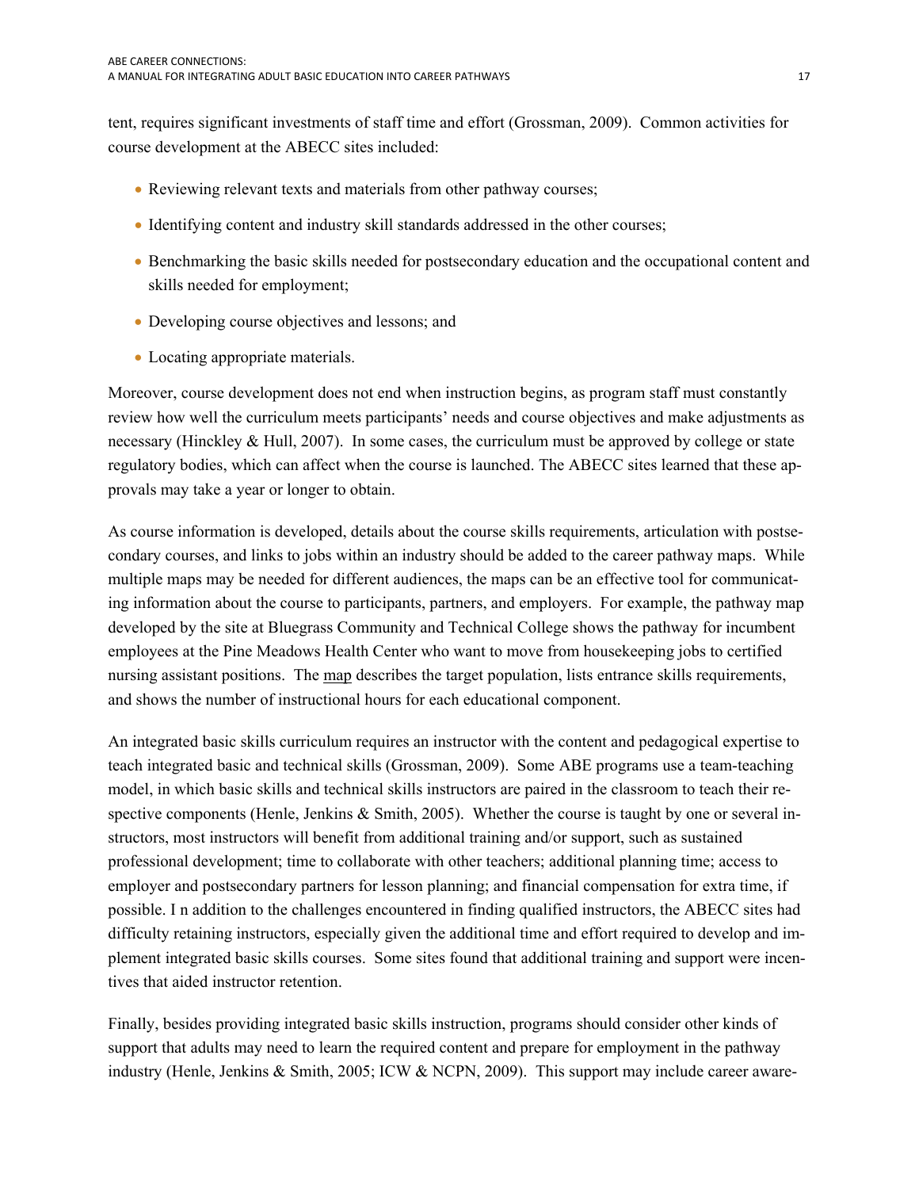tent, requires significant investments of staff time and effort (Grossman, 2009). Common activities for course development at the ABECC sites included:

- Reviewing relevant texts and materials from other pathway courses;
- Identifying content and industry skill standards addressed in the other courses;
- Benchmarking the basic skills needed for postsecondary education and the occupational content and skills needed for employment;
- Developing course objectives and lessons; and
- Locating appropriate materials.

Moreover, course development does not end when instruction begins, as program staff must constantly review how well the curriculum meets participants' needs and course objectives and make adjustments as necessary (Hinckley & Hull, 2007). In some cases, the curriculum must be approved by college or state regulatory bodies, which can affect when the course is launched. The ABECC sites learned that these approvals may take a year or longer to obtain.

As course information is developed, details about the course skills requirements, articulation with postsecondary courses, and links to jobs within an industry should be added to the career pathway maps. While multiple maps may be needed for different audiences, the maps can be an effective tool for communicating information about the course to participants, partners, and employers. For example, the pathway map developed by the site at Bluegrass Community and Technical College shows the pathway for incumbent employees at the Pine Meadows Health Center who want to move from housekeeping jobs to certified nursing assistant positions. The map describes the target population, lists entrance skills requirements, and shows the number of instructional hours for each educational component.

An integrated basic skills curriculum requires an instructor with the content and pedagogical expertise to teach integrated basic and technical skills (Grossman, 2009). Some ABE programs use a team-teaching model, in which basic skills and technical skills instructors are paired in the classroom to teach their respective components (Henle, Jenkins & Smith, 2005). Whether the course is taught by one or several instructors, most instructors will benefit from additional training and/or support, such as sustained professional development; time to collaborate with other teachers; additional planning time; access to employer and postsecondary partners for lesson planning; and financial compensation for extra time, if possible. In addition to the challenges encountered in finding qualified instructors, the ABECC sites had difficulty retaining instructors, especially given the additional time and effort required to develop and implement integrated basic skills courses. Some sites found that additional training and support were incentives that aided instructor retention.

Finally, besides providing integrated basic skills instruction, programs should consider other kinds of support that adults may need to learn the required content and prepare for employment in the pathway industry (Henle, Jenkins & Smith, 2005; ICW & NCPN, 2009). This support may include career aware-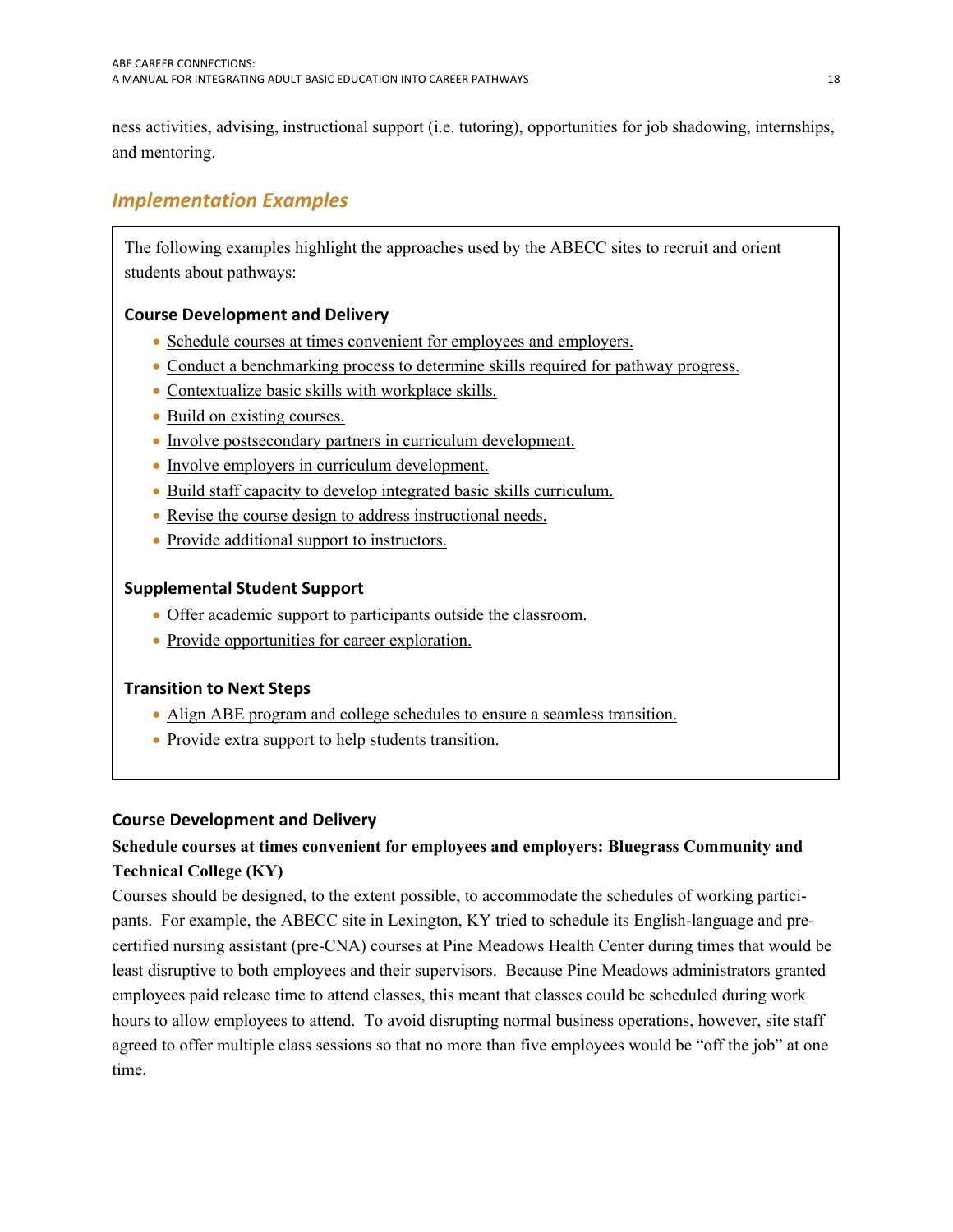ness activities, advising, instructional support (i.e. tutoring), opportunities for job shadowing, internships, and mentoring.

## *Implementation Examples*

The following examples highlight the approaches used by the ABECC sites to recruit and orient students about pathways:

**Course Development and Delivery**

- Schedule courses at times convenient for employees and employers.
- Conduct a benchmarking process to determine skills required for pathway progress.
- Contextualize basic skills with workplace skills.
- Build on existing courses.
- Involve postsecondary partners in curriculum development.
- Involve employers in curriculum development.
- Build staff capacity to develop integrated basic skills curriculum.
- Revise the course design to address instructional needs.
- Provide additional support to instructors.

**Supplemental Student Support**

- Offer academic support to participants outside the classroom.
- Provide opportunities for career exploration.

**Transition to Next Steps**

- Align ABE program and college schedules to ensure a seamless transition.
- Provide extra support to help students transition.

### Course Development and Delivery

**Schedule courses at times convenient for employees and employers: Bluegrass Community and Technical College (KY)**

Courses should be designed, to the extent possible, to accommodate the schedules of working participants. For example, the ABECC site in Lexington, KY tried to schedule its English-language and pre-certified nursing assistant (pre-CNA) courses at Pine Meadows Health Center during times that would be least disruptive to both employees and their supervisors. Because Pine Meadows administrators granted employees paid release time to attend classes, this meant that classes could be scheduled during work hours to allow employees to attend. To avoid disrupting normal business operations, however, site staff agreed to offer multiple class sessions so that no more than five employees would be "off the job" at one time.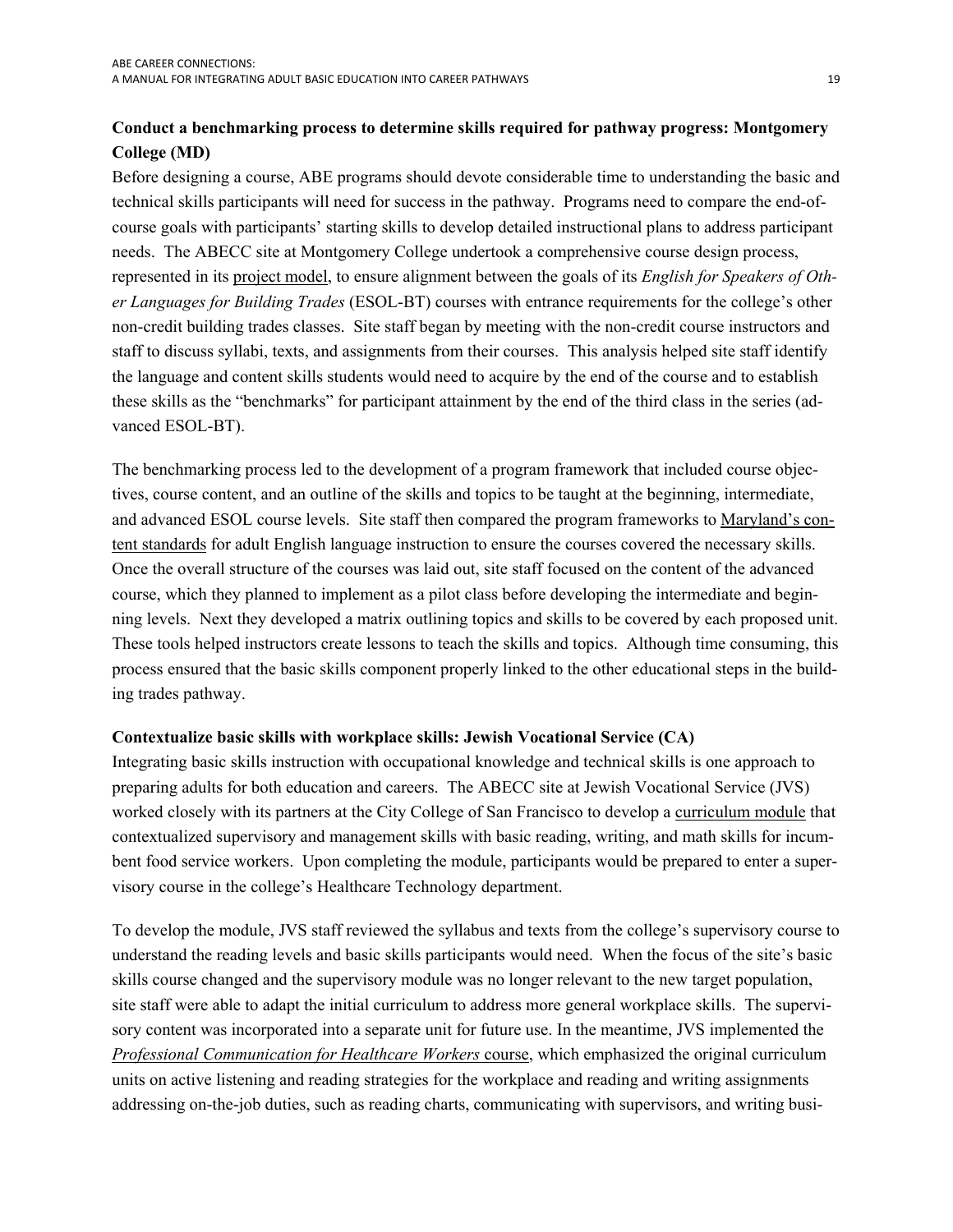**Conduct a benchmarking process to determine skills required for pathway progress: Montgomery College (MD)**

Before designing a course, ABE programs should devote considerable time to understanding the basic and technical skills participants will need for success in the pathway. Programs need to compare the end-of-course goals with participants' starting skills to develop detailed instructional plans to address participant needs. The ABECC site at Montgomery College undertook a comprehensive course design process, represented in its project model, to ensure alignment between the goals of its *English for Speakers of Other Languages for Building Trades* (ESOL-BT) courses with entrance requirements for the college's other non-credit building trades classes. Site staff began by meeting with the non-credit course instructors and staff to discuss syllabi, texts, and assignments from their courses. This analysis helped site staff identify the language and content skills students would need to acquire by the end of the course and to establish these skills as the "benchmarks" for participant attainment by the end of the third class in the series (advanced ESOL-BT).

The benchmarking process led to the development of a program framework that included course objectives, course content, and an outline of the skills and topics to be taught at the beginning, intermediate, and advanced ESOL course levels. Site staff then compared the program frameworks to Maryland's content standards for adult English language instruction to ensure the courses covered the necessary skills. Once the overall structure of the courses was laid out, site staff focused on the content of the advanced course, which they planned to implement as a pilot class before developing the intermediate and beginning levels. Next they developed a matrix outlining topics and skills to be covered by each proposed unit. These tools helped instructors create lessons to teach the skills and topics. Although time consuming, this process ensured that the basic skills component properly linked to the other educational steps in the building trades pathway.

**Contextualize basic skills with workplace skills: Jewish Vocational Service (CA)**

Integrating basic skills instruction with occupational knowledge and technical skills is one approach to preparing adults for both education and careers. The ABECC site at Jewish Vocational Service (JVS) worked closely with its partners at the City College of San Francisco to develop a curriculum module that contextualized supervisory and management skills with basic reading, writing, and math skills for incumbent food service workers. Upon completing the module, participants would be prepared to enter a supervisory course in the college's Healthcare Technology department.

To develop the module, JVS staff reviewed the syllabus and texts from the college's supervisory course to understand the reading levels and basic skills participants would need. When the focus of the site's basic skills course changed and the supervisory module was no longer relevant to the new target population, site staff were able to adapt the initial curriculum to address more general workplace skills. The supervisory content was incorporated into a separate unit for future use. In the meantime, JVS implemented the *Professional Communication for Healthcare Workers* course, which emphasized the original curriculum units on active listening and reading strategies for the workplace and reading and writing assignments addressing on-the-job duties, such as reading charts, communicating with supervisors, and writing busi-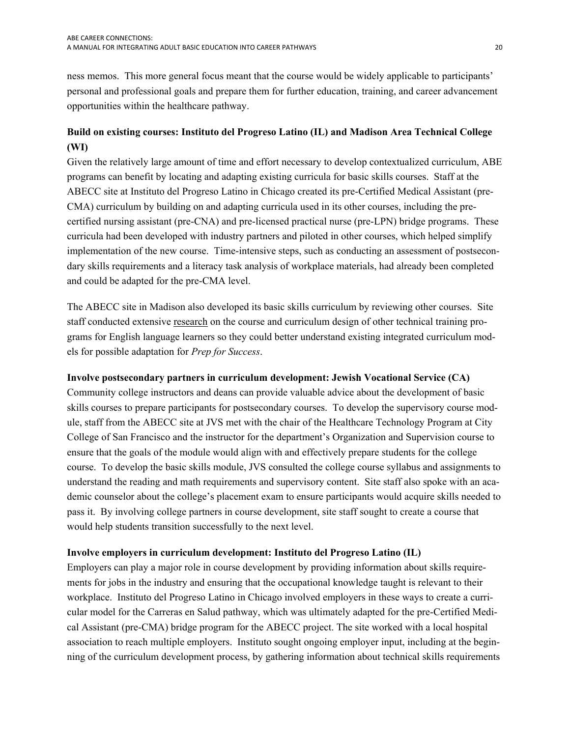ness memos. This more general focus meant that the course would be widely applicable to participants' personal and professional goals and prepare them for further education, training, and career advancement opportunities within the healthcare pathway.

**Build on existing courses: Instituto del Progreso Latino (IL) and Madison Area Technical College (WI)**

Given the relatively large amount of time and effort necessary to develop contextualized curriculum, ABE programs can benefit by locating and adapting existing curricula for basic skills courses. Staff at the ABECC site at Instituto del Progreso Latino in Chicago created its pre-Certified Medical Assistant (pre-CMA) curriculum by building on and adapting curricula used in its other courses, including the pre-certified nursing assistant (pre-CNA) and pre-licensed practical nurse (pre-LPN) bridge programs. These curricula had been developed with industry partners and piloted in other courses, which helped simplify implementation of the new course. Time-intensive steps, such as conducting an assessment of postsecondary skills requirements and a literacy task analysis of workplace materials, had already been completed and could be adapted for the pre-CMA level.

The ABECC site in Madison also developed its basic skills curriculum by reviewing other courses. Site staff conducted extensive research on the course and curriculum design of other technical training programs for English language learners so they could better understand existing integrated curriculum models for possible adaptation for *Prep for Success*.

**Involve postsecondary partners in curriculum development: Jewish Vocational Service (CA)**

Community college instructors and deans can provide valuable advice about the development of basic skills courses to prepare participants for postsecondary courses. To develop the supervisory course module, staff from the ABECC site at JVS met with the chair of the Healthcare Technology Program at City College of San Francisco and the instructor for the department's Organization and Supervision course to ensure that the goals of the module would align with and effectively prepare students for the college course. To develop the basic skills module, JVS consulted the college course syllabus and assignments to understand the reading and math requirements and supervisory content. Site staff also spoke with an academic counselor about the college's placement exam to ensure participants would acquire skills needed to pass it. By involving college partners in course development, site staff sought to create a course that would help students transition successfully to the next level.

**Involve employers in curriculum development: Instituto del Progreso Latino (IL)**

Employers can play a major role in course development by providing information about skills requirements for jobs in the industry and ensuring that the occupational knowledge taught is relevant to their workplace. Instituto del Progreso Latino in Chicago involved employers in these ways to create a curricular model for the Carreras en Salud pathway, which was ultimately adapted for the pre-Certified Medical Assistant (pre-CMA) bridge program for the ABECC project. The site worked with a local hospital association to reach multiple employers. Instituto sought ongoing employer input, including at the beginning of the curriculum development process, by gathering information about technical skills requirements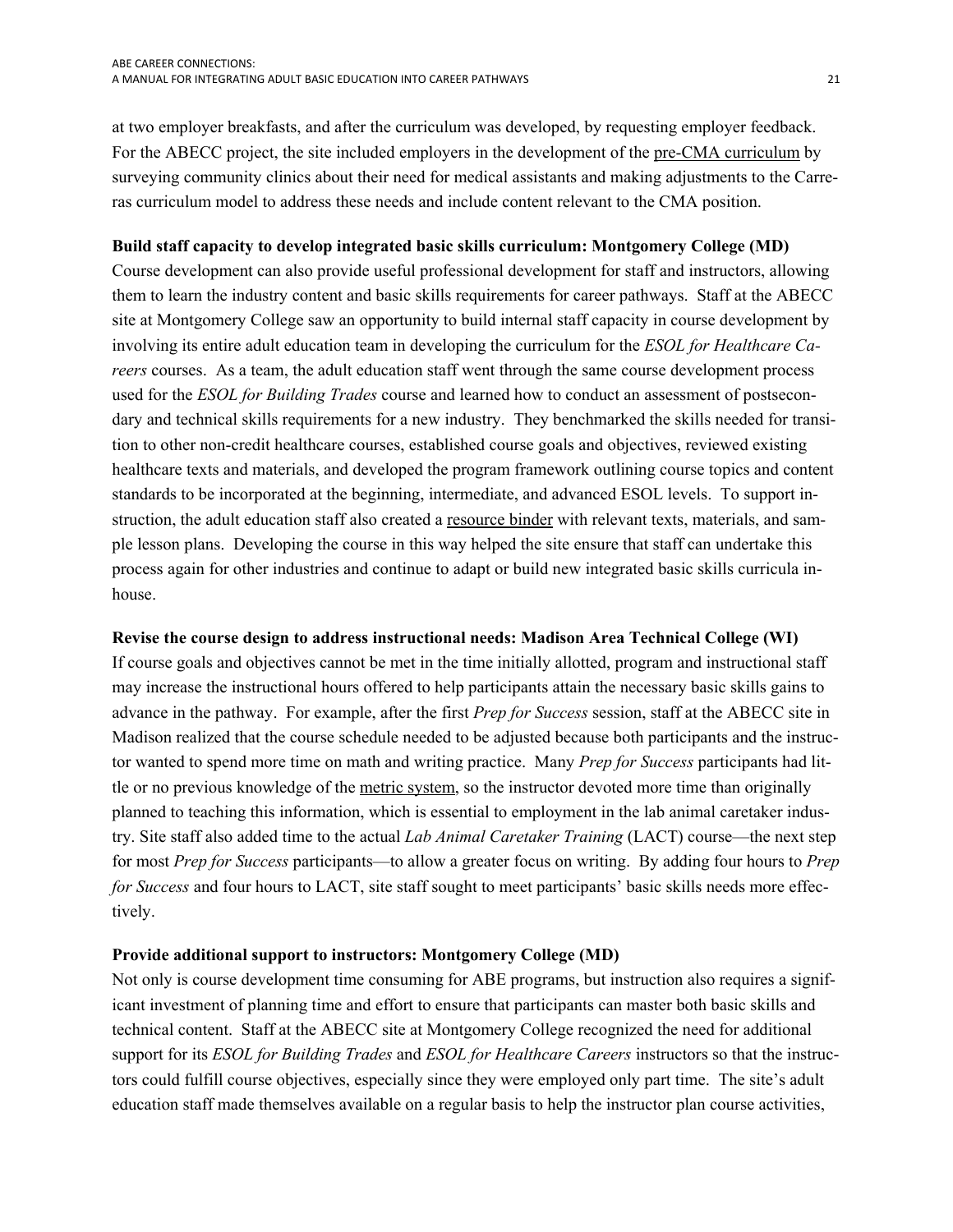at two employer breakfasts, and after the curriculum was developed, by requesting employer feedback. For the ABECC project, the site included employers in the development of the pre-CMA curriculum by surveying community clinics about their need for medical assistants and making adjustments to the Carreras curriculum model to address these needs and include content relevant to the CMA position.

**Build staff capacity to develop integrated basic skills curriculum: Montgomery College (MD)**

Course development can also provide useful professional development for staff and instructors, allowing them to learn the industry content and basic skills requirements for career pathways. Staff at the ABECC site at Montgomery College saw an opportunity to build internal staff capacity in course development by involving its entire adult education team in developing the curriculum for the *ESOL for Healthcare Careers* courses. As a team, the adult education staff went through the same course development process used for the *ESOL for Building Trades* course and learned how to conduct an assessment of postsecondary and technical skills requirements for a new industry. They benchmarked the skills needed for transition to other non-credit healthcare courses, established course goals and objectives, reviewed existing healthcare texts and materials, and developed the program framework outlining course topics and content standards to be incorporated at the beginning, intermediate, and advanced ESOL levels. To support instruction, the adult education staff also created a resource binder with relevant texts, materials, and sample lesson plans. Developing the course in this way helped the site ensure that staff can undertake this process again for other industries and continue to adapt or build new integrated basic skills curricula in-house.

**Revise the course design to address instructional needs: Madison Area Technical College (WI)**

If course goals and objectives cannot be met in the time initially allotted, program and instructional staff may increase the instructional hours offered to help participants attain the necessary basic skills gains to advance in the pathway. For example, after the first *Prep for Success* session, staff at the ABECC site in Madison realized that the course schedule needed to be adjusted because both participants and the instructor wanted to spend more time on math and writing practice. Many *Prep for Success* participants had little or no previous knowledge of the metric system, so the instructor devoted more time than originally planned to teaching this information, which is essential to employment in the lab animal caretaker industry. Site staff also added time to the actual *Lab Animal Caretaker Training* (LACT) course—the next step for most *Prep for Success* participants—to allow a greater focus on writing. By adding four hours to *Prep for Success* and four hours to LACT, site staff sought to meet participants' basic skills needs more effectively.

**Provide additional support to instructors: Montgomery College (MD)**

Not only is course development time consuming for ABE programs, but instruction also requires a significant investment of planning time and effort to ensure that participants can master both basic skills and technical content. Staff at the ABECC site at Montgomery College recognized the need for additional support for its *ESOL for Building Trades* and *ESOL for Healthcare Careers* instructors so that the instructors could fulfill course objectives, especially since they were employed only part time. The site's adult education staff made themselves available on a regular basis to help the instructor plan course activities,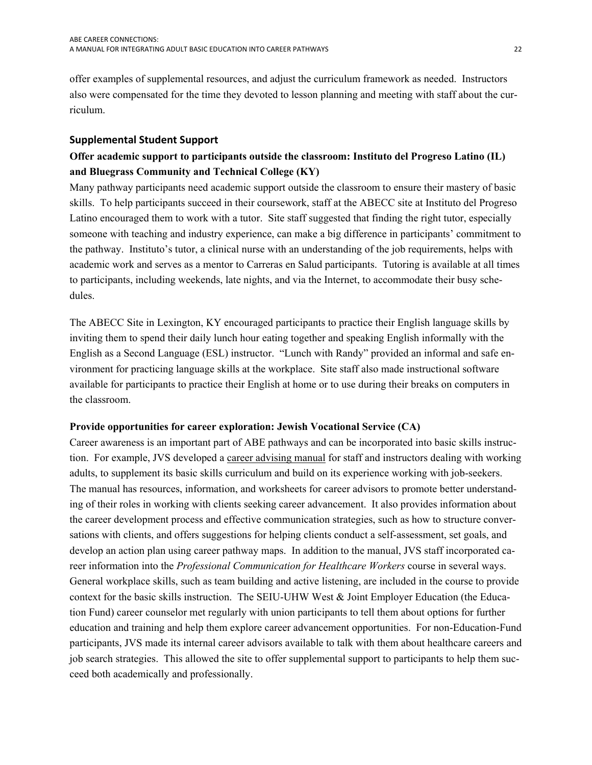offer examples of supplemental resources, and adjust the curriculum framework as needed. Instructors also were compensated for the time they devoted to lesson planning and meeting with staff about the curriculum.

## Supplemental Student Support

### Offer academic support to participants outside the classroom: Instituto del Progreso Latino (IL) and Bluegrass Community and Technical College (KY)

Many pathway participants need academic support outside the classroom to ensure their mastery of basic skills. To help participants succeed in their coursework, staff at the ABECC site at Instituto del Progreso Latino encouraged them to work with a tutor. Site staff suggested that finding the right tutor, especially someone with teaching and industry experience, can make a big difference in participants' commitment to the pathway. Instituto's tutor, a clinical nurse with an understanding of the job requirements, helps with academic work and serves as a mentor to Carreras en Salud participants. Tutoring is available at all times to participants, including weekends, late nights, and via the Internet, to accommodate their busy schedules.

The ABECC Site in Lexington, KY encouraged participants to practice their English language skills by inviting them to spend their daily lunch hour eating together and speaking English informally with the English as a Second Language (ESL) instructor. "Lunch with Randy" provided an informal and safe environment for practicing language skills at the workplace. Site staff also made instructional software available for participants to practice their English at home or to use during their breaks on computers in the classroom.

### Provide opportunities for career exploration: Jewish Vocational Service (CA)

Career awareness is an important part of ABE pathways and can be incorporated into basic skills instruction. For example, JVS developed a career advising manual for staff and instructors dealing with working adults, to supplement its basic skills curriculum and build on its experience working with job-seekers. The manual has resources, information, and worksheets for career advisors to promote better understanding of their roles in working with clients seeking career advancement. It also provides information about the career development process and effective communication strategies, such as how to structure conversations with clients, and offers suggestions for helping clients conduct a self-assessment, set goals, and develop an action plan using career pathway maps. In addition to the manual, JVS staff incorporated career information into the *Professional Communication for Healthcare Workers* course in several ways. General workplace skills, such as team building and active listening, are included in the course to provide context for the basic skills instruction. The SEIU-UHW West & Joint Employer Education (the Education Fund) career counselor met regularly with union participants to tell them about options for further education and training and help them explore career advancement opportunities. For non-Education-Fund participants, JVS made its internal career advisors available to talk with them about healthcare careers and job search strategies. This allowed the site to offer supplemental support to participants to help them succeed both academically and professionally.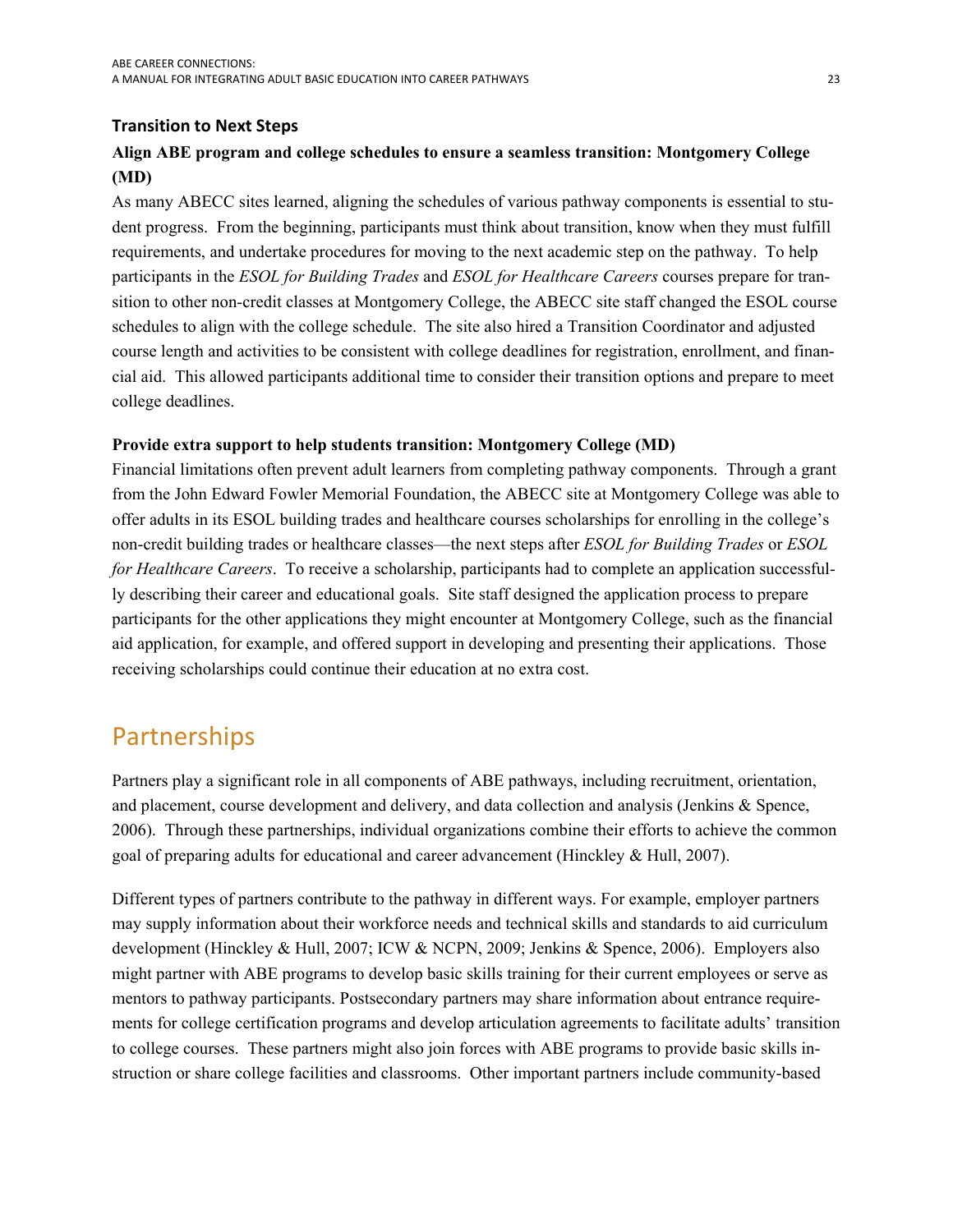### Transition to Next Steps

**Align ABE program and college schedules to ensure a seamless transition: Montgomery College (MD)**

As many ABECC sites learned, aligning the schedules of various pathway components is essential to student progress. From the beginning, participants must think about transition, know when they must fulfill requirements, and undertake procedures for moving to the next academic step on the pathway. To help participants in the *ESOL for Building Trades* and *ESOL for Healthcare Careers* courses prepare for transition to other non-credit classes at Montgomery College, the ABECC site staff changed the ESOL course schedules to align with the college schedule. The site also hired a Transition Coordinator and adjusted course length and activities to be consistent with college deadlines for registration, enrollment, and financial aid. This allowed participants additional time to consider their transition options and prepare to meet college deadlines.

**Provide extra support to help students transition: Montgomery College (MD)**

Financial limitations often prevent adult learners from completing pathway components. Through a grant from the John Edward Fowler Memorial Foundation, the ABECC site at Montgomery College was able to offer adults in its ESOL building trades and healthcare courses scholarships for enrolling in the college's non-credit building trades or healthcare classes—the next steps after *ESOL for Building Trades* or *ESOL for Healthcare Careers*. To receive a scholarship, participants had to complete an application successfully describing their career and educational goals. Site staff designed the application process to prepare participants for the other applications they might encounter at Montgomery College, such as the financial aid application, for example, and offered support in developing and presenting their applications. Those receiving scholarships could continue their education at no extra cost.

## Partnerships

Partners play a significant role in all components of ABE pathways, including recruitment, orientation, and placement, course development and delivery, and data collection and analysis (Jenkins & Spence, 2006). Through these partnerships, individual organizations combine their efforts to achieve the common goal of preparing adults for educational and career advancement (Hinckley & Hull, 2007).

Different types of partners contribute to the pathway in different ways. For example, employer partners may supply information about their workforce needs and technical skills and standards to aid curriculum development (Hinckley & Hull, 2007; ICW & NCPN, 2009; Jenkins & Spence, 2006). Employers also might partner with ABE programs to develop basic skills training for their current employees or serve as mentors to pathway participants. Postsecondary partners may share information about entrance requirements for college certification programs and develop articulation agreements to facilitate adults' transition to college courses. These partners might also join forces with ABE programs to provide basic skills instruction or share college facilities and classrooms. Other important partners include community-based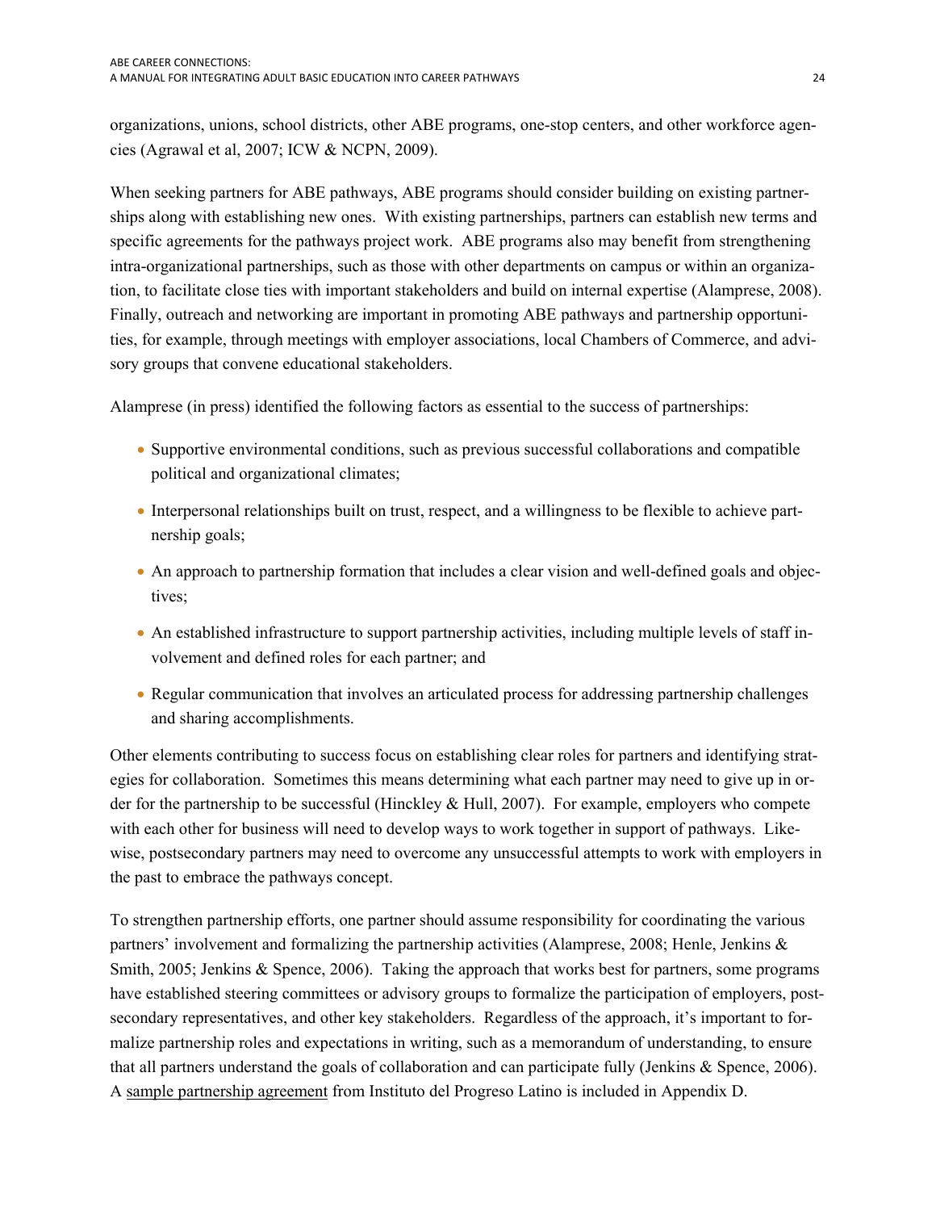organizations, unions, school districts, other ABE programs, one-stop centers, and other workforce agencies (Agrawal et al, 2007; ICW & NCPN, 2009).

When seeking partners for ABE pathways, ABE programs should consider building on existing partnerships along with establishing new ones. With existing partnerships, partners can establish new terms and specific agreements for the pathways project work. ABE programs also may benefit from strengthening intra-organizational partnerships, such as those with other departments on campus or within an organization, to facilitate close ties with important stakeholders and build on internal expertise (Alamprese, 2008). Finally, outreach and networking are important in promoting ABE pathways and partnership opportunities, for example, through meetings with employer associations, local Chambers of Commerce, and advisory groups that convene educational stakeholders.

Alamprese (in press) identified the following factors as essential to the success of partnerships:

- Supportive environmental conditions, such as previous successful collaborations and compatible political and organizational climates;
- Interpersonal relationships built on trust, respect, and a willingness to be flexible to achieve partnership goals;
- An approach to partnership formation that includes a clear vision and well-defined goals and objectives;
- An established infrastructure to support partnership activities, including multiple levels of staff involvement and defined roles for each partner; and
- Regular communication that involves an articulated process for addressing partnership challenges and sharing accomplishments.

Other elements contributing to success focus on establishing clear roles for partners and identifying strategies for collaboration. Sometimes this means determining what each partner may need to give up in order for the partnership to be successful (Hinckley & Hull, 2007). For example, employers who compete with each other for business will need to develop ways to work together in support of pathways. Likewise, postsecondary partners may need to overcome any unsuccessful attempts to work with employers in the past to embrace the pathways concept.

To strengthen partnership efforts, one partner should assume responsibility for coordinating the various partners' involvement and formalizing the partnership activities (Alamprese, 2008; Henle, Jenkins & Smith, 2005; Jenkins & Spence, 2006). Taking the approach that works best for partners, some programs have established steering committees or advisory groups to formalize the participation of employers, postsecondary representatives, and other key stakeholders. Regardless of the approach, it's important to formalize partnership roles and expectations in writing, such as a memorandum of understanding, to ensure that all partners understand the goals of collaboration and can participate fully (Jenkins & Spence, 2006). A sample partnership agreement from Instituto del Progreso Latino is included in Appendix D.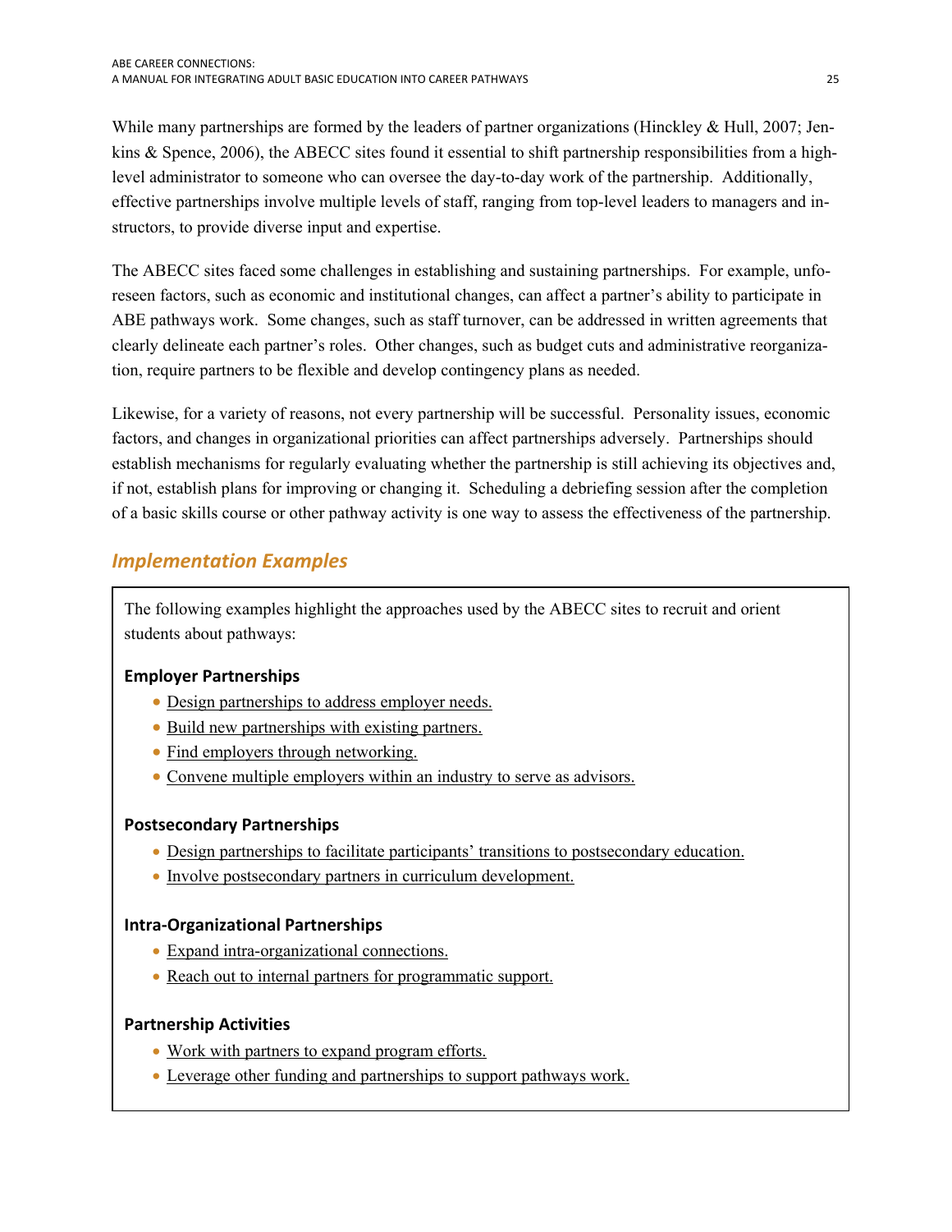While many partnerships are formed by the leaders of partner organizations (Hinckley & Hull, 2007; Jenkins & Spence, 2006), the ABECC sites found it essential to shift partnership responsibilities from a high-level administrator to someone who can oversee the day-to-day work of the partnership. Additionally, effective partnerships involve multiple levels of staff, ranging from top-level leaders to managers and instructors, to provide diverse input and expertise.

The ABECC sites faced some challenges in establishing and sustaining partnerships. For example, unforeseen factors, such as economic and institutional changes, can affect a partner's ability to participate in ABE pathways work. Some changes, such as staff turnover, can be addressed in written agreements that clearly delineate each partner's roles. Other changes, such as budget cuts and administrative reorganization, require partners to be flexible and develop contingency plans as needed.

Likewise, for a variety of reasons, not every partnership will be successful. Personality issues, economic factors, and changes in organizational priorities can affect partnerships adversely. Partnerships should establish mechanisms for regularly evaluating whether the partnership is still achieving its objectives and, if not, establish plans for improving or changing it. Scheduling a debriefing session after the completion of a basic skills course or other pathway activity is one way to assess the effectiveness of the partnership.

## *Implementation Examples*

The following examples highlight the approaches used by the ABECC sites to recruit and orient students about pathways:

### Employer Partnerships

- Design partnerships to address employer needs.
- Build new partnerships with existing partners.
- Find employers through networking.
- Convene multiple employers within an industry to serve as advisors.

### Postsecondary Partnerships

- Design partnerships to facilitate participants' transitions to postsecondary education.
- Involve postsecondary partners in curriculum development.

### Intra-Organizational Partnerships

- Expand intra-organizational connections.
- Reach out to internal partners for programmatic support.

### Partnership Activities

- Work with partners to expand program efforts.
- Leverage other funding and partnerships to support pathways work.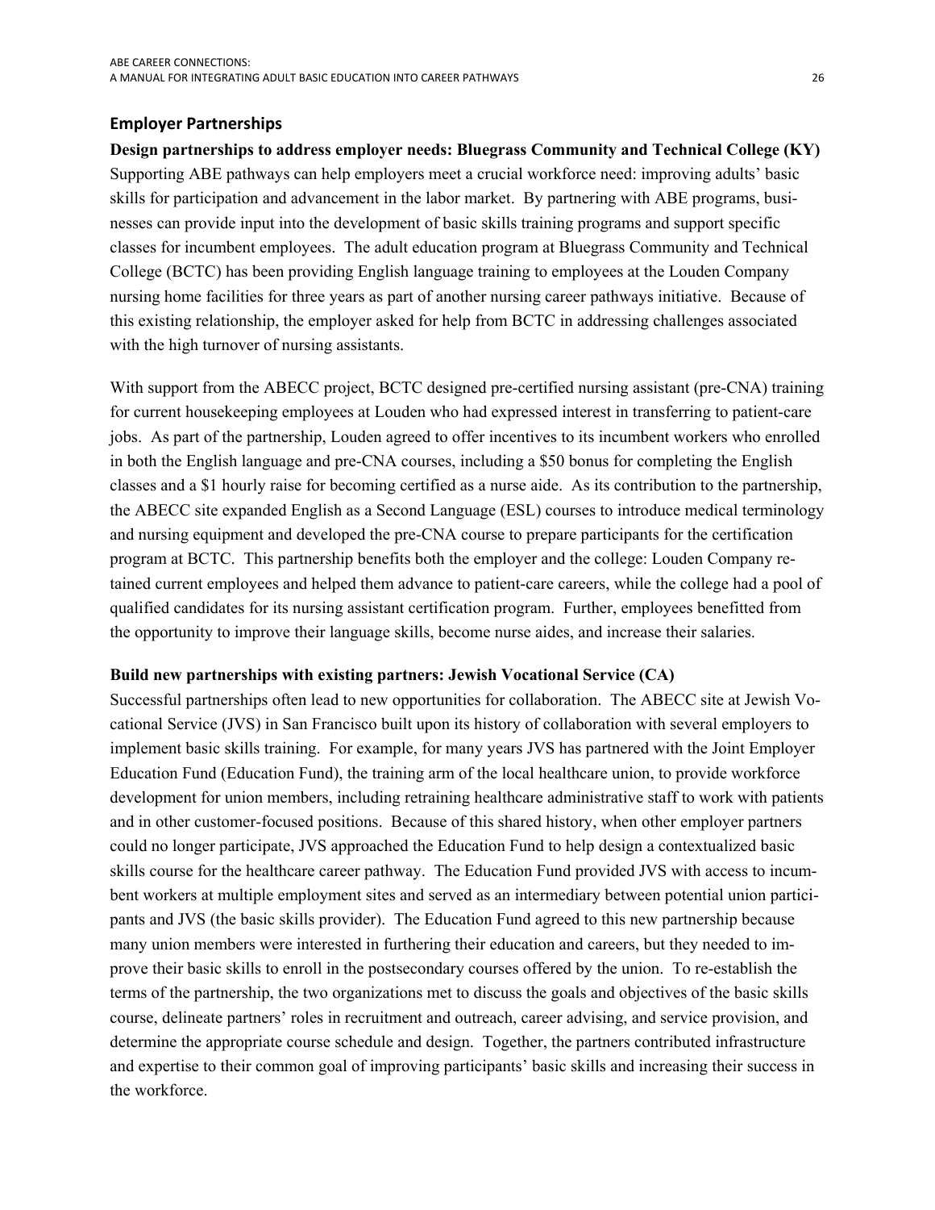## Employer Partnerships

**Design partnerships to address employer needs: Bluegrass Community and Technical College (KY)**

Supporting ABE pathways can help employers meet a crucial workforce need: improving adults' basic skills for participation and advancement in the labor market. By partnering with ABE programs, businesses can provide input into the development of basic skills training programs and support specific classes for incumbent employees. The adult education program at Bluegrass Community and Technical College (BCTC) has been providing English language training to employees at the Louden Company nursing home facilities for three years as part of another nursing career pathways initiative. Because of this existing relationship, the employer asked for help from BCTC in addressing challenges associated with the high turnover of nursing assistants.

With support from the ABECC project, BCTC designed pre-certified nursing assistant (pre-CNA) training for current housekeeping employees at Louden who had expressed interest in transferring to patient-care jobs. As part of the partnership, Louden agreed to offer incentives to its incumbent workers who enrolled in both the English language and pre-CNA courses, including a $50 bonus for completing the English classes and a $1 hourly raise for becoming certified as a nurse aide. As its contribution to the partnership, the ABECC site expanded English as a Second Language (ESL) courses to introduce medical terminology and nursing equipment and developed the pre-CNA course to prepare participants for the certification program at BCTC. This partnership benefits both the employer and the college: Louden Company retained current employees and helped them advance to patient-care careers, while the college had a pool of qualified candidates for its nursing assistant certification program. Further, employees benefitted from the opportunity to improve their language skills, become nurse aides, and increase their salaries.

**Build new partnerships with existing partners: Jewish Vocational Service (CA)**

Successful partnerships often lead to new opportunities for collaboration. The ABECC site at Jewish Vocational Service (JVS) in San Francisco built upon its history of collaboration with several employers to implement basic skills training. For example, for many years JVS has partnered with the Joint Employer Education Fund (Education Fund), the training arm of the local healthcare union, to provide workforce development for union members, including retraining healthcare administrative staff to work with patients and in other customer-focused positions. Because of this shared history, when other employer partners could no longer participate, JVS approached the Education Fund to help design a contextualized basic skills course for the healthcare career pathway. The Education Fund provided JVS with access to incumbent workers at multiple employment sites and served as an intermediary between potential union participants and JVS (the basic skills provider). The Education Fund agreed to this new partnership because many union members were interested in furthering their education and careers, but they needed to improve their basic skills to enroll in the postsecondary courses offered by the union. To re-establish the terms of the partnership, the two organizations met to discuss the goals and objectives of the basic skills course, delineate partners' roles in recruitment and outreach, career advising, and service provision, and determine the appropriate course schedule and design. Together, the partners contributed infrastructure and expertise to their common goal of improving participants' basic skills and increasing their success in the workforce.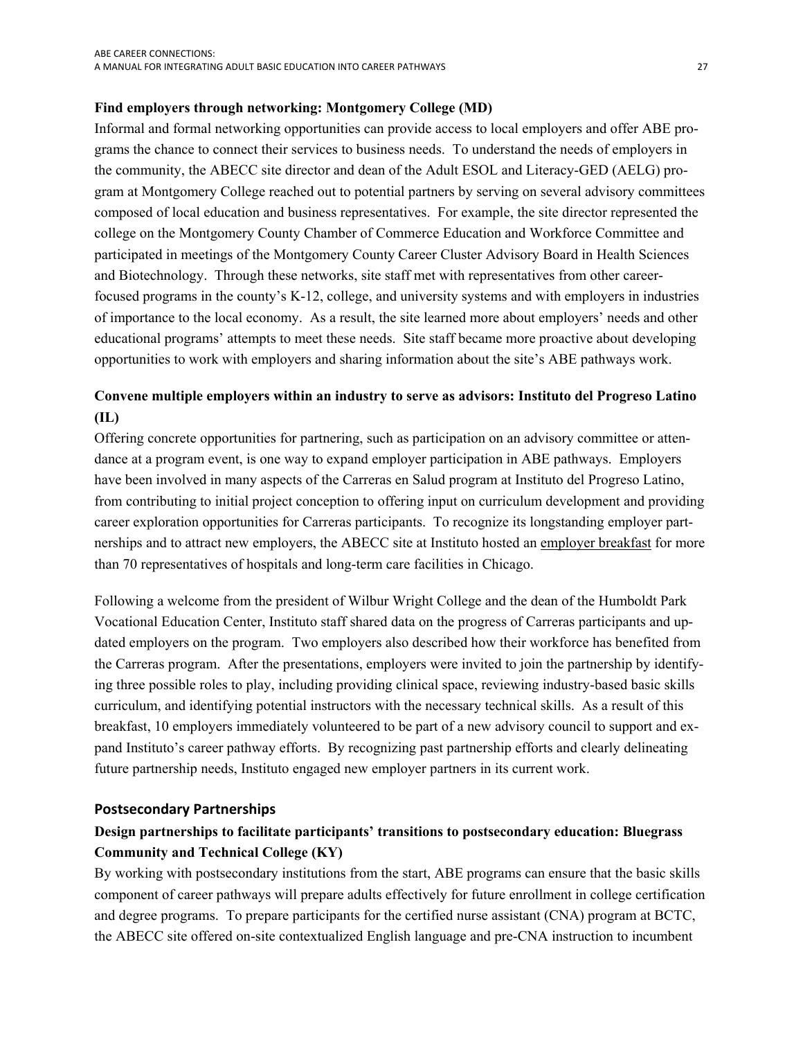**Find employers through networking: Montgomery College (MD)**

Informal and formal networking opportunities can provide access to local employers and offer ABE programs the chance to connect their services to business needs. To understand the needs of employers in the community, the ABECC site director and dean of the Adult ESOL and Literacy-GED (AELG) program at Montgomery College reached out to potential partners by serving on several advisory committees composed of local education and business representatives. For example, the site director represented the college on the Montgomery County Chamber of Commerce Education and Workforce Committee and participated in meetings of the Montgomery County Career Cluster Advisory Board in Health Sciences and Biotechnology. Through these networks, site staff met with representatives from other career-focused programs in the county's K-12, college, and university systems and with employers in industries of importance to the local economy. As a result, the site learned more about employers' needs and other educational programs' attempts to meet these needs. Site staff became more proactive about developing opportunities to work with employers and sharing information about the site's ABE pathways work.

**Convene multiple employers within an industry to serve as advisors: Instituto del Progreso Latino (IL)**

Offering concrete opportunities for partnering, such as participation on an advisory committee or attendance at a program event, is one way to expand employer participation in ABE pathways. Employers have been involved in many aspects of the Carreras en Salud program at Instituto del Progreso Latino, from contributing to initial project conception to offering input on curriculum development and providing career exploration opportunities for Carreras participants. To recognize its longstanding employer partnerships and to attract new employers, the ABECC site at Instituto hosted an employer breakfast for more than 70 representatives of hospitals and long-term care facilities in Chicago.

Following a welcome from the president of Wilbur Wright College and the dean of the Humboldt Park Vocational Education Center, Instituto staff shared data on the progress of Carreras participants and updated employers on the program. Two employers also described how their workforce has benefited from the Carreras program. After the presentations, employers were invited to join the partnership by identifying three possible roles to play, including providing clinical space, reviewing industry-based basic skills curriculum, and identifying potential instructors with the necessary technical skills. As a result of this breakfast, 10 employers immediately volunteered to be part of a new advisory council to support and expand Instituto's career pathway efforts. By recognizing past partnership efforts and clearly delineating future partnership needs, Instituto engaged new employer partners in its current work.

### Postsecondary Partnerships

**Design partnerships to facilitate participants' transitions to postsecondary education: Bluegrass Community and Technical College (KY)**

By working with postsecondary institutions from the start, ABE programs can ensure that the basic skills component of career pathways will prepare adults effectively for future enrollment in college certification and degree programs. To prepare participants for the certified nurse assistant (CNA) program at BCTC, the ABECC site offered on-site contextualized English language and pre-CNA instruction to incumbent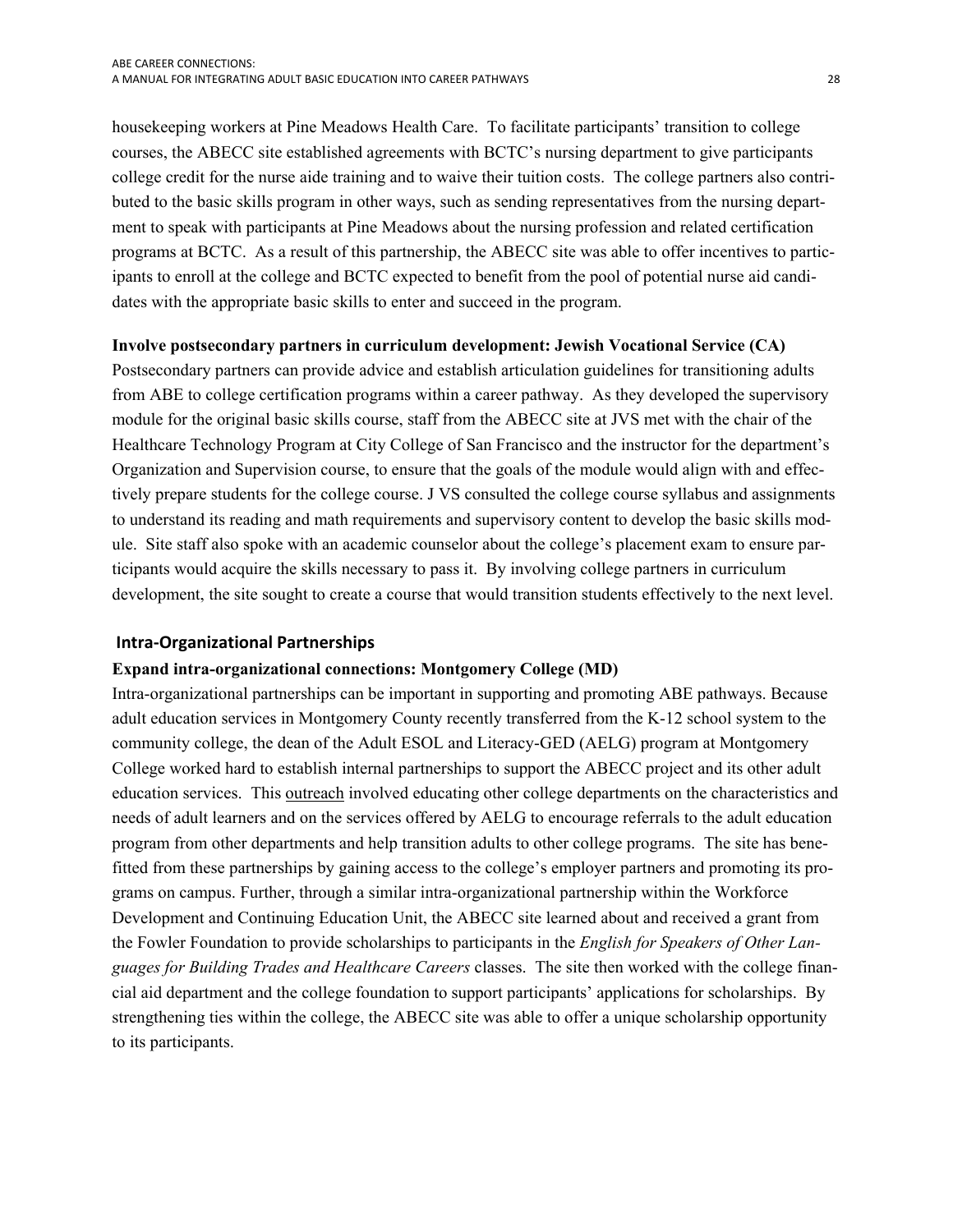housekeeping workers at Pine Meadows Health Care. To facilitate participants' transition to college courses, the ABECC site established agreements with BCTC's nursing department to give participants college credit for the nurse aide training and to waive their tuition costs. The college partners also contributed to the basic skills program in other ways, such as sending representatives from the nursing department to speak with participants at Pine Meadows about the nursing profession and related certification programs at BCTC. As a result of this partnership, the ABECC site was able to offer incentives to participants to enroll at the college and BCTC expected to benefit from the pool of potential nurse aid candidates with the appropriate basic skills to enter and succeed in the program.

**Involve postsecondary partners in curriculum development: Jewish Vocational Service (CA)**

Postsecondary partners can provide advice and establish articulation guidelines for transitioning adults from ABE to college certification programs within a career pathway. As they developed the supervisory module for the original basic skills course, staff from the ABECC site at JVS met with the chair of the Healthcare Technology Program at City College of San Francisco and the instructor for the department's Organization and Supervision course, to ensure that the goals of the module would align with and effectively prepare students for the college course. J VS consulted the college course syllabus and assignments to understand its reading and math requirements and supervisory content to develop the basic skills module. Site staff also spoke with an academic counselor about the college's placement exam to ensure participants would acquire the skills necessary to pass it. By involving college partners in curriculum development, the site sought to create a course that would transition students effectively to the next level.

## Intra-Organizational Partnerships

**Expand intra-organizational connections: Montgomery College (MD)**

Intra-organizational partnerships can be important in supporting and promoting ABE pathways. Because adult education services in Montgomery County recently transferred from the K-12 school system to the community college, the dean of the Adult ESOL and Literacy-GED (AELG) program at Montgomery College worked hard to establish internal partnerships to support the ABECC project and its other adult education services. This outreach involved educating other college departments on the characteristics and needs of adult learners and on the services offered by AELG to encourage referrals to the adult education program from other departments and help transition adults to other college programs. The site has benefitted from these partnerships by gaining access to the college's employer partners and promoting its programs on campus. Further, through a similar intra-organizational partnership within the Workforce Development and Continuing Education Unit, the ABECC site learned about and received a grant from the Fowler Foundation to provide scholarships to participants in the *English for Speakers of Other Languages for Building Trades and Healthcare Careers* classes. The site then worked with the college financial aid department and the college foundation to support participants' applications for scholarships. By strengthening ties within the college, the ABECC site was able to offer a unique scholarship opportunity to its participants.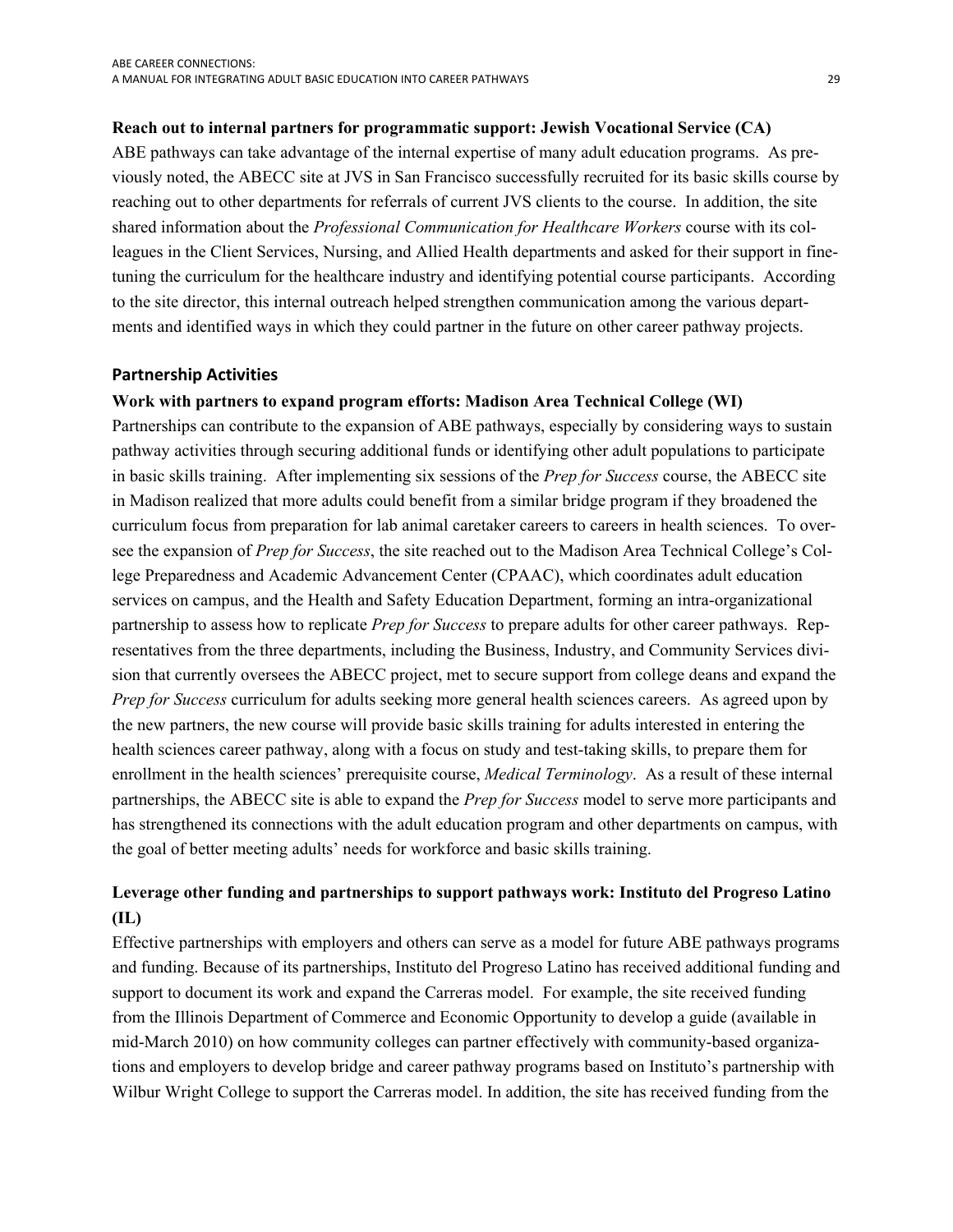**Reach out to internal partners for programmatic support: Jewish Vocational Service (CA)**

ABE pathways can take advantage of the internal expertise of many adult education programs. As previously noted, the ABECC site at JVS in San Francisco successfully recruited for its basic skills course by reaching out to other departments for referrals of current JVS clients to the course. In addition, the site shared information about the *Professional Communication for Healthcare Workers* course with its colleagues in the Client Services, Nursing, and Allied Health departments and asked for their support in fine-tuning the curriculum for the healthcare industry and identifying potential course participants. According to the site director, this internal outreach helped strengthen communication among the various departments and identified ways in which they could partner in the future on other career pathway projects.

## Partnership Activities

**Work with partners to expand program efforts: Madison Area Technical College (WI)**

Partnerships can contribute to the expansion of ABE pathways, especially by considering ways to sustain pathway activities through securing additional funds or identifying other adult populations to participate in basic skills training. After implementing six sessions of the *Prep for Success* course, the ABECC site in Madison realized that more adults could benefit from a similar bridge program if they broadened the curriculum focus from preparation for lab animal caretaker careers to careers in health sciences. To oversee the expansion of *Prep for Success*, the site reached out to the Madison Area Technical College's College Preparedness and Academic Advancement Center (CPAAC), which coordinates adult education services on campus, and the Health and Safety Education Department, forming an intra-organizational partnership to assess how to replicate *Prep for Success* to prepare adults for other career pathways. Representatives from the three departments, including the Business, Industry, and Community Services division that currently oversees the ABECC project, met to secure support from college deans and expand the *Prep for Success* curriculum for adults seeking more general health sciences careers. As agreed upon by the new partners, the new course will provide basic skills training for adults interested in entering the health sciences career pathway, along with a focus on study and test-taking skills, to prepare them for enrollment in the health sciences' prerequisite course, *Medical Terminology*. As a result of these internal partnerships, the ABECC site is able to expand the *Prep for Success* model to serve more participants and has strengthened its connections with the adult education program and other departments on campus, with the goal of better meeting adults' needs for workforce and basic skills training.

**Leverage other funding and partnerships to support pathways work: Instituto del Progreso Latino (IL)**

Effective partnerships with employers and others can serve as a model for future ABE pathways programs and funding. Because of its partnerships, Instituto del Progreso Latino has received additional funding and support to document its work and expand the Carreras model. For example, the site received funding from the Illinois Department of Commerce and Economic Opportunity to develop a guide (available in mid-March 2010) on how community colleges can partner effectively with community-based organizations and employers to develop bridge and career pathway programs based on Instituto's partnership with Wilbur Wright College to support the Carreras model. In addition, the site has received funding from the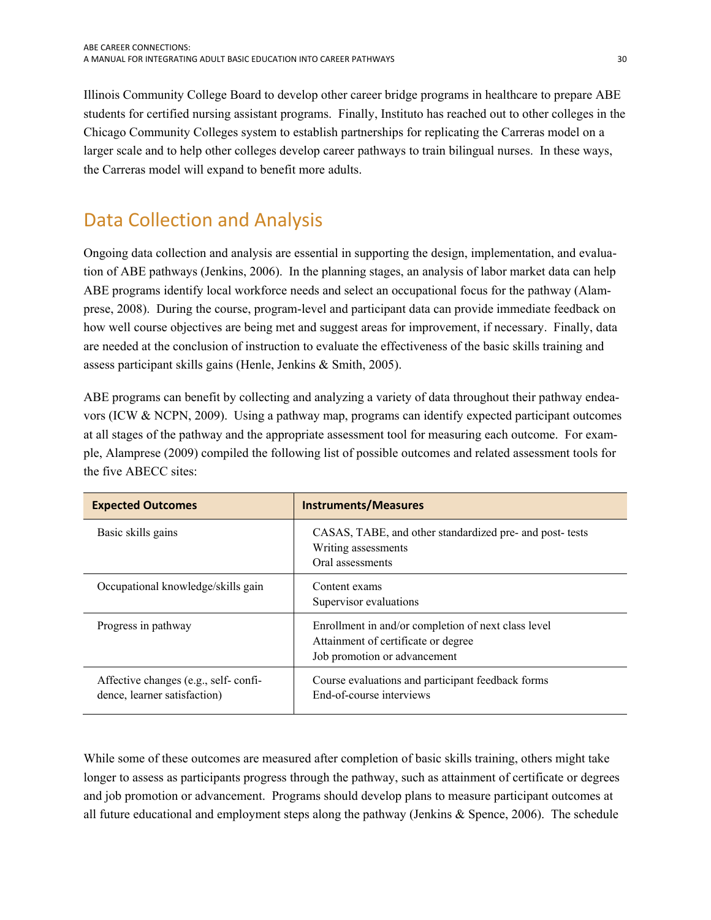Illinois Community College Board to develop other career bridge programs in healthcare to prepare ABE students for certified nursing assistant programs. Finally, Instituto has reached out to other colleges in the Chicago Community Colleges system to establish partnerships for replicating the Carreras model on a larger scale and to help other colleges develop career pathways to train bilingual nurses. In these ways, the Carreras model will expand to benefit more adults.

## Data Collection and Analysis

Ongoing data collection and analysis are essential in supporting the design, implementation, and evaluation of ABE pathways (Jenkins, 2006). In the planning stages, an analysis of labor market data can help ABE programs identify local workforce needs and select an occupational focus for the pathway (Alamprese, 2008). During the course, program-level and participant data can provide immediate feedback on how well course objectives are being met and suggest areas for improvement, if necessary. Finally, data are needed at the conclusion of instruction to evaluate the effectiveness of the basic skills training and assess participant skills gains (Henle, Jenkins & Smith, 2005).

ABE programs can benefit by collecting and analyzing a variety of data throughout their pathway endeavors (ICW & NCPN, 2009). Using a pathway map, programs can identify expected participant outcomes at all stages of the pathway and the appropriate assessment tool for measuring each outcome. For example, Alamprese (2009) compiled the following list of possible outcomes and related assessment tools for the five ABECC sites:

| Expected Outcomes | Instruments/Measures |
|---|---|
| Basic skills gains | CASAS, TABE, and other standardized pre- and post- tests<br>Writing assessments<br>Oral assessments |
| Occupational knowledge/skills gain | Content exams<br>Supervisor evaluations |
| Progress in pathway | Enrollment in and/or completion of next class level<br>Attainment of certificate or degree<br>Job promotion or advancement |
| Affective changes (e.g., self- confidence, learner satisfaction) | Course evaluations and participant feedback forms<br>End-of-course interviews |

While some of these outcomes are measured after completion of basic skills training, others might take longer to assess as participants progress through the pathway, such as attainment of certificate or degrees and job promotion or advancement. Programs should develop plans to measure participant outcomes at all future educational and employment steps along the pathway (Jenkins & Spence, 2006). The schedule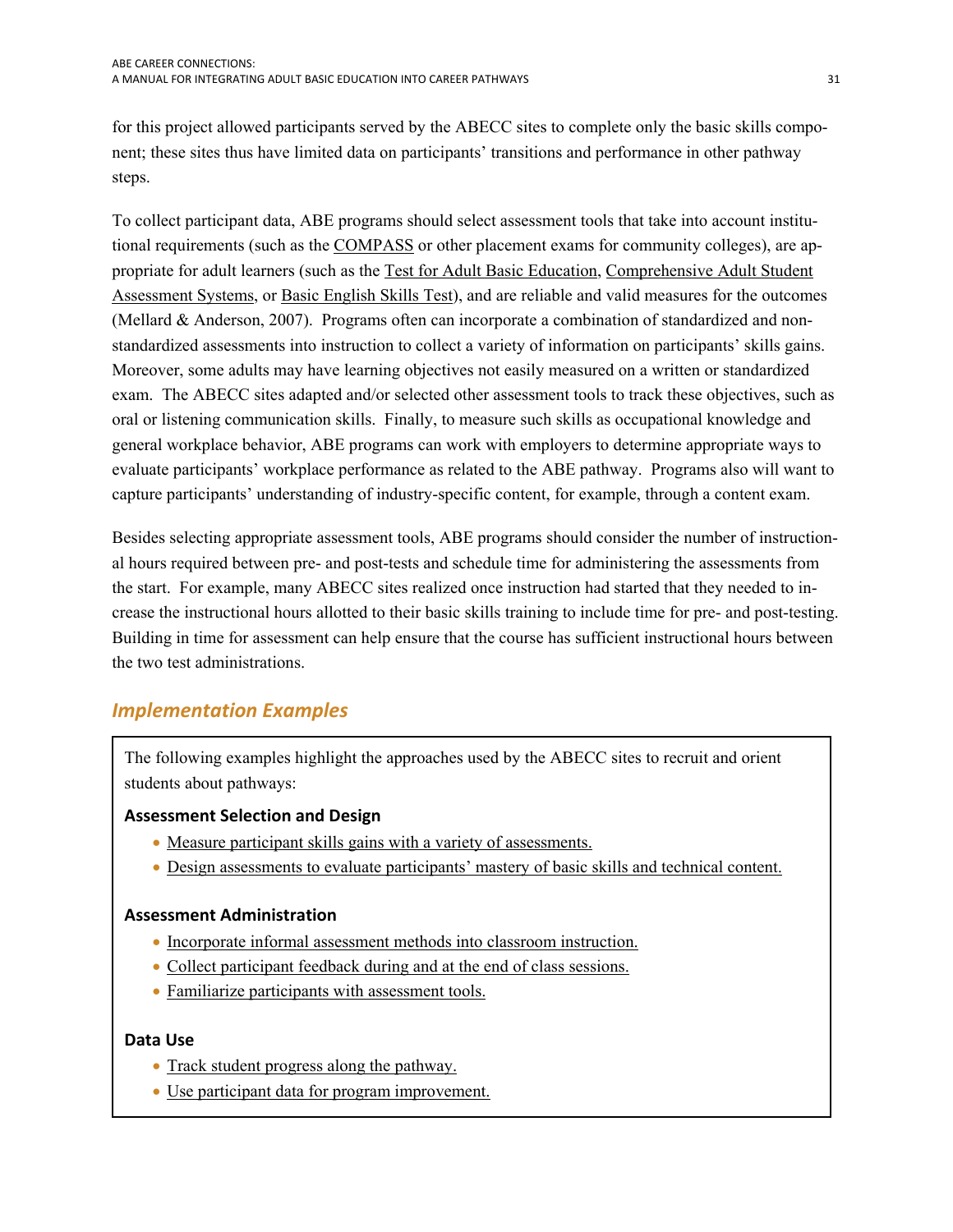for this project allowed participants served by the ABECC sites to complete only the basic skills component; these sites thus have limited data on participants' transitions and performance in other pathway steps.

To collect participant data, ABE programs should select assessment tools that take into account institutional requirements (such as the COMPASS or other placement exams for community colleges), are appropriate for adult learners (such as the Test for Adult Basic Education, Comprehensive Adult Student Assessment Systems, or Basic English Skills Test), and are reliable and valid measures for the outcomes (Mellard & Anderson, 2007). Programs often can incorporate a combination of standardized and non-standardized assessments into instruction to collect a variety of information on participants' skills gains. Moreover, some adults may have learning objectives not easily measured on a written or standardized exam. The ABECC sites adapted and/or selected other assessment tools to track these objectives, such as oral or listening communication skills. Finally, to measure such skills as occupational knowledge and general workplace behavior, ABE programs can work with employers to determine appropriate ways to evaluate participants' workplace performance as related to the ABE pathway. Programs also will want to capture participants' understanding of industry-specific content, for example, through a content exam.

Besides selecting appropriate assessment tools, ABE programs should consider the number of instructional hours required between pre- and post-tests and schedule time for administering the assessments from the start. For example, many ABECC sites realized once instruction had started that they needed to increase the instructional hours allotted to their basic skills training to include time for pre- and post-testing. Building in time for assessment can help ensure that the course has sufficient instructional hours between the two test administrations.

## *Implementation Examples*

The following examples highlight the approaches used by the ABECC sites to recruit and orient students about pathways:

**Assessment Selection and Design**

- Measure participant skills gains with a variety of assessments.
- Design assessments to evaluate participants' mastery of basic skills and technical content.

**Assessment Administration**

- Incorporate informal assessment methods into classroom instruction.
- Collect participant feedback during and at the end of class sessions.
- Familiarize participants with assessment tools.

**Data Use**

- Track student progress along the pathway.
- Use participant data for program improvement.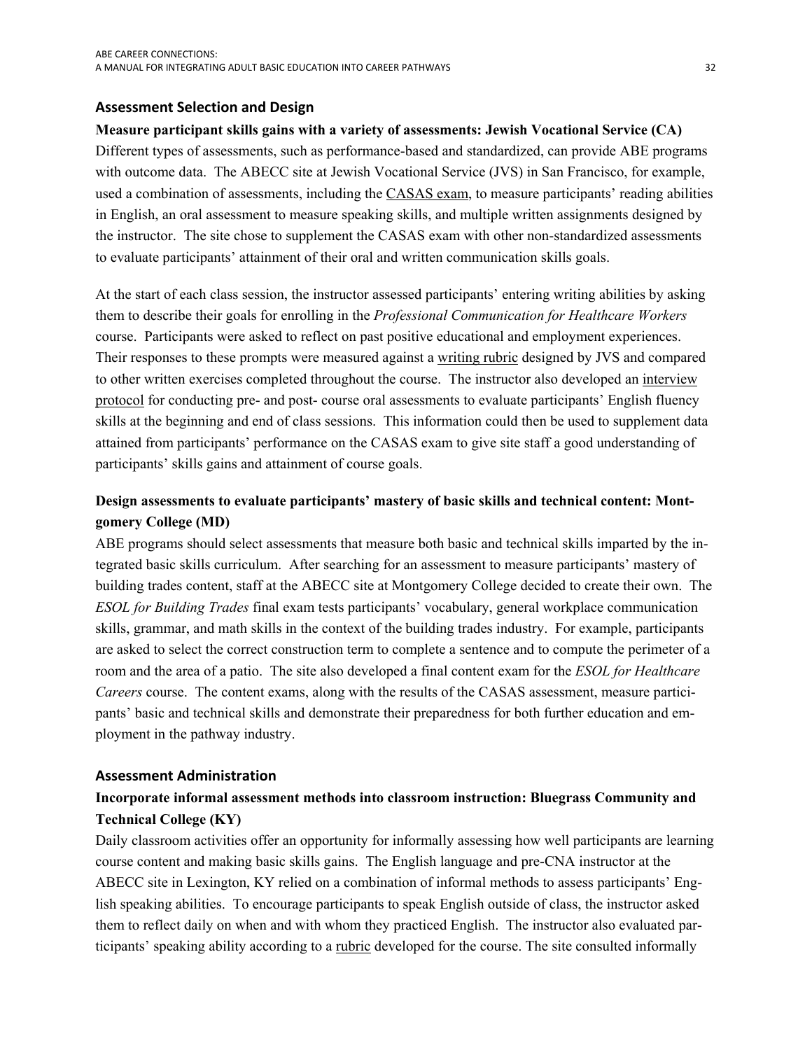## Assessment Selection and Design

**Measure participant skills gains with a variety of assessments: Jewish Vocational Service (CA)**

Different types of assessments, such as performance-based and standardized, can provide ABE programs with outcome data. The ABECC site at Jewish Vocational Service (JVS) in San Francisco, for example, used a combination of assessments, including the CASAS exam, to measure participants' reading abilities in English, an oral assessment to measure speaking skills, and multiple written assignments designed by the instructor. The site chose to supplement the CASAS exam with other non-standardized assessments to evaluate participants' attainment of their oral and written communication skills goals.

At the start of each class session, the instructor assessed participants' entering writing abilities by asking them to describe their goals for enrolling in the *Professional Communication for Healthcare Workers* course. Participants were asked to reflect on past positive educational and employment experiences. Their responses to these prompts were measured against a writing rubric designed by JVS and compared to other written exercises completed throughout the course. The instructor also developed an interview protocol for conducting pre- and post- course oral assessments to evaluate participants' English fluency skills at the beginning and end of class sessions. This information could then be used to supplement data attained from participants' performance on the CASAS exam to give site staff a good understanding of participants' skills gains and attainment of course goals.

**Design assessments to evaluate participants' mastery of basic skills and technical content: Montgomery College (MD)**

ABE programs should select assessments that measure both basic and technical skills imparted by the integrated basic skills curriculum. After searching for an assessment to measure participants' mastery of building trades content, staff at the ABECC site at Montgomery College decided to create their own. The *ESOL for Building Trades* final exam tests participants' vocabulary, general workplace communication skills, grammar, and math skills in the context of the building trades industry. For example, participants are asked to select the correct construction term to complete a sentence and to compute the perimeter of a room and the area of a patio. The site also developed a final content exam for the *ESOL for Healthcare Careers* course. The content exams, along with the results of the CASAS assessment, measure participants' basic and technical skills and demonstrate their preparedness for both further education and employment in the pathway industry.

## Assessment Administration

**Incorporate informal assessment methods into classroom instruction: Bluegrass Community and Technical College (KY)**

Daily classroom activities offer an opportunity for informally assessing how well participants are learning course content and making basic skills gains. The English language and pre-CNA instructor at the ABECC site in Lexington, KY relied on a combination of informal methods to assess participants' English speaking abilities. To encourage participants to speak English outside of class, the instructor asked them to reflect daily on when and with whom they practiced English. The instructor also evaluated participants' speaking ability according to a rubric developed for the course. The site consulted informally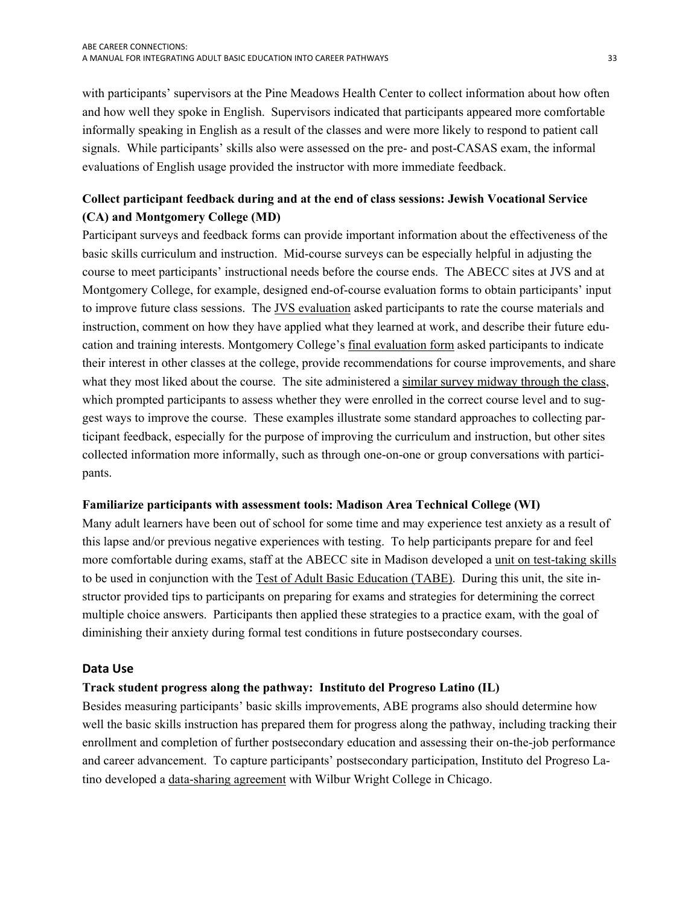with participants' supervisors at the Pine Meadows Health Center to collect information about how often and how well they spoke in English. Supervisors indicated that participants appeared more comfortable informally speaking in English as a result of the classes and were more likely to respond to patient call signals. While participants' skills also were assessed on the pre- and post-CASAS exam, the informal evaluations of English usage provided the instructor with more immediate feedback.

**Collect participant feedback during and at the end of class sessions: Jewish Vocational Service (CA) and Montgomery College (MD)**

Participant surveys and feedback forms can provide important information about the effectiveness of the basic skills curriculum and instruction. Mid-course surveys can be especially helpful in adjusting the course to meet participants' instructional needs before the course ends. The ABECC sites at JVS and at Montgomery College, for example, designed end-of-course evaluation forms to obtain participants' input to improve future class sessions. The JVS evaluation asked participants to rate the course materials and instruction, comment on how they have applied what they learned at work, and describe their future education and training interests. Montgomery College's final evaluation form asked participants to indicate their interest in other classes at the college, provide recommendations for course improvements, and share what they most liked about the course. The site administered a similar survey midway through the class, which prompted participants to assess whether they were enrolled in the correct course level and to suggest ways to improve the course. These examples illustrate some standard approaches to collecting participant feedback, especially for the purpose of improving the curriculum and instruction, but other sites collected information more informally, such as through one-on-one or group conversations with participants.

**Familiarize participants with assessment tools: Madison Area Technical College (WI)**

Many adult learners have been out of school for some time and may experience test anxiety as a result of this lapse and/or previous negative experiences with testing. To help participants prepare for and feel more comfortable during exams, staff at the ABECC site in Madison developed a unit on test-taking skills to be used in conjunction with the Test of Adult Basic Education (TABE). During this unit, the site instructor provided tips to participants on preparing for exams and strategies for determining the correct multiple choice answers. Participants then applied these strategies to a practice exam, with the goal of diminishing their anxiety during formal test conditions in future postsecondary courses.

## Data Use

**Track student progress along the pathway: Instituto del Progreso Latino (IL)**

Besides measuring participants' basic skills improvements, ABE programs also should determine how well the basic skills instruction has prepared them for progress along the pathway, including tracking their enrollment and completion of further postsecondary education and assessing their on-the-job performance and career advancement. To capture participants' postsecondary participation, Instituto del Progreso Latino developed a data-sharing agreement with Wilbur Wright College in Chicago.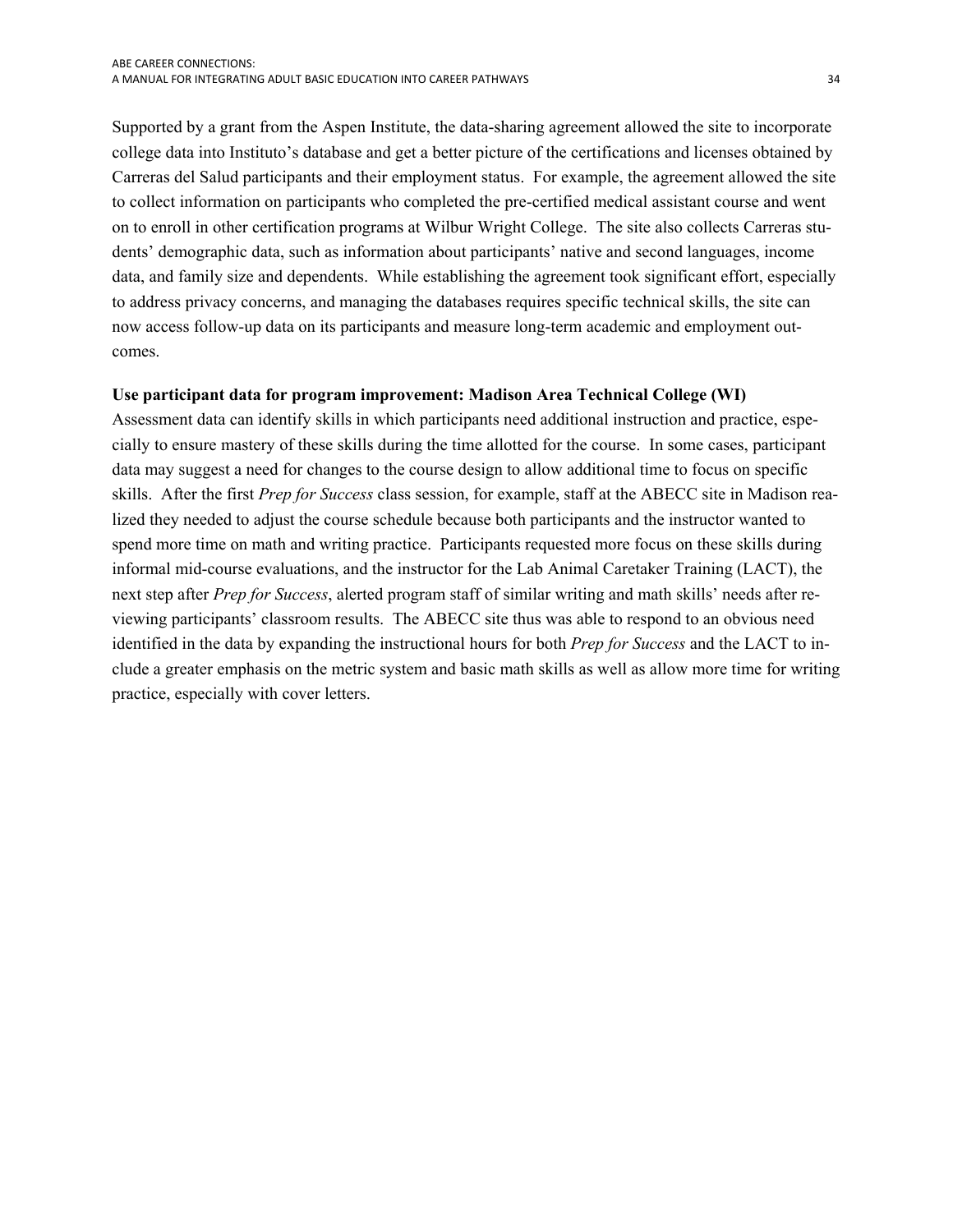Supported by a grant from the Aspen Institute, the data-sharing agreement allowed the site to incorporate college data into Instituto's database and get a better picture of the certifications and licenses obtained by Carreras del Salud participants and their employment status. For example, the agreement allowed the site to collect information on participants who completed the pre-certified medical assistant course and went on to enroll in other certification programs at Wilbur Wright College. The site also collects Carreras students' demographic data, such as information about participants' native and second languages, income data, and family size and dependents. While establishing the agreement took significant effort, especially to address privacy concerns, and managing the databases requires specific technical skills, the site can now access follow-up data on its participants and measure long-term academic and employment outcomes.

**Use participant data for program improvement: Madison Area Technical College (WI)**

Assessment data can identify skills in which participants need additional instruction and practice, especially to ensure mastery of these skills during the time allotted for the course. In some cases, participant data may suggest a need for changes to the course design to allow additional time to focus on specific skills. After the first *Prep for Success* class session, for example, staff at the ABECC site in Madison realized they needed to adjust the course schedule because both participants and the instructor wanted to spend more time on math and writing practice. Participants requested more focus on these skills during informal mid-course evaluations, and the instructor for the Lab Animal Caretaker Training (LACT), the next step after *Prep for Success*, alerted program staff of similar writing and math skills' needs after reviewing participants' classroom results. The ABECC site thus was able to respond to an obvious need identified in the data by expanding the instructional hours for both *Prep for Success* and the LACT to include a greater emphasis on the metric system and basic math skills as well as allow more time for writing practice, especially with cover letters.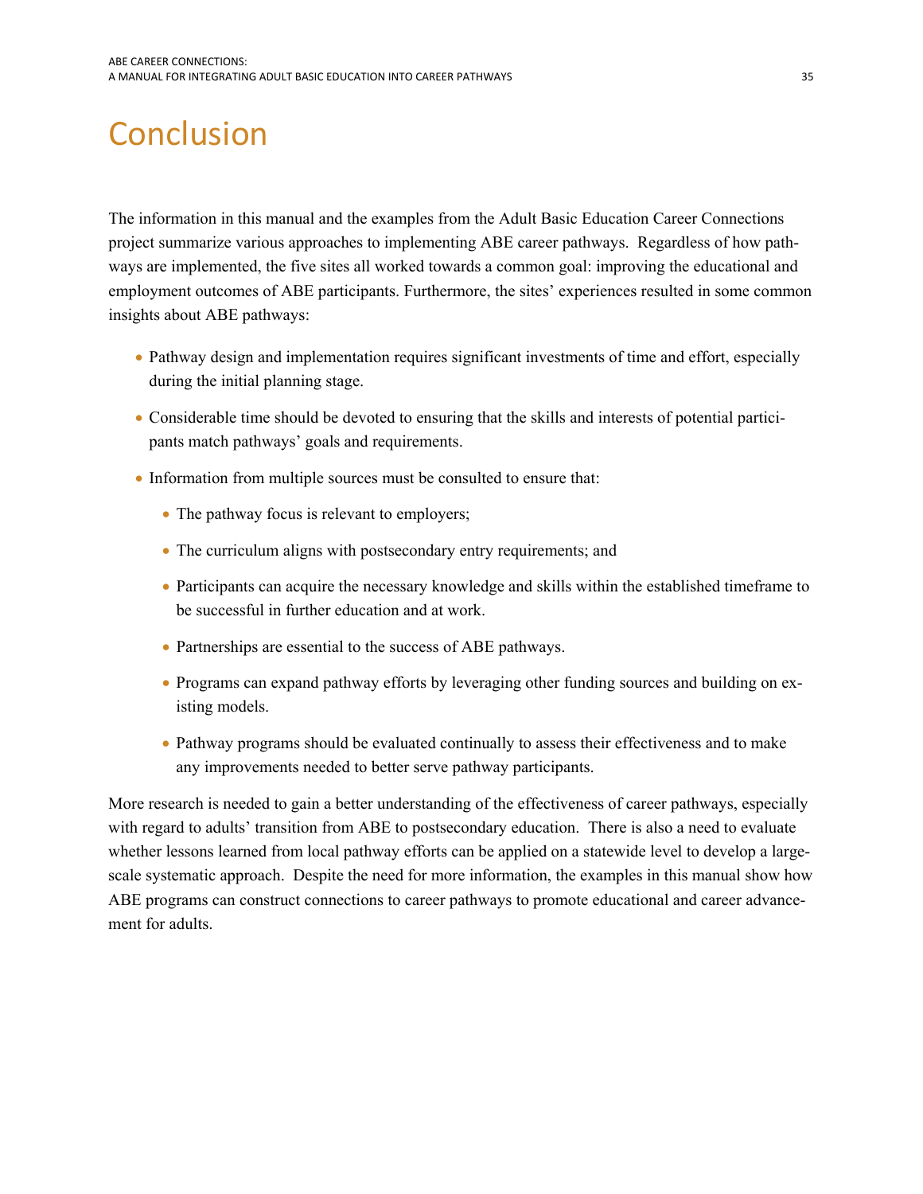# Conclusion

The information in this manual and the examples from the Adult Basic Education Career Connections project summarize various approaches to implementing ABE career pathways. Regardless of how pathways are implemented, the five sites all worked towards a common goal: improving the educational and employment outcomes of ABE participants. Furthermore, the sites' experiences resulted in some common insights about ABE pathways:

- Pathway design and implementation requires significant investments of time and effort, especially during the initial planning stage.
- Considerable time should be devoted to ensuring that the skills and interests of potential participants match pathways' goals and requirements.
- Information from multiple sources must be consulted to ensure that:
  - The pathway focus is relevant to employers;
  - The curriculum aligns with postsecondary entry requirements; and
  - Participants can acquire the necessary knowledge and skills within the established timeframe to be successful in further education and at work.
  - Partnerships are essential to the success of ABE pathways.
  - Programs can expand pathway efforts by leveraging other funding sources and building on existing models.
  - Pathway programs should be evaluated continually to assess their effectiveness and to make any improvements needed to better serve pathway participants.

More research is needed to gain a better understanding of the effectiveness of career pathways, especially with regard to adults' transition from ABE to postsecondary education. There is also a need to evaluate whether lessons learned from local pathway efforts can be applied on a statewide level to develop a large-scale systematic approach. Despite the need for more information, the examples in this manual show how ABE programs can construct connections to career pathways to promote educational and career advancement for adults.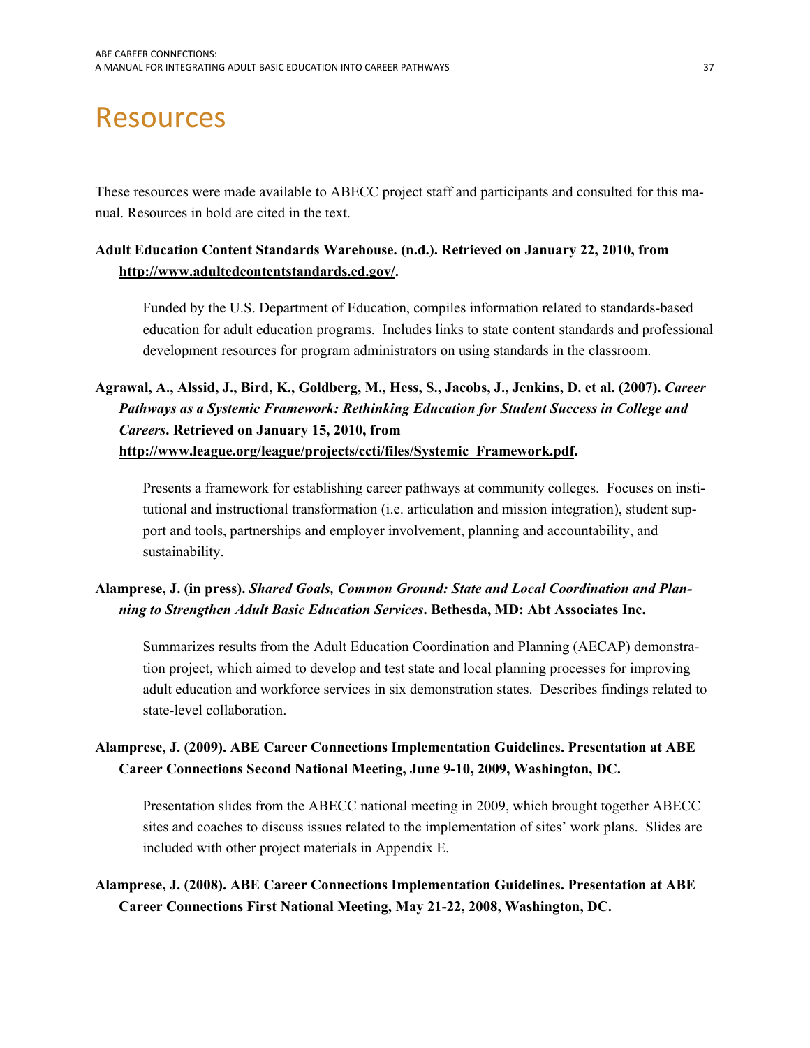# Resources

These resources were made available to ABECC project staff and participants and consulted for this manual. Resources in bold are cited in the text.

**Adult Education Content Standards Warehouse. (n.d.). Retrieved on January 22, 2010, from http://www.adultedcontentstandards.ed.gov/.**

Funded by the U.S. Department of Education, compiles information related to standards-based education for adult education programs. Includes links to state content standards and professional development resources for program administrators on using standards in the classroom.

**Agrawal, A., Alssid, J., Bird, K., Goldberg, M., Hess, S., Jacobs, J., Jenkins, D. et al. (2007). *Career Pathways as a Systemic Framework: Rethinking Education for Student Success in College and Careers*. Retrieved on January 15, 2010, from http://www.league.org/league/projects/ccti/files/Systemic_Framework.pdf.**

Presents a framework for establishing career pathways at community colleges. Focuses on institutional and instructional transformation (i.e. articulation and mission integration), student support and tools, partnerships and employer involvement, planning and accountability, and sustainability.

**Alamprese, J. (in press). *Shared Goals, Common Ground: State and Local Coordination and Planning to Strengthen Adult Basic Education Services*. Bethesda, MD: Abt Associates Inc.**

Summarizes results from the Adult Education Coordination and Planning (AECAP) demonstration project, which aimed to develop and test state and local planning processes for improving adult education and workforce services in six demonstration states. Describes findings related to state-level collaboration.

**Alamprese, J. (2009). ABE Career Connections Implementation Guidelines. Presentation at ABE Career Connections Second National Meeting, June 9-10, 2009, Washington, DC.**

Presentation slides from the ABECC national meeting in 2009, which brought together ABECC sites and coaches to discuss issues related to the implementation of sites' work plans. Slides are included with other project materials in Appendix E.

**Alamprese, J. (2008). ABE Career Connections Implementation Guidelines. Presentation at ABE Career Connections First National Meeting, May 21-22, 2008, Washington, DC.**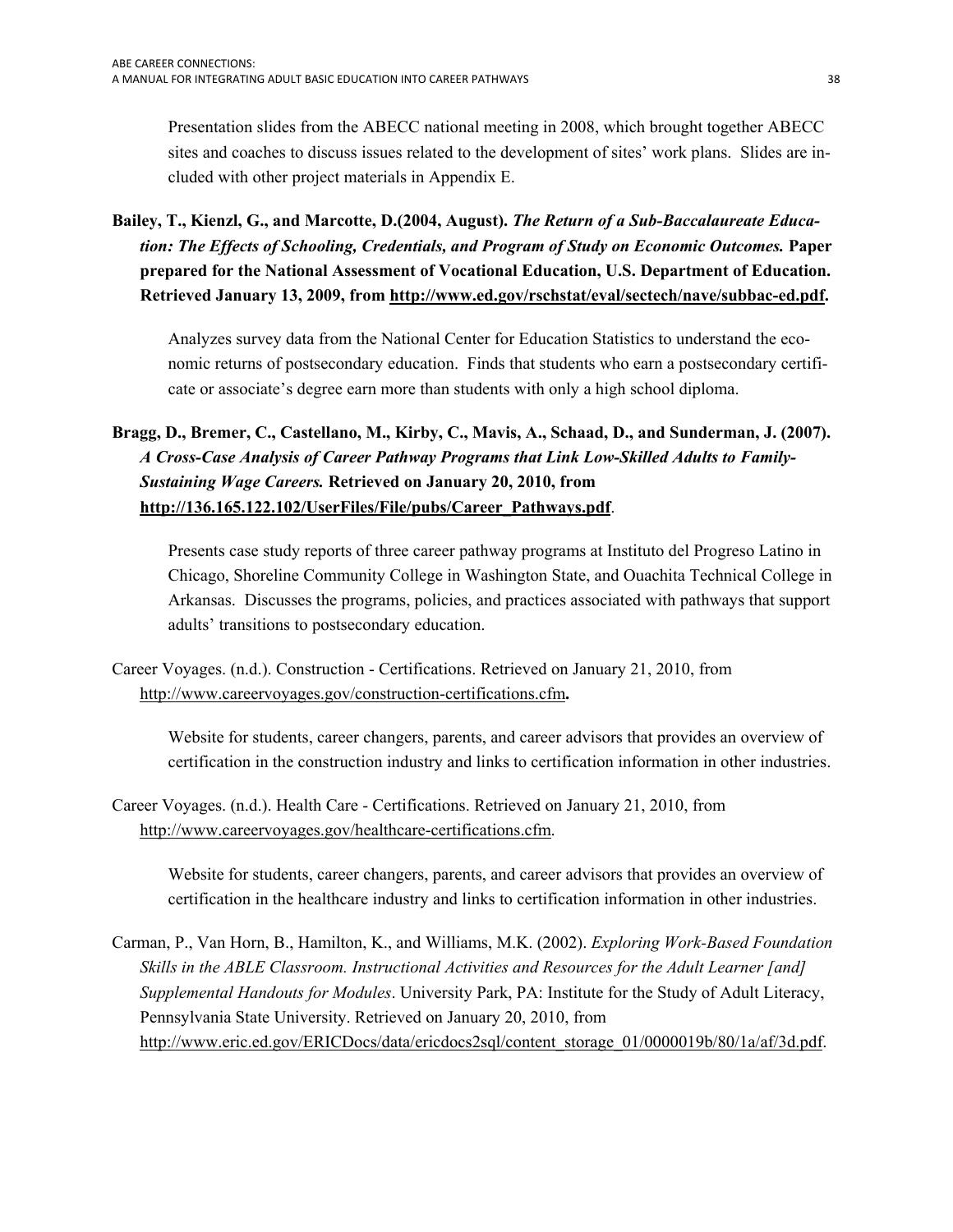Presentation slides from the ABECC national meeting in 2008, which brought together ABECC sites and coaches to discuss issues related to the development of sites' work plans. Slides are included with other project materials in Appendix E.

**Bailey, T., Kienzl, G., and Marcotte, D.(2004, August).** ***The Return of a Sub-Baccalaureate Education: The Effects of Schooling, Credentials, and Program of Study on Economic Outcomes.*** **Paper prepared for the National Assessment of Vocational Education, U.S. Department of Education. Retrieved January 13, 2009, from http://www.ed.gov/rschstat/eval/sectech/nave/subbac-ed.pdf.**

Analyzes survey data from the National Center for Education Statistics to understand the economic returns of postsecondary education. Finds that students who earn a postsecondary certificate or associate's degree earn more than students with only a high school diploma.

**Bragg, D., Bremer, C., Castellano, M., Kirby, C., Mavis, A., Schaad, D., and Sunderman, J. (2007).** ***A Cross-Case Analysis of Career Pathway Programs that Link Low-Skilled Adults to Family-Sustaining Wage Careers.*** **Retrieved on January 20, 2010, from http://136.165.122.102/UserFiles/File/pubs/Career_Pathways.pdf**.

Presents case study reports of three career pathway programs at Instituto del Progreso Latino in Chicago, Shoreline Community College in Washington State, and Ouachita Technical College in Arkansas. Discusses the programs, policies, and practices associated with pathways that support adults' transitions to postsecondary education.

Career Voyages. (n.d.). Construction - Certifications. Retrieved on January 21, 2010, from http://www.careervoyages.gov/construction-certifications.cfm**.**

Website for students, career changers, parents, and career advisors that provides an overview of certification in the construction industry and links to certification information in other industries.

Career Voyages. (n.d.). Health Care - Certifications. Retrieved on January 21, 2010, from http://www.careervoyages.gov/healthcare-certifications.cfm.

Website for students, career changers, parents, and career advisors that provides an overview of certification in the healthcare industry and links to certification information in other industries.

Carman, P., Van Horn, B., Hamilton, K., and Williams, M.K. (2002). *Exploring Work-Based Foundation Skills in the ABLE Classroom. Instructional Activities and Resources for the Adult Learner [and] Supplemental Handouts for Modules*. University Park, PA: Institute for the Study of Adult Literacy, Pennsylvania State University. Retrieved on January 20, 2010, from http://www.eric.ed.gov/ERICDocs/data/ericdocs2sql/content_storage_01/0000019b/80/1a/af/3d.pdf.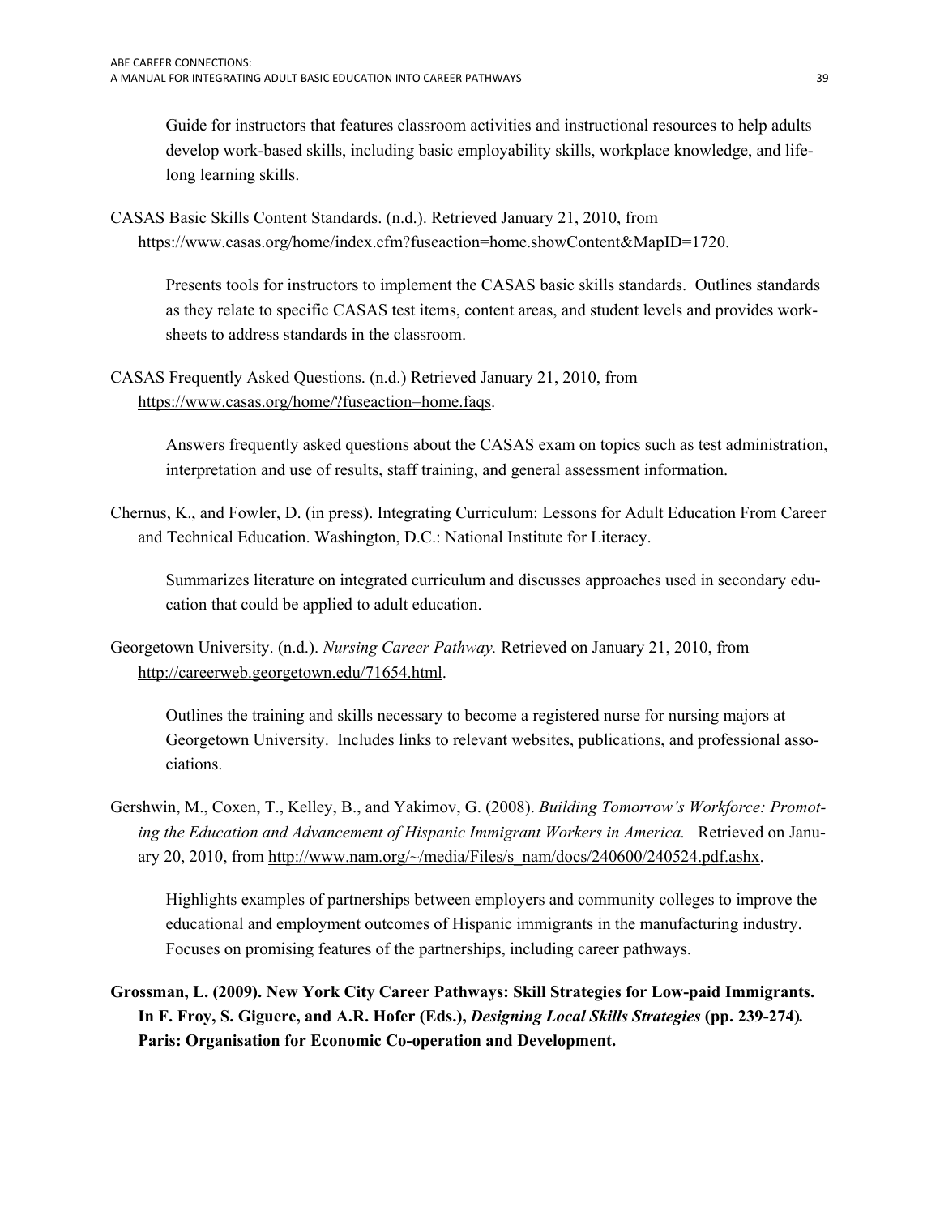Guide for instructors that features classroom activities and instructional resources to help adults develop work-based skills, including basic employability skills, workplace knowledge, and lifelong learning skills.

CASAS Basic Skills Content Standards. (n.d.). Retrieved January 21, 2010, from https://www.casas.org/home/index.cfm?fuseaction=home.showContent&MapID=1720.

Presents tools for instructors to implement the CASAS basic skills standards. Outlines standards as they relate to specific CASAS test items, content areas, and student levels and provides worksheets to address standards in the classroom.

CASAS Frequently Asked Questions. (n.d.) Retrieved January 21, 2010, from https://www.casas.org/home/?fuseaction=home.faqs.

Answers frequently asked questions about the CASAS exam on topics such as test administration, interpretation and use of results, staff training, and general assessment information.

Chernus, K., and Fowler, D. (in press). Integrating Curriculum: Lessons for Adult Education From Career and Technical Education. Washington, D.C.: National Institute for Literacy.

Summarizes literature on integrated curriculum and discusses approaches used in secondary education that could be applied to adult education.

Georgetown University. (n.d.). *Nursing Career Pathway.* Retrieved on January 21, 2010, from http://careerweb.georgetown.edu/71654.html.

Outlines the training and skills necessary to become a registered nurse for nursing majors at Georgetown University. Includes links to relevant websites, publications, and professional associations.

Gershwin, M., Coxen, T., Kelley, B., and Yakimov, G. (2008). *Building Tomorrow's Workforce: Promoting the Education and Advancement of Hispanic Immigrant Workers in America.* Retrieved on January 20, 2010, from http://www.nam.org/~/media/Files/s_nam/docs/240600/240524.pdf.ashx.

Highlights examples of partnerships between employers and community colleges to improve the educational and employment outcomes of Hispanic immigrants in the manufacturing industry. Focuses on promising features of the partnerships, including career pathways.

**Grossman, L. (2009). New York City Career Pathways: Skill Strategies for Low-paid Immigrants. In F. Froy, S. Giguere, and A.R. Hofer (Eds.), *Designing Local Skills Strategies* (pp. 239-274). Paris: Organisation for Economic Co-operation and Development.**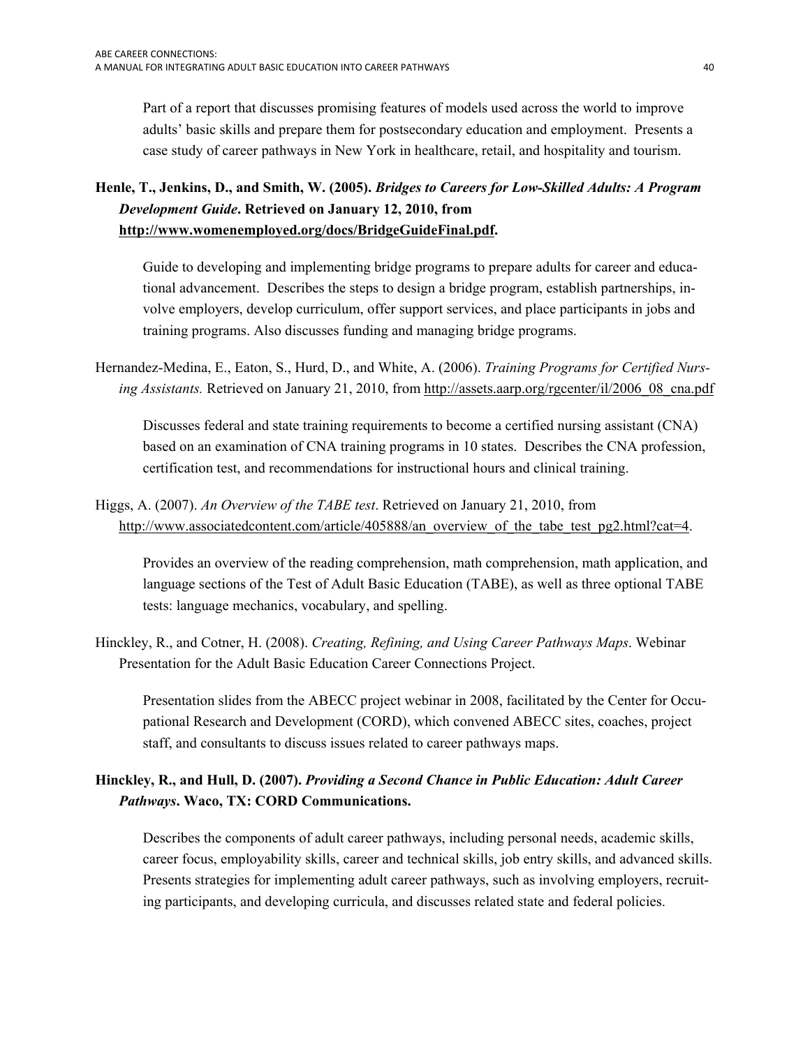Part of a report that discusses promising features of models used across the world to improve adults' basic skills and prepare them for postsecondary education and employment. Presents a case study of career pathways in New York in healthcare, retail, and hospitality and tourism.

**Henle, T., Jenkins, D., and Smith, W. (2005). *Bridges to Careers for Low-Skilled Adults: A Program Development Guide*. Retrieved on January 12, 2010, from http://www.womenemployed.org/docs/BridgeGuideFinal.pdf.**

Guide to developing and implementing bridge programs to prepare adults for career and educational advancement. Describes the steps to design a bridge program, establish partnerships, involve employers, develop curriculum, offer support services, and place participants in jobs and training programs. Also discusses funding and managing bridge programs.

Hernandez-Medina, E., Eaton, S., Hurd, D., and White, A. (2006). *Training Programs for Certified Nursing Assistants.* Retrieved on January 21, 2010, from http://assets.aarp.org/rgcenter/il/2006_08_cna.pdf

Discusses federal and state training requirements to become a certified nursing assistant (CNA) based on an examination of CNA training programs in 10 states. Describes the CNA profession, certification test, and recommendations for instructional hours and clinical training.

Higgs, A. (2007). *An Overview of the TABE test*. Retrieved on January 21, 2010, from http://www.associatedcontent.com/article/405888/an_overview_of_the_tabe_test_pg2.html?cat=4.

Provides an overview of the reading comprehension, math comprehension, math application, and language sections of the Test of Adult Basic Education (TABE), as well as three optional TABE tests: language mechanics, vocabulary, and spelling.

Hinckley, R., and Cotner, H. (2008). *Creating, Refining, and Using Career Pathways Maps*. Webinar Presentation for the Adult Basic Education Career Connections Project.

Presentation slides from the ABECC project webinar in 2008, facilitated by the Center for Occupational Research and Development (CORD), which convened ABECC sites, coaches, project staff, and consultants to discuss issues related to career pathways maps.

**Hinckley, R., and Hull, D. (2007). *Providing a Second Chance in Public Education: Adult Career Pathways*. Waco, TX: CORD Communications.**

Describes the components of adult career pathways, including personal needs, academic skills, career focus, employability skills, career and technical skills, job entry skills, and advanced skills. Presents strategies for implementing adult career pathways, such as involving employers, recruiting participants, and developing curricula, and discusses related state and federal policies.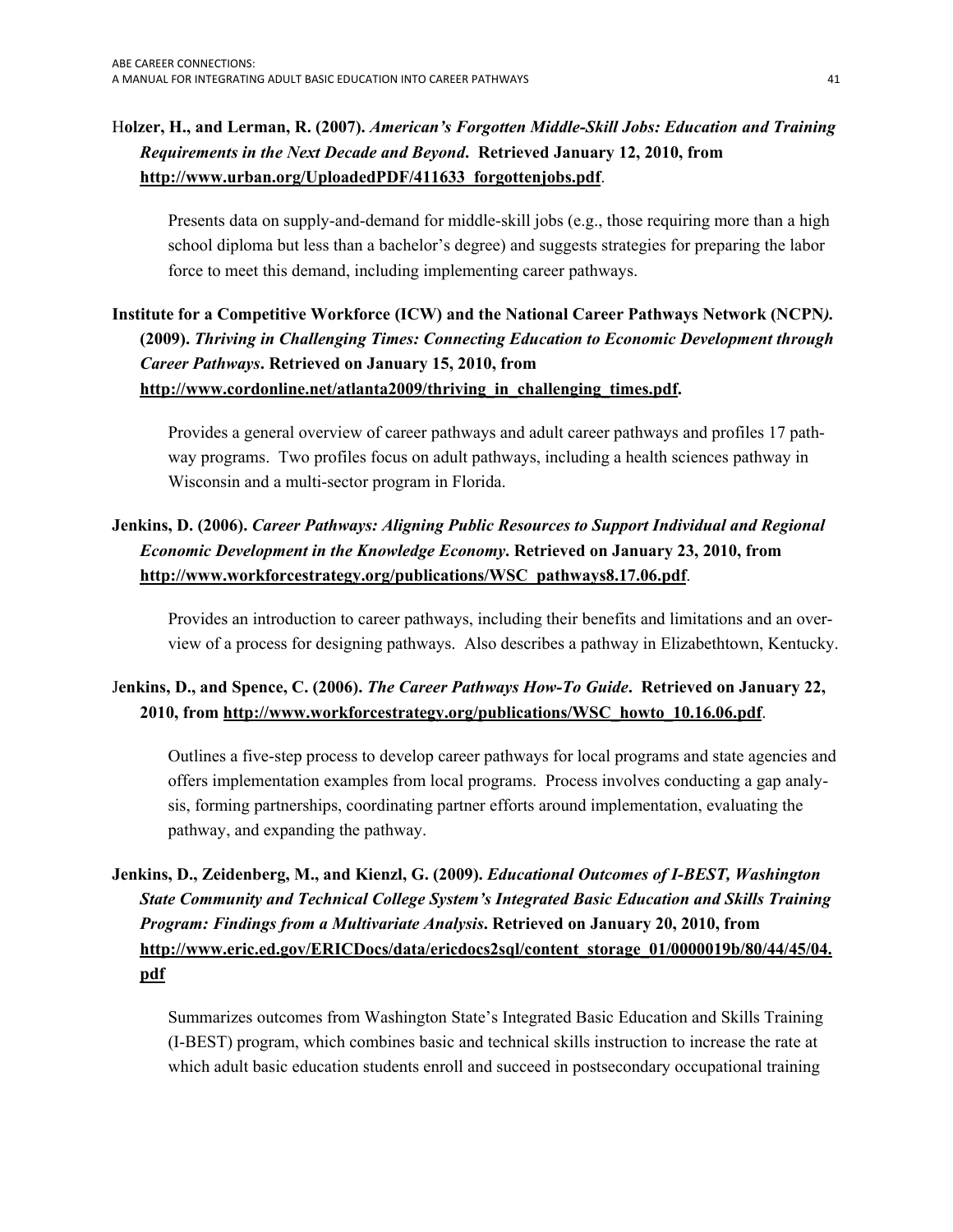**Holzer, H., and Lerman, R. (2007).** ***American's Forgotten Middle-Skill Jobs: Education and Training Requirements in the Next Decade and Beyond*****. Retrieved January 12, 2010, from [http://www.urban.org/UploadedPDF/411633_forgottenjobs.pdf](http://www.urban.org/UploadedPDF/411633_forgottenjobs.pdf)**.

Presents data on supply-and-demand for middle-skill jobs (e.g., those requiring more than a high school diploma but less than a bachelor's degree) and suggests strategies for preparing the labor force to meet this demand, including implementing career pathways.

**Institute for a Competitive Workforce (ICW) and the National Career Pathways Network (NCPN*).* (2009).** ***Thriving in Challenging Times: Connecting Education to Economic Development through Career Pathways*****. Retrieved on January 15, 2010, from [http://www.cordonline.net/atlanta2009/thriving_in_challenging_times.pdf](http://www.cordonline.net/atlanta2009/thriving_in_challenging_times.pdf).**

Provides a general overview of career pathways and adult career pathways and profiles 17 pathway programs. Two profiles focus on adult pathways, including a health sciences pathway in Wisconsin and a multi-sector program in Florida.

**Jenkins, D. (2006).** ***Career Pathways: Aligning Public Resources to Support Individual and Regional Economic Development in the Knowledge Economy*****. Retrieved on January 23, 2010, from [http://www.workforcestrategy.org/publications/WSC_pathways8.17.06.pdf](http://www.workforcestrategy.org/publications/WSC_pathways8.17.06.pdf)**.

Provides an introduction to career pathways, including their benefits and limitations and an overview of a process for designing pathways. Also describes a pathway in Elizabethtown, Kentucky.

**Jenkins, D., and Spence, C. (2006).** ***The Career Pathways How-To Guide*****. Retrieved on January 22, 2010, from [http://www.workforcestrategy.org/publications/WSC_howto_10.16.06.pdf](http://www.workforcestrategy.org/publications/WSC_howto_10.16.06.pdf)**.

Outlines a five-step process to develop career pathways for local programs and state agencies and offers implementation examples from local programs. Process involves conducting a gap analysis, forming partnerships, coordinating partner efforts around implementation, evaluating the pathway, and expanding the pathway.

**Jenkins, D., Zeidenberg, M., and Kienzl, G. (2009).** ***Educational Outcomes of I-BEST, Washington State Community and Technical College System's Integrated Basic Education and Skills Training Program: Findings from a Multivariate Analysis*****. Retrieved on January 20, 2010, from [http://www.eric.ed.gov/ERICDocs/data/ericdocs2sql/content_storage_01/0000019b/80/44/45/04.pdf](http://www.eric.ed.gov/ERICDocs/data/ericdocs2sql/content_storage_01/0000019b/80/44/45/04.pdf)**

Summarizes outcomes from Washington State's Integrated Basic Education and Skills Training (I-BEST) program, which combines basic and technical skills instruction to increase the rate at which adult basic education students enroll and succeed in postsecondary occupational training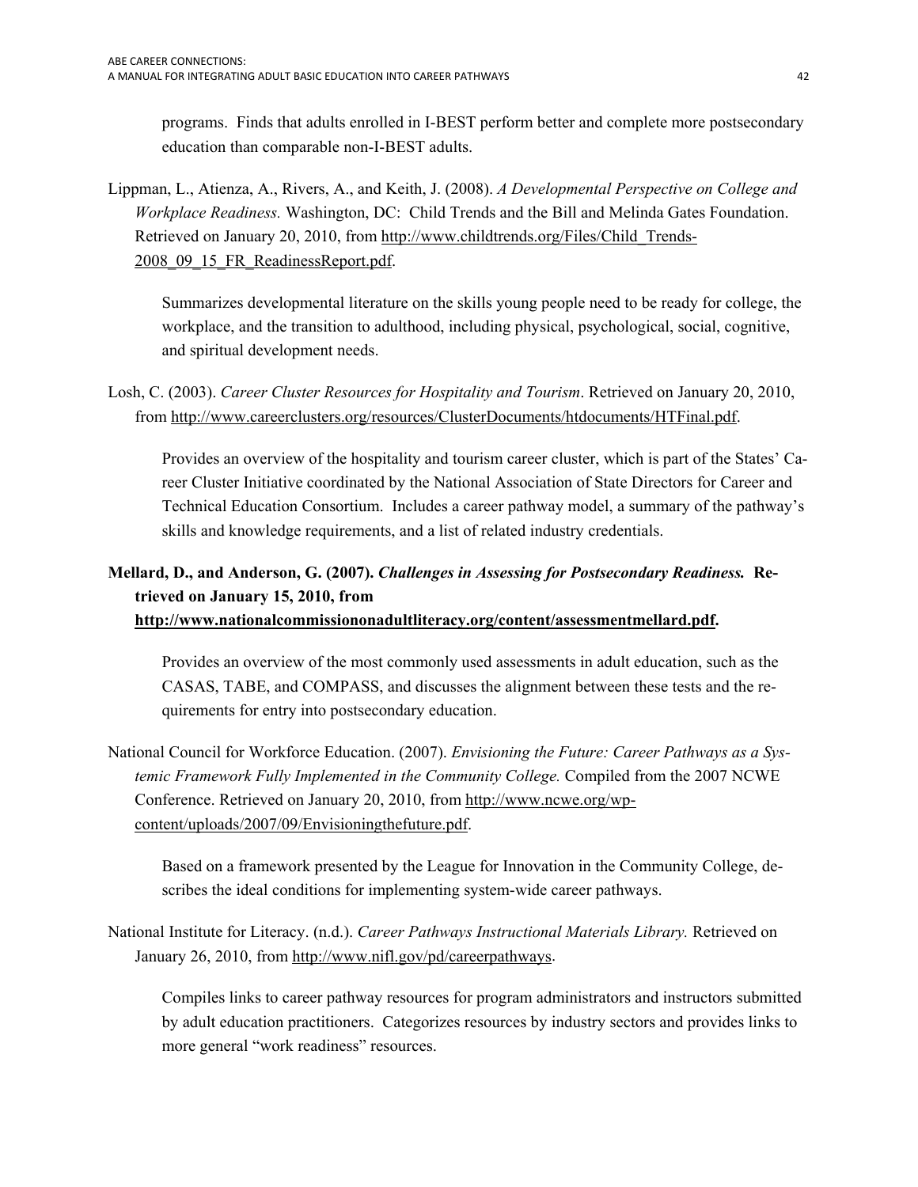programs. Finds that adults enrolled in I-BEST perform better and complete more postsecondary education than comparable non-I-BEST adults.

Lippman, L., Atienza, A., Rivers, A., and Keith, J. (2008). *A Developmental Perspective on College and Workplace Readiness.* Washington, DC: Child Trends and the Bill and Melinda Gates Foundation. Retrieved on January 20, 2010, from http://www.childtrends.org/Files/Child_Trends-2008_09_15_FR_ReadinessReport.pdf.

Summarizes developmental literature on the skills young people need to be ready for college, the workplace, and the transition to adulthood, including physical, psychological, social, cognitive, and spiritual development needs.

Losh, C. (2003). *Career Cluster Resources for Hospitality and Tourism*. Retrieved on January 20, 2010, from http://www.careerclusters.org/resources/ClusterDocuments/htdocuments/HTFinal.pdf.

Provides an overview of the hospitality and tourism career cluster, which is part of the States' Career Cluster Initiative coordinated by the National Association of State Directors for Career and Technical Education Consortium. Includes a career pathway model, a summary of the pathway's skills and knowledge requirements, and a list of related industry credentials.

**Mellard, D., and Anderson, G. (2007). *Challenges in Assessing for Postsecondary Readiness.* Retrieved on January 15, 2010, from http://www.nationalcommissiononadultliteracy.org/content/assessmentmellard.pdf.**

Provides an overview of the most commonly used assessments in adult education, such as the CASAS, TABE, and COMPASS, and discusses the alignment between these tests and the requirements for entry into postsecondary education.

National Council for Workforce Education. (2007). *Envisioning the Future: Career Pathways as a Systemic Framework Fully Implemented in the Community College.* Compiled from the 2007 NCWE Conference. Retrieved on January 20, 2010, from http://www.ncwe.org/wp-content/uploads/2007/09/Envisioningthefuture.pdf.

Based on a framework presented by the League for Innovation in the Community College, describes the ideal conditions for implementing system-wide career pathways.

National Institute for Literacy. (n.d.). *Career Pathways Instructional Materials Library.* Retrieved on January 26, 2010, from http://www.nifl.gov/pd/careerpathways.

Compiles links to career pathway resources for program administrators and instructors submitted by adult education practitioners. Categorizes resources by industry sectors and provides links to more general "work readiness" resources.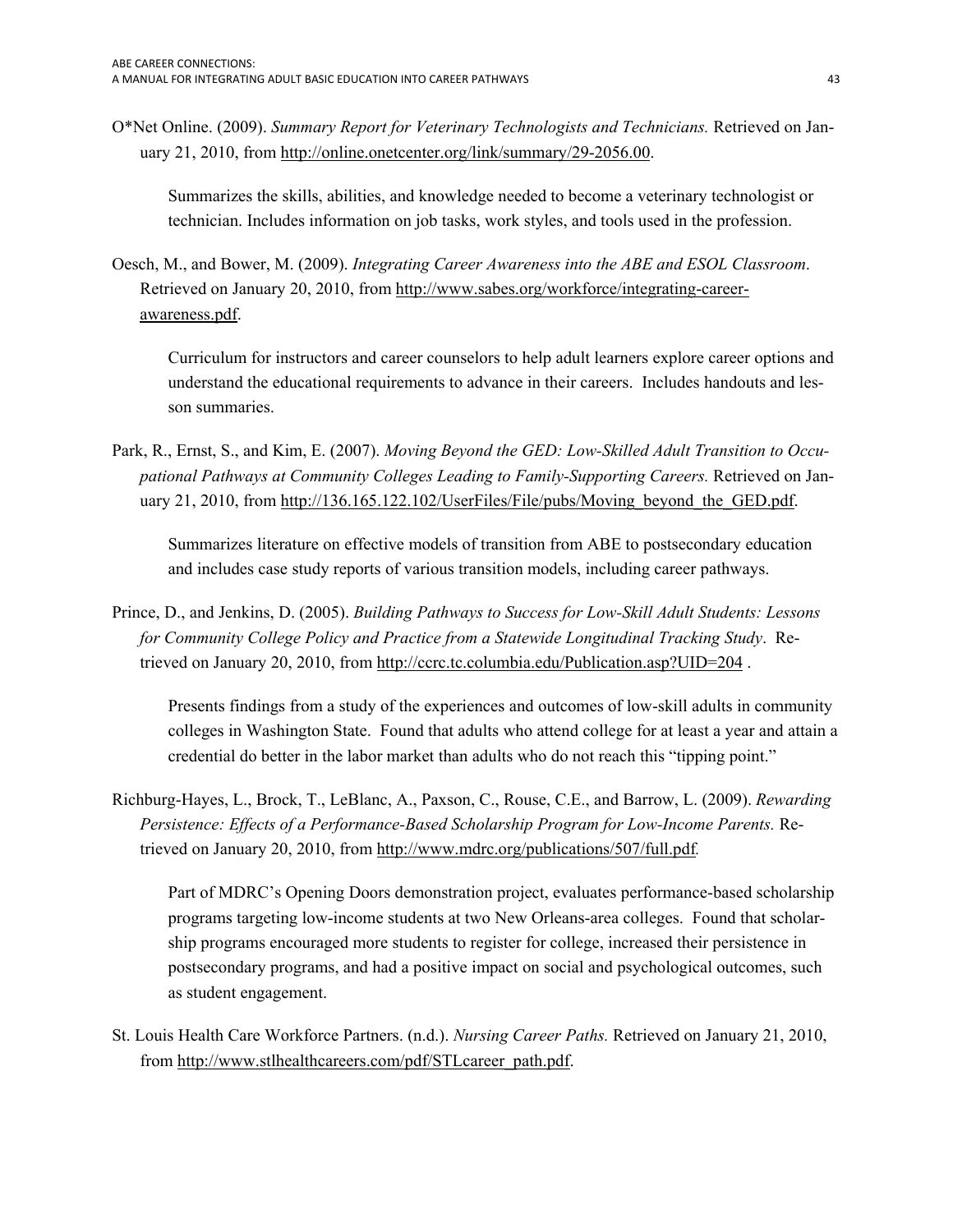O*Net Online. (2009). *Summary Report for Veterinary Technologists and Technicians.* Retrieved on January 21, 2010, from http://online.onetcenter.org/link/summary/29-2056.00.

> Summarizes the skills, abilities, and knowledge needed to become a veterinary technologist or technician. Includes information on job tasks, work styles, and tools used in the profession.

Oesch, M., and Bower, M. (2009). *Integrating Career Awareness into the ABE and ESOL Classroom*. Retrieved on January 20, 2010, from http://www.sabes.org/workforce/integrating-career-awareness.pdf.

> Curriculum for instructors and career counselors to help adult learners explore career options and understand the educational requirements to advance in their careers. Includes handouts and lesson summaries.

Park, R., Ernst, S., and Kim, E. (2007). *Moving Beyond the GED: Low-Skilled Adult Transition to Occupational Pathways at Community Colleges Leading to Family-Supporting Careers.* Retrieved on January 21, 2010, from http://136.165.122.102/UserFiles/File/pubs/Moving_beyond_the_GED.pdf.

> Summarizes literature on effective models of transition from ABE to postsecondary education and includes case study reports of various transition models, including career pathways.

Prince, D., and Jenkins, D. (2005). *Building Pathways to Success for Low-Skill Adult Students: Lessons for Community College Policy and Practice from a Statewide Longitudinal Tracking Study*. Retrieved on January 20, 2010, from http://ccrc.tc.columbia.edu/Publication.asp?UID=204 .

> Presents findings from a study of the experiences and outcomes of low-skill adults in community colleges in Washington State. Found that adults who attend college for at least a year and attain a credential do better in the labor market than adults who do not reach this "tipping point."

Richburg-Hayes, L., Brock, T., LeBlanc, A., Paxson, C., Rouse, C.E., and Barrow, L. (2009). *Rewarding Persistence: Effects of a Performance-Based Scholarship Program for Low-Income Parents.* Retrieved on January 20, 2010, from http://www.mdrc.org/publications/507/full.pdf.

> Part of MDRC's Opening Doors demonstration project, evaluates performance-based scholarship programs targeting low-income students at two New Orleans-area colleges. Found that scholarship programs encouraged more students to register for college, increased their persistence in postsecondary programs, and had a positive impact on social and psychological outcomes, such as student engagement.

St. Louis Health Care Workforce Partners. (n.d.). *Nursing Career Paths.* Retrieved on January 21, 2010, from http://www.stlhealthcareers.com/pdf/STLcareer_path.pdf.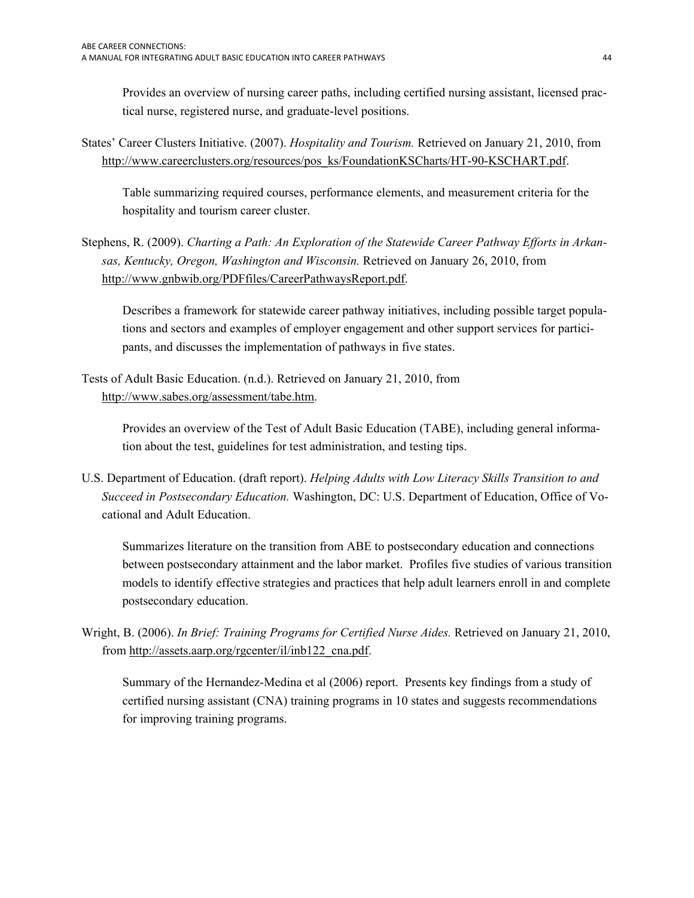Provides an overview of nursing career paths, including certified nursing assistant, licensed practical nurse, registered nurse, and graduate-level positions.

States' Career Clusters Initiative. (2007). *Hospitality and Tourism.* Retrieved on January 21, 2010, from http://www.careerclusters.org/resources/pos_ks/FoundationKSCharts/HT-90-KSCHART.pdf.

Table summarizing required courses, performance elements, and measurement criteria for the hospitality and tourism career cluster.

Stephens, R. (2009). *Charting a Path: An Exploration of the Statewide Career Pathway Efforts in Arkansas, Kentucky, Oregon, Washington and Wisconsin.* Retrieved on January 26, 2010, from http://www.gnbwib.org/PDFfiles/CareerPathwaysReport.pdf.

Describes a framework for statewide career pathway initiatives, including possible target populations and sectors and examples of employer engagement and other support services for participants, and discusses the implementation of pathways in five states.

Tests of Adult Basic Education. (n.d.). Retrieved on January 21, 2010, from http://www.sabes.org/assessment/tabe.htm.

Provides an overview of the Test of Adult Basic Education (TABE), including general information about the test, guidelines for test administration, and testing tips.

U.S. Department of Education. (draft report). *Helping Adults with Low Literacy Skills Transition to and Succeed in Postsecondary Education.* Washington, DC: U.S. Department of Education, Office of Vocational and Adult Education.

Summarizes literature on the transition from ABE to postsecondary education and connections between postsecondary attainment and the labor market. Profiles five studies of various transition models to identify effective strategies and practices that help adult learners enroll in and complete postsecondary education.

Wright, B. (2006). *In Brief: Training Programs for Certified Nurse Aides.* Retrieved on January 21, 2010, from http://assets.aarp.org/rgcenter/il/inb122_cna.pdf.

Summary of the Hernandez-Medina et al (2006) report. Presents key findings from a study of certified nursing assistant (CNA) training programs in 10 states and suggests recommendations for improving training programs.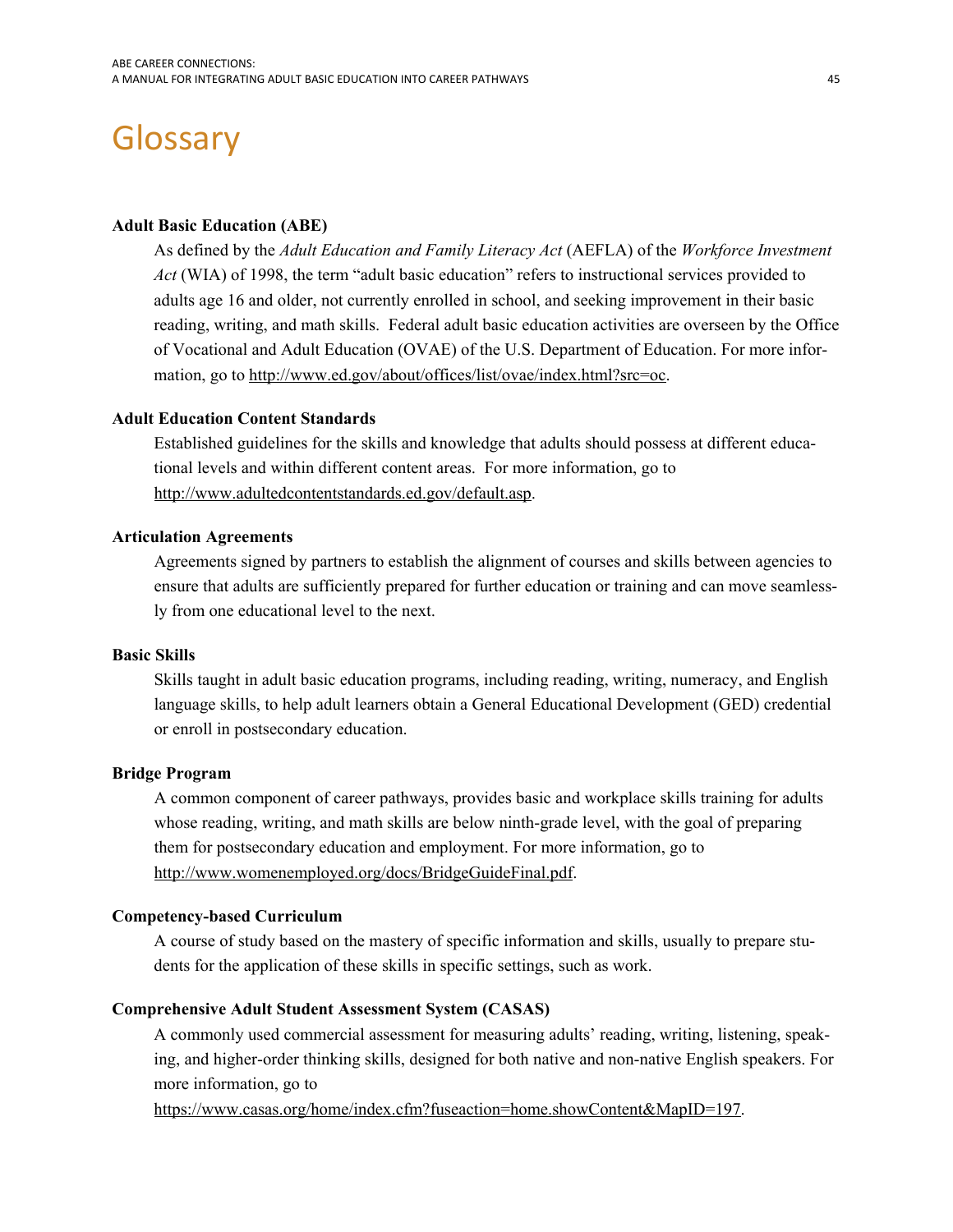# Glossary

**Adult Basic Education (ABE)**

As defined by the *Adult Education and Family Literacy Act* (AEFLA) of the *Workforce Investment Act* (WIA) of 1998, the term "adult basic education" refers to instructional services provided to adults age 16 and older, not currently enrolled in school, and seeking improvement in their basic reading, writing, and math skills. Federal adult basic education activities are overseen by the Office of Vocational and Adult Education (OVAE) of the U.S. Department of Education. For more information, go to http://www.ed.gov/about/offices/list/ovae/index.html?src=oc.

**Adult Education Content Standards**

Established guidelines for the skills and knowledge that adults should possess at different educational levels and within different content areas. For more information, go to http://www.adultedcontentstandards.ed.gov/default.asp.

**Articulation Agreements**

Agreements signed by partners to establish the alignment of courses and skills between agencies to ensure that adults are sufficiently prepared for further education or training and can move seamlessly from one educational level to the next.

**Basic Skills**

Skills taught in adult basic education programs, including reading, writing, numeracy, and English language skills, to help adult learners obtain a General Educational Development (GED) credential or enroll in postsecondary education.

**Bridge Program**

A common component of career pathways, provides basic and workplace skills training for adults whose reading, writing, and math skills are below ninth-grade level, with the goal of preparing them for postsecondary education and employment. For more information, go to http://www.womenemployed.org/docs/BridgeGuideFinal.pdf.

**Competency-based Curriculum**

A course of study based on the mastery of specific information and skills, usually to prepare students for the application of these skills in specific settings, such as work.

**Comprehensive Adult Student Assessment System (CASAS)**

A commonly used commercial assessment for measuring adults' reading, writing, listening, speaking, and higher-order thinking skills, designed for both native and non-native English speakers. For more information, go to https://www.casas.org/home/index.cfm?fuseaction=home.showContent&MapID=197.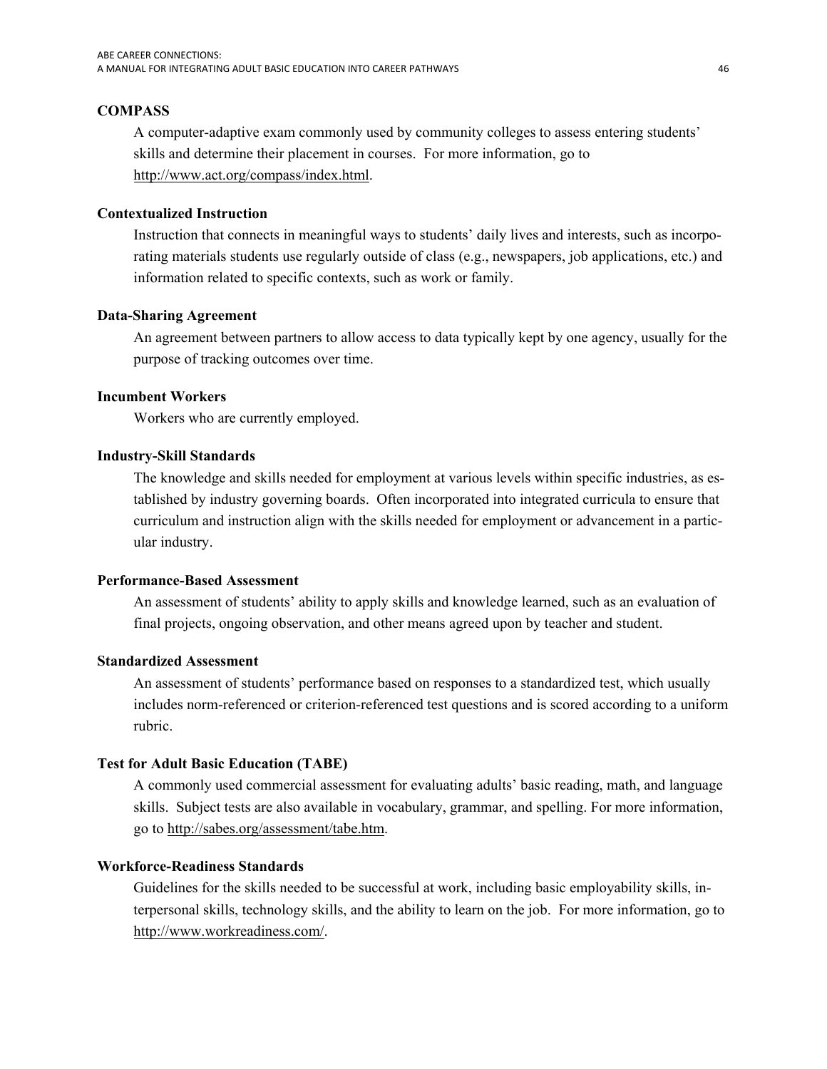**COMPASS**

A computer-adaptive exam commonly used by community colleges to assess entering students' skills and determine their placement in courses. For more information, go to http://www.act.org/compass/index.html.

**Contextualized Instruction**

Instruction that connects in meaningful ways to students' daily lives and interests, such as incorporating materials students use regularly outside of class (e.g., newspapers, job applications, etc.) and information related to specific contexts, such as work or family.

**Data-Sharing Agreement**

An agreement between partners to allow access to data typically kept by one agency, usually for the purpose of tracking outcomes over time.

**Incumbent Workers**

Workers who are currently employed.

**Industry-Skill Standards**

The knowledge and skills needed for employment at various levels within specific industries, as established by industry governing boards. Often incorporated into integrated curricula to ensure that curriculum and instruction align with the skills needed for employment or advancement in a particular industry.

**Performance-Based Assessment**

An assessment of students' ability to apply skills and knowledge learned, such as an evaluation of final projects, ongoing observation, and other means agreed upon by teacher and student.

**Standardized Assessment**

An assessment of students' performance based on responses to a standardized test, which usually includes norm-referenced or criterion-referenced test questions and is scored according to a uniform rubric.

**Test for Adult Basic Education (TABE)**

A commonly used commercial assessment for evaluating adults' basic reading, math, and language skills. Subject tests are also available in vocabulary, grammar, and spelling. For more information, go to http://sabes.org/assessment/tabe.htm.

**Workforce-Readiness Standards**

Guidelines for the skills needed to be successful at work, including basic employability skills, interpersonal skills, technology skills, and the ability to learn on the job. For more information, go to http://www.workreadiness.com/.